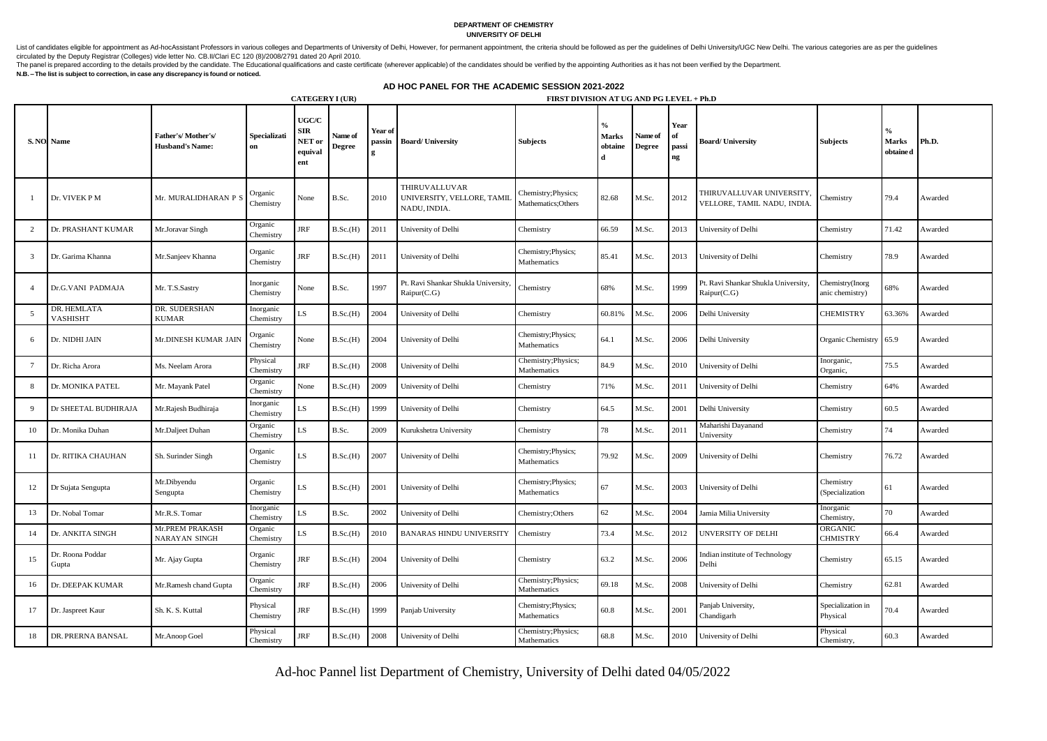**DEPARTMENT OF CHEMISTRY**
**UNIVERSITY OF DELHI**

List of candidates eligible for appointment as Ad-hocAssistant Professors in various colleges and Departments of University of Delhi, However, for permanent appointment, the criteria should be followed as per the guidelines of Delhi University/UGC New Delhi. The various categories are as per the guidelines circulated by the Deputy Registrar (Colleges) vide letter No. CB.II/Clari EC 120 (8)/2008/2791 dated 20 April 2010.
The panel is prepared according to the details provided by the candidate. The Educational qualifications and caste certificate (wherever applicable) of the candidates should be verified by the appointing Authorities as it has not been verified by the Department.
**N.B. – The list is subject to correction, in case any discrepancy is found or noticed.**

## AD HOC PANEL FOR THE ACADEMIC SESSION 2021-2022

**CATEGERY I (UR)** — **FIRST DIVISION AT UG AND PG LEVEL + Ph.D**

| S. NO. | Name | Father's/ Mother's/ Husband's Name: | Specialization | UGC/CSIR NET or equivalent | Name of Degree | Year of passing | Board/ University | Subjects | % Marks obtained | Name of Degree | Year of passing | Board/ University | Subjects | % Marks obtained | Ph.D. |
|---|---|---|---|---|---|---|---|---|---|---|---|---|---|---|---|
| 1 | Dr. VIVEK P M | Mr. MURALIDHARAN P S | Organic Chemistry | None | B.Sc. | 2010 | THIRUVALLUVAR UNIVERSITY, VELLORE, TAMIL NADU, INDIA. | Chemistry;Physics; Mathematics;Others | 82.68 | M.Sc. | 2012 | THIRUVALLUVAR UNIVERSITY, VELLORE, TAMIL NADU, INDIA. | Chemistry | 79.4 | Awarded |
| 2 | Dr. PRASHANT KUMAR | Mr.Joravar Singh | Organic Chemistry | JRF | B.Sc.(H) | 2011 | University of Delhi | Chemistry | 66.59 | M.Sc. | 2013 | University of Delhi | Chemistry | 71.42 | Awarded |
| 3 | Dr. Garima Khanna | Mr.Sanjeev Khanna | Organic Chemistry | JRF | B.Sc.(H) | 2011 | University of Delhi | Chemistry;Physics; Mathematics | 85.41 | M.Sc. | 2013 | University of Delhi | Chemistry | 78.9 | Awarded |
| 4 | Dr.G.VANI PADMAJA | Mr. T.S.Sastry | Inorganic Chemistry | None | B.Sc. | 1997 | Pt. Ravi Shankar Shukla University, Raipur(C.G) | Chemistry | 68% | M.Sc. | 1999 | Pt. Ravi Shankar Shukla University, Raipur(C.G) | Chemistry(Inorganic chemistry) | 68% | Awarded |
| 5 | DR. HEMLATA VASHISHT | DR. SUDERSHAN KUMAR | Inorganic Chemistry | LS | B.Sc.(H) | 2004 | University of Delhi | Chemistry | 60.81% | M.Sc. | 2006 | Delhi University | CHEMISTRY | 63.36% | Awarded |
| 6 | Dr. NIDHI JAIN | Mr.DINESH KUMAR JAIN | Organic Chemistry | None | B.Sc.(H) | 2004 | University of Delhi | Chemistry;Physics; Mathematics | 64.1 | M.Sc. | 2006 | Delhi University | Organic Chemistry | 65.9 | Awarded |
| 7 | Dr. Richa Arora | Ms. Neelam Arora | Physical Chemistry | JRF | B.Sc.(H) | 2008 | University of Delhi | Chemistry;Physics; Mathematics | 84.9 | M.Sc. | 2010 | University of Delhi | Inorganic, Organic, | 75.5 | Awarded |
| 8 | Dr. MONIKA PATEL | Mr. Mayank Patel | Organic Chemistry | None | B.Sc.(H) | 2009 | University of Delhi | Chemistry | 71% | M.Sc. | 2011 | University of Delhi | Chemistry | 64% | Awarded |
| 9 | Dr SHEETAL BUDHIRAJA | Mr.Rajesh Budhiraja | Inorganic Chemistry | LS | B.Sc.(H) | 1999 | University of Delhi | Chemistry | 64.5 | M.Sc. | 2001 | Delhi University | Chemistry | 60.5 | Awarded |
| 10 | Dr. Monika Duhan | Mr.Daljeet Duhan | Organic Chemistry | LS | B.Sc. | 2009 | Kurukshetra University | Chemistry | 78 | M.Sc. | 2011 | Maharishi Dayanand University | Chemistry | 74 | Awarded |
| 11 | Dr. RITIKA CHAUHAN | Sh. Surinder Singh | Organic Chemistry | LS | B.Sc.(H) | 2007 | University of Delhi | Chemistry;Physics; Mathematics | 79.92 | M.Sc. | 2009 | University of Delhi | Chemistry | 76.72 | Awarded |
| 12 | Dr Sujata Sengupta | Mr.Dibyendu Sengupta | Organic Chemistry | LS | B.Sc.(H) | 2001 | University of Delhi | Chemistry;Physics; Mathematics | 67 | M.Sc. | 2003 | University of Delhi | Chemistry (Specialization | 61 | Awarded |
| 13 | Dr. Nobal Tomar | Mr.R.S. Tomar | Inorganic Chemistry | LS | B.Sc. | 2002 | University of Delhi | Chemistry;Others | 62 | M.Sc. | 2004 | Jamia Milia University | Inorganic Chemistry, | 70 | Awarded |
| 14 | Dr. ANKITA SINGH | Mr.PREM PRAKASH NARAYAN SINGH | Organic Chemistry | LS | B.Sc.(H) | 2010 | BANARAS HINDU UNIVERSITY | Chemistry | 73.4 | M.Sc. | 2012 | UNVERSITY OF DELHI | ORGANIC CHMISTRY | 66.4 | Awarded |
| 15 | Dr. Roona Poddar Gupta | Mr. Ajay Gupta | Organic Chemistry | JRF | B.Sc.(H) | 2004 | University of Delhi | Chemistry | 63.2 | M.Sc. | 2006 | Indian institute of Technology Delhi | Chemistry | 65.15 | Awarded |
| 16 | Dr. DEEPAK KUMAR | Mr.Ramesh chand Gupta | Organic Chemistry | JRF | B.Sc.(H) | 2006 | University of Delhi | Chemistry;Physics; Mathematics | 69.18 | M.Sc. | 2008 | University of Delhi | Chemistry | 62.81 | Awarded |
| 17 | Dr. Jaspreet Kaur | Sh. K. S. Kuttal | Physical Chemistry | JRF | B.Sc.(H) | 1999 | Panjab University | Chemistry;Physics; Mathematics | 60.8 | M.Sc. | 2001 | Panjab University, Chandigarh | Specialization in Physical | 70.4 | Awarded |
| 18 | DR. PRERNA BANSAL | Mr.Anoop Goel | Physical Chemistry | JRF | B.Sc.(H) | 2008 | University of Delhi | Chemistry;Physics; Mathematics | 68.8 | M.Sc. | 2010 | University of Delhi | Physical Chemistry, | 60.3 | Awarded |

Ad-hoc Pannel list Department of Chemistry, University of Delhi dated 04/05/2022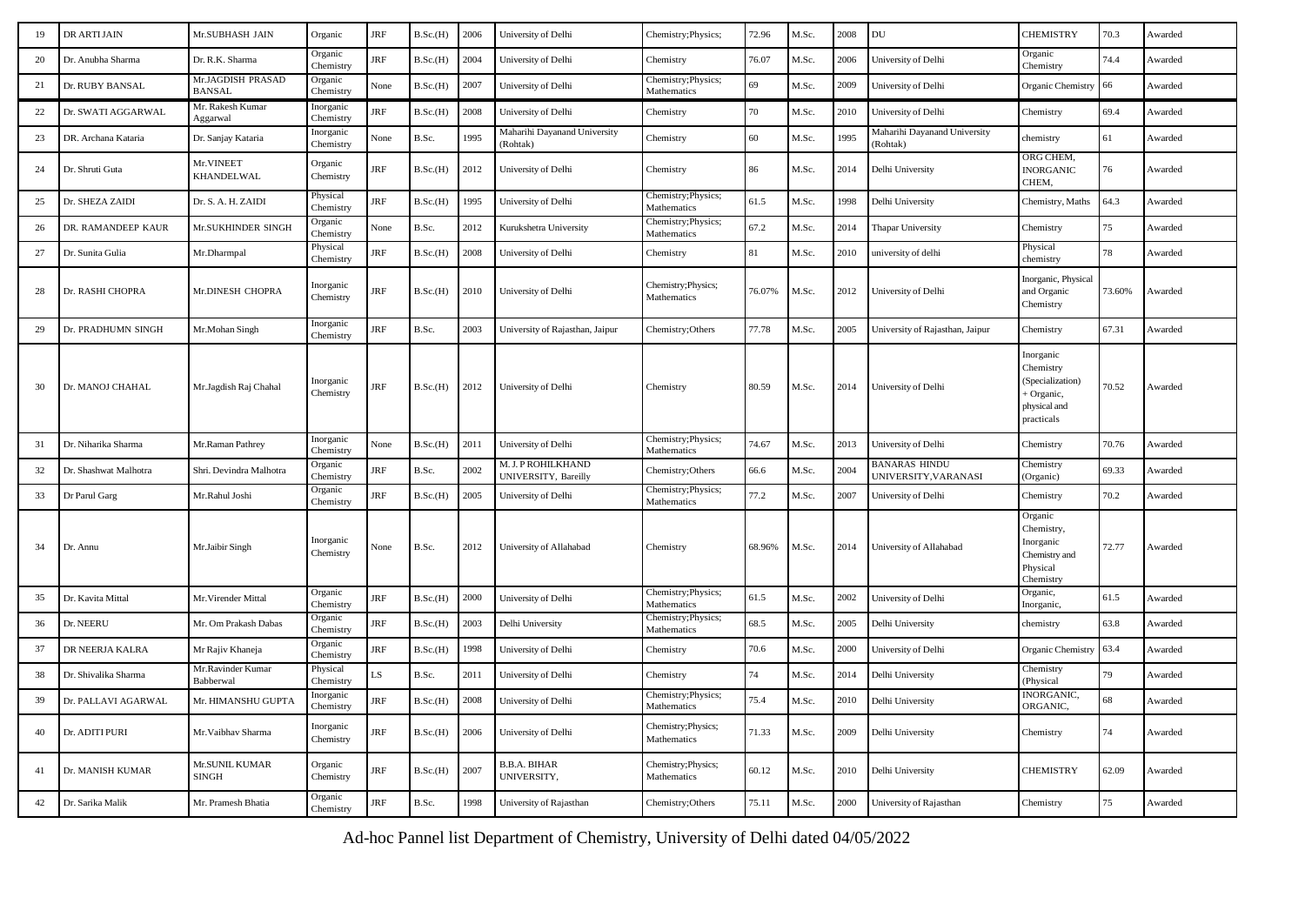| | | | | | | | | | | | | | | | | |
|---|---|---|---|---|---|---|---|---|---|---|---|---|---|---|---|---|
| 19 | DR ARTI JAIN | Mr.SUBHASH JAIN | Organic | JRF | B.Sc.(H) | 2006 | University of Delhi | Chemistry;Physics; | 72.96 | M.Sc. | 2008 | DU | CHEMISTRY | 70.3 | Awarded |
| 20 | Dr. Anubha Sharma | Dr. R.K. Sharma | Organic Chemistry | JRF | B.Sc.(H) | 2004 | University of Delhi | Chemistry | 76.07 | M.Sc. | 2006 | University of Delhi | Organic Chemistry | 74.4 | Awarded |
| 21 | Dr. RUBY BANSAL | Mr.JAGDISH PRASAD BANSAL | Organic Chemistry | None | B.Sc.(H) | 2007 | University of Delhi | Chemistry;Physics; Mathematics | 69 | M.Sc. | 2009 | University of Delhi | Organic Chemistry | 66 | Awarded |
| 22 | Dr. SWATI AGGARWAL | Mr. Rakesh Kumar Aggarwal | Inorganic Chemistry | JRF | B.Sc.(H) | 2008 | University of Delhi | Chemistry | 70 | M.Sc. | 2010 | University of Delhi | Chemistry | 69.4 | Awarded |
| 23 | DR. Archana Kataria | Dr. Sanjay Kataria | Inorganic Chemistry | None | B.Sc. | 1995 | Maharihi Dayanand University (Rohtak) | Chemistry | 60 | M.Sc. | 1995 | Maharihi Dayanand University (Rohtak) | chemistry | 61 | Awarded |
| 24 | Dr. Shruti Guta | Mr.VINEET KHANDELWAL | Organic Chemistry | JRF | B.Sc.(H) | 2012 | University of Delhi | Chemistry | 86 | M.Sc. | 2014 | Delhi University | ORG CHEM, INORGANIC CHEM, | 76 | Awarded |
| 25 | Dr. SHEZA ZAIDI | Dr. S. A. H. ZAIDI | Physical Chemistry | JRF | B.Sc.(H) | 1995 | University of Delhi | Chemistry;Physics; Mathematics | 61.5 | M.Sc. | 1998 | Delhi University | Chemistry, Maths | 64.3 | Awarded |
| 26 | DR. RAMANDEEP KAUR | Mr.SUKHINDER SINGH | Organic Chemistry | None | B.Sc. | 2012 | Kurukshetra University | Chemistry;Physics; Mathematics | 67.2 | M.Sc. | 2014 | Thapar University | Chemistry | 75 | Awarded |
| 27 | Dr. Sunita Gulia | Mr.Dharmpal | Physical Chemistry | JRF | B.Sc.(H) | 2008 | University of Delhi | Chemistry | 81 | M.Sc. | 2010 | university of delhi | Physical chemistry | 78 | Awarded |
| 28 | Dr. RASHI CHOPRA | Mr.DINESH CHOPRA | Inorganic Chemistry | JRF | B.Sc.(H) | 2010 | University of Delhi | Chemistry;Physics; Mathematics | 76.07% | M.Sc. | 2012 | University of Delhi | Inorganic, Physical and Organic Chemistry | 73.60% | Awarded |
| 29 | Dr. PRADHUMN SINGH | Mr.Mohan Singh | Inorganic Chemistry | JRF | B.Sc. | 2003 | University of Rajasthan, Jaipur | Chemistry;Others | 77.78 | M.Sc. | 2005 | University of Rajasthan, Jaipur | Chemistry | 67.31 | Awarded |
| 30 | Dr. MANOJ CHAHAL | Mr.Jagdish Raj Chahal | Inorganic Chemistry | JRF | B.Sc.(H) | 2012 | University of Delhi | Chemistry | 80.59 | M.Sc. | 2014 | University of Delhi | Inorganic Chemistry (Specialization) + Organic, physical and practicals | 70.52 | Awarded |
| 31 | Dr. Niharika Sharma | Mr.Raman Pathrey | Inorganic Chemistry | None | B.Sc.(H) | 2011 | University of Delhi | Chemistry;Physics; Mathematics | 74.67 | M.Sc. | 2013 | University of Delhi | Chemistry | 70.76 | Awarded |
| 32 | Dr. Shashwat Malhotra | Shri. Devindra Malhotra | Organic Chemistry | JRF | B.Sc. | 2002 | M. J. P ROHILKHAND UNIVERSITY, Bareilly | Chemistry;Others | 66.6 | M.Sc. | 2004 | BANARAS HINDU UNIVERSITY,VARANASI | Chemistry (Organic) | 69.33 | Awarded |
| 33 | Dr Parul Garg | Mr.Rahul Joshi | Organic Chemistry | JRF | B.Sc.(H) | 2005 | University of Delhi | Chemistry;Physics; Mathematics | 77.2 | M.Sc. | 2007 | University of Delhi | Chemistry | 70.2 | Awarded |
| 34 | Dr. Annu | Mr.Jaibir Singh | Inorganic Chemistry | None | B.Sc. | 2012 | University of Allahabad | Chemistry | 68.96% | M.Sc. | 2014 | University of Allahabad | Organic Chemistry, Inorganic Chemistry and Physical Chemistry | 72.77 | Awarded |
| 35 | Dr. Kavita Mittal | Mr.Virender Mittal | Organic Chemistry | JRF | B.Sc.(H) | 2000 | University of Delhi | Chemistry;Physics; Mathematics | 61.5 | M.Sc. | 2002 | University of Delhi | Organic, Inorganic, | 61.5 | Awarded |
| 36 | Dr. NEERU | Mr. Om Prakash Dabas | Organic Chemistry | JRF | B.Sc.(H) | 2003 | Delhi University | Chemistry;Physics; Mathematics | 68.5 | M.Sc. | 2005 | Delhi University | chemistry | 63.8 | Awarded |
| 37 | DR NEERJA KALRA | Mr Rajiv Khaneja | Organic Chemistry | JRF | B.Sc.(H) | 1998 | University of Delhi | Chemistry | 70.6 | M.Sc. | 2000 | University of Delhi | Organic Chemistry | 63.4 | Awarded |
| 38 | Dr. Shivalika Sharma | Mr.Ravinder Kumar Babberwal | Physical Chemistry | LS | B.Sc. | 2011 | University of Delhi | Chemistry | 74 | M.Sc. | 2014 | Delhi University | Chemistry (Physical | 79 | Awarded |
| 39 | Dr. PALLAVI AGARWAL | Mr. HIMANSHU GUPTA | Inorganic Chemistry | JRF | B.Sc.(H) | 2008 | University of Delhi | Chemistry;Physics; Mathematics | 75.4 | M.Sc. | 2010 | Delhi University | INORGANIC, ORGANIC, | 68 | Awarded |
| 40 | Dr. ADITI PURI | Mr.Vaibhav Sharma | Inorganic Chemistry | JRF | B.Sc.(H) | 2006 | University of Delhi | Chemistry;Physics; Mathematics | 71.33 | M.Sc. | 2009 | Delhi University | Chemistry | 74 | Awarded |
| 41 | Dr. MANISH KUMAR | Mr.SUNIL KUMAR SINGH | Organic Chemistry | JRF | B.Sc.(H) | 2007 | B.B.A. BIHAR UNIVERSITY, | Chemistry;Physics; Mathematics | 60.12 | M.Sc. | 2010 | Delhi University | CHEMISTRY | 62.09 | Awarded |
| 42 | Dr. Sarika Malik | Mr. Pramesh Bhatia | Organic Chemistry | JRF | B.Sc. | 1998 | University of Rajasthan | Chemistry;Others | 75.11 | M.Sc. | 2000 | University of Rajasthan | Chemistry | 75 | Awarded |

Ad-hoc Pannel list Department of Chemistry, University of Delhi dated 04/05/2022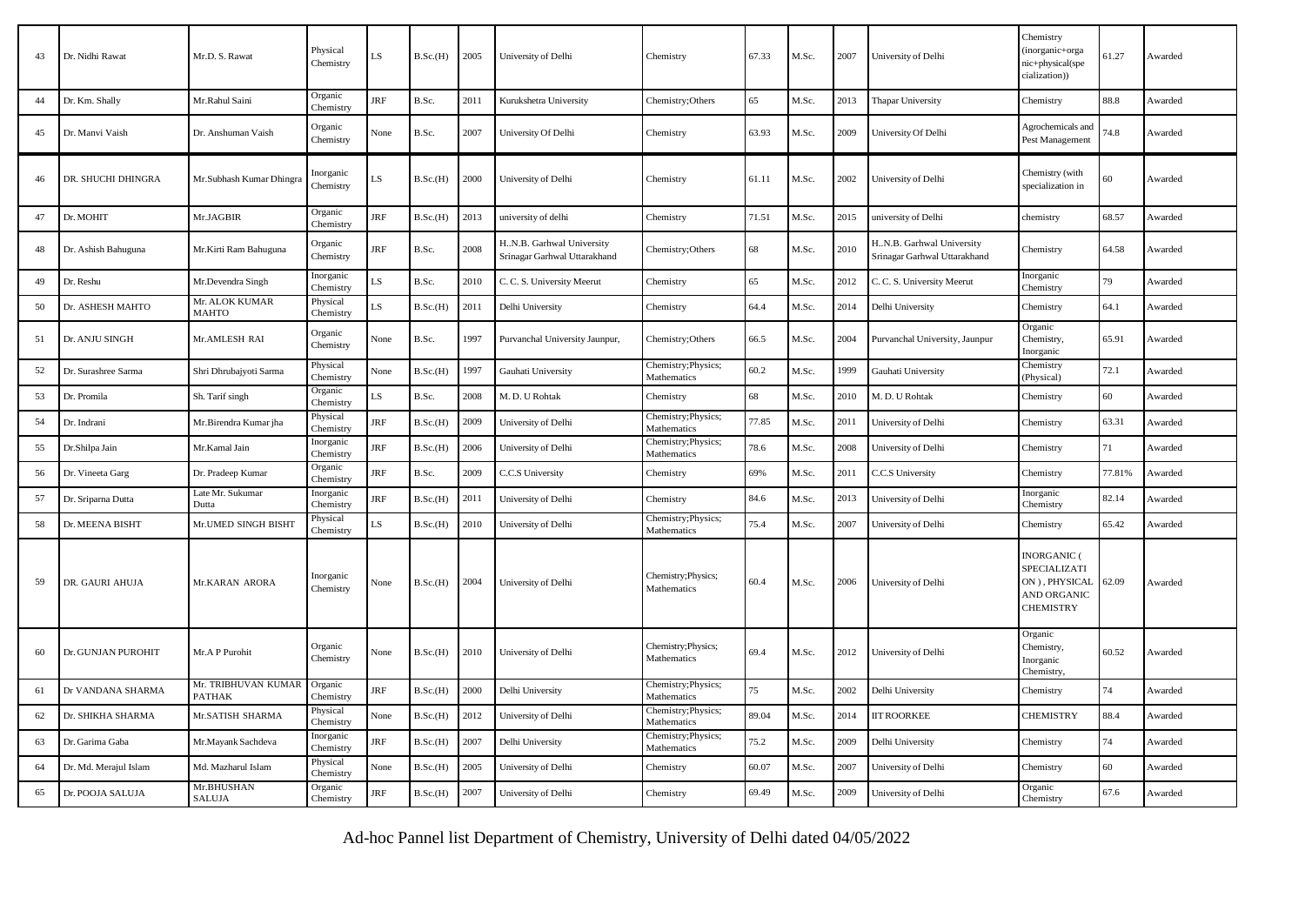| | | | | | | | | | | | | | | |
|---|---|---|---|---|---|---|---|---|---|---|---|---|---|---|
| 43 | Dr. Nidhi Rawat | Mr.D. S. Rawat | Physical Chemistry | LS | B.Sc.(H) | 2005 | University of Delhi | Chemistry | 67.33 | M.Sc. | 2007 | University of Delhi | Chemistry (inorganic+organic+physical(specialization)) | 61.27 | Awarded |
| 44 | Dr. Km. Shally | Mr.Rahul Saini | Organic Chemistry | JRF | B.Sc. | 2011 | Kurukshetra University | Chemistry;Others | 65 | M.Sc. | 2013 | Thapar University | Chemistry | 88.8 | Awarded |
| 45 | Dr. Manvi Vaish | Dr. Anshuman Vaish | Organic Chemistry | None | B.Sc. | 2007 | University Of Delhi | Chemistry | 63.93 | M.Sc. | 2009 | University Of Delhi | Agrochemicals and Pest Management | 74.8 | Awarded |
| 46 | DR. SHUCHI DHINGRA | Mr.Subhash Kumar Dhingra | Inorganic Chemistry | LS | B.Sc.(H) | 2000 | University of Delhi | Chemistry | 61.11 | M.Sc. | 2002 | University of Delhi | Chemistry (with specialization in | 60 | Awarded |
| 47 | Dr. MOHIT | Mr.JAGBIR | Organic Chemistry | JRF | B.Sc.(H) | 2013 | university of delhi | Chemistry | 71.51 | M.Sc. | 2015 | university of Delhi | chemistry | 68.57 | Awarded |
| 48 | Dr. Ashish Bahuguna | Mr.Kirti Ram Bahuguna | Organic Chemistry | JRF | B.Sc. | 2008 | H..N.B. Garhwal University Srinagar Garhwal Uttarakhand | Chemistry;Others | 68 | M.Sc. | 2010 | H..N.B. Garhwal University Srinagar Garhwal Uttarakhand | Chemistry | 64.58 | Awarded |
| 49 | Dr. Reshu | Mr.Devendra Singh | Inorganic Chemistry | LS | B.Sc. | 2010 | C. C. S. University Meerut | Chemistry | 65 | M.Sc. | 2012 | C. C. S. University Meerut | Inorganic Chemistry | 79 | Awarded |
| 50 | Dr. ASHESH MAHTO | Mr. ALOK KUMAR MAHTO | Physical Chemistry | LS | B.Sc.(H) | 2011 | Delhi University | Chemistry | 64.4 | M.Sc. | 2014 | Delhi University | Chemistry | 64.1 | Awarded |
| 51 | Dr. ANJU SINGH | Mr.AMLESH RAI | Organic Chemistry | None | B.Sc. | 1997 | Purvanchal University Jaunpur, | Chemistry;Others | 66.5 | M.Sc. | 2004 | Purvanchal University, Jaunpur | Organic Chemistry, Inorganic | 65.91 | Awarded |
| 52 | Dr. Surashree Sarma | Shri Dhrubajyoti Sarma | Physical Chemistry | None | B.Sc.(H) | 1997 | Gauhati University | Chemistry;Physics; Mathematics | 60.2 | M.Sc. | 1999 | Gauhati University | Chemistry (Physical) | 72.1 | Awarded |
| 53 | Dr. Promila | Sh. Tarif singh | Organic Chemistry | LS | B.Sc. | 2008 | M. D. U Rohtak | Chemistry | 68 | M.Sc. | 2010 | M. D. U Rohtak | Chemistry | 60 | Awarded |
| 54 | Dr. Indrani | Mr.Birendra Kumar jha | Physical Chemistry | JRF | B.Sc.(H) | 2009 | University of Delhi | Chemistry;Physics; Mathematics | 77.85 | M.Sc. | 2011 | University of Delhi | Chemistry | 63.31 | Awarded |
| 55 | Dr.Shilpa Jain | Mr.Kamal Jain | Inorganic Chemistry | JRF | B.Sc.(H) | 2006 | University of Delhi | Chemistry;Physics; Mathematics | 78.6 | M.Sc. | 2008 | University of Delhi | Chemistry | 71 | Awarded |
| 56 | Dr. Vineeta Garg | Dr. Pradeep Kumar | Organic Chemistry | JRF | B.Sc. | 2009 | C.C.S University | Chemistry | 69% | M.Sc. | 2011 | C.C.S University | Chemistry | 77.81% | Awarded |
| 57 | Dr. Sriparna Dutta | Late Mr. Sukumar Dutta | Inorganic Chemistry | JRF | B.Sc.(H) | 2011 | University of Delhi | Chemistry | 84.6 | M.Sc. | 2013 | University of Delhi | Inorganic Chemistry | 82.14 | Awarded |
| 58 | Dr. MEENA BISHT | Mr.UMED SINGH BISHT | Physical Chemistry | LS | B.Sc.(H) | 2010 | University of Delhi | Chemistry;Physics; Mathematics | 75.4 | M.Sc. | 2007 | University of Delhi | Chemistry | 65.42 | Awarded |
| 59 | DR. GAURI AHUJA | Mr.KARAN ARORA | Inorganic Chemistry | None | B.Sc.(H) | 2004 | University of Delhi | Chemistry;Physics; Mathematics | 60.4 | M.Sc. | 2006 | University of Delhi | INORGANIC ( SPECIALIZATION ) , PHYSICAL AND ORGANIC CHEMISTRY | 62.09 | Awarded |
| 60 | Dr. GUNJAN PUROHIT | Mr.A P Purohit | Organic Chemistry | None | B.Sc.(H) | 2010 | University of Delhi | Chemistry;Physics; Mathematics | 69.4 | M.Sc. | 2012 | University of Delhi | Organic Chemistry, Inorganic Chemistry, | 60.52 | Awarded |
| 61 | Dr VANDANA SHARMA | Mr. TRIBHUVAN KUMAR PATHAK | Organic Chemistry | JRF | B.Sc.(H) | 2000 | Delhi University | Chemistry;Physics; Mathematics | 75 | M.Sc. | 2002 | Delhi University | Chemistry | 74 | Awarded |
| 62 | Dr. SHIKHA SHARMA | Mr.SATISH SHARMA | Physical Chemistry | None | B.Sc.(H) | 2012 | University of Delhi | Chemistry;Physics; Mathematics | 89.04 | M.Sc. | 2014 | IIT ROORKEE | CHEMISTRY | 88.4 | Awarded |
| 63 | Dr. Garima Gaba | Mr.Mayank Sachdeva | Inorganic Chemistry | JRF | B.Sc.(H) | 2007 | Delhi University | Chemistry;Physics; Mathematics | 75.2 | M.Sc. | 2009 | Delhi University | Chemistry | 74 | Awarded |
| 64 | Dr. Md. Merajul Islam | Md. Mazharul Islam | Physical Chemistry | None | B.Sc.(H) | 2005 | University of Delhi | Chemistry | 60.07 | M.Sc. | 2007 | University of Delhi | Chemistry | 60 | Awarded |
| 65 | Dr. POOJA SALUJA | Mr.BHUSHAN SALUJA | Organic Chemistry | JRF | B.Sc.(H) | 2007 | University of Delhi | Chemistry | 69.49 | M.Sc. | 2009 | University of Delhi | Organic Chemistry | 67.6 | Awarded |

Ad-hoc Pannel list Department of Chemistry, University of Delhi dated 04/05/2022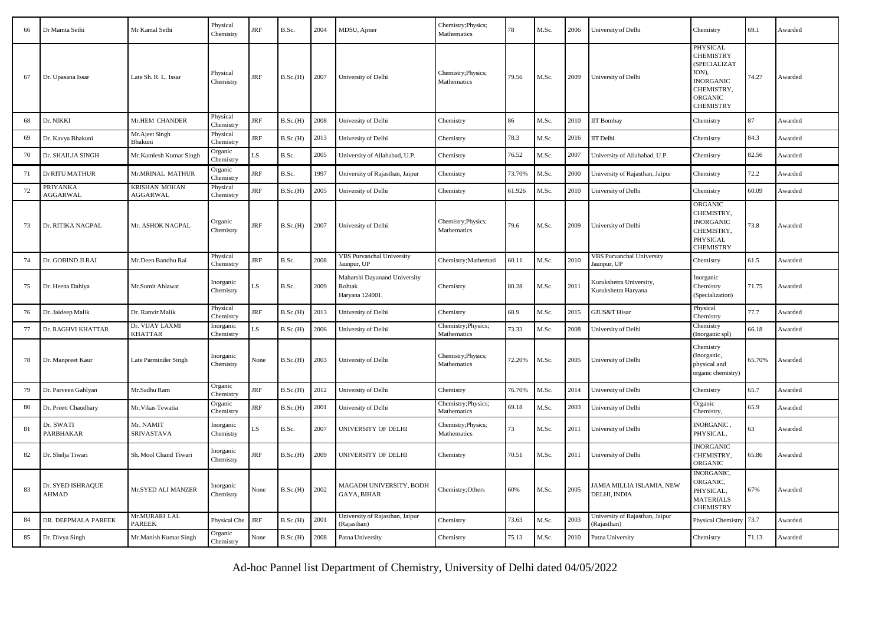| | | | | | | | | | | | | | | | |
|---|---|---|---|---|---|---|---|---|---|---|---|---|---|---|---|
| 66 | Dr Mamta Sethi | Mr Kamal Sethi | Physical Chemistry | JRF | B.Sc. | 2004 | MDSU, Ajmer | Chemistry;Physics; Mathematics | 78 | M.Sc. | 2006 | University of Delhi | Chemistry | 69.1 | Awarded |
| 67 | Dr. Upasana Issar | Late Sh. R. L. Issar | Physical Chemistry | JRF | B.Sc.(H) | 2007 | University of Delhi | Chemistry;Physics; Mathematics | 79.56 | M.Sc. | 2009 | University of Delhi | PHYSICAL CHEMISTRY (SPECIALIZATION), INORGANIC CHEMISTRY, ORGANIC CHEMISTRY | 74.27 | Awarded |
| 68 | Dr. NIKKI | Mr.HEM CHANDER | Physical Chemistry | JRF | B.Sc.(H) | 2008 | University of Delhi | Chemistry | 86 | M.Sc. | 2010 | IIT Bombay | Chemistry | 87 | Awarded |
| 69 | Dr. Kavya Bhakuni | Mr.Ajeet Singh Bhakuni | Physical Chemistry | JRF | B.Sc.(H) | 2013 | University of Delhi | Chemistry | 78.3 | M.Sc. | 2016 | IIT Delhi | Chemistry | 84.3 | Awarded |
| 70 | Dr. SHAILJA SINGH | Mr.Kamlesh Kumar Singh | Organic Chemistry | LS | B.Sc. | 2005 | University of Allahabad, U.P. | Chemistry | 76.52 | M.Sc. | 2007 | University of Allahabad, U.P. | Chemistry | 82.56 | Awarded |
| 71 | Dr RITU MATHUR | Mr.MRINAL MATHUR | Organic Chemistry | JRF | B.Sc. | 1997 | University of Rajasthan, Jaipur | Chemistry | 73.70% | M.Sc. | 2000 | University of Rajasthan, Jaipur | Chemistry | 72.2 | Awarded |
| 72 | PRIYANKA AGGARWAL | KRISHAN MOHAN AGGARWAL | Physical Chemistry | JRF | B.Sc.(H) | 2005 | University of Delhi | Chemistry | 61.926 | M.Sc. | 2010 | University of Delhi | Chemistry | 60.09 | Awarded |
| 73 | Dr. RITIKA NAGPAL | Mr. ASHOK NAGPAL | Organic Chemistry | JRF | B.Sc.(H) | 2007 | University of Delhi | Chemistry;Physics; Mathematics | 79.6 | M.Sc. | 2009 | University of Delhi | ORGANIC CHEMISTRY, INORGANIC CHEMISTRY, PHYSICAL CHEMISTRY | 73.8 | Awarded |
| 74 | Dr. GOBIND JI RAI | Mr.Deen Bandhu Rai | Physical Chemistry | JRF | B.Sc. | 2008 | VBS Purvanchal University Jaunpur, UP | Chemistry;Mathemati | 60.11 | M.Sc. | 2010 | VBS Purvanchal University Jaunpur, UP | Chemistry | 61.5 | Awarded |
| 75 | Dr. Heena Dahiya | Mr.Sumit Ahlawat | Inorganic Chemistry | LS | B.Sc. | 2009 | Maharshi Dayanand University Rohtak Haryana 124001. | Chemistry | 80.28 | M.Sc. | 2011 | Kurukshetra University, Kurukshetra Haryana | Inorganic Chemistry (Specialization) | 71.75 | Awarded |
| 76 | Dr. Jaideep Malik | Dr. Ranvir Malik | Physical Chemistry | JRF | B.Sc.(H) | 2013 | University of Delhi | Chemistry | 68.9 | M.Sc. | 2015 | GJUS&T Hisar | Physical Chemistry | 77.7 | Awarded |
| 77 | Dr. RAGHVI KHATTAR | Dr. VIJAY LAXMI KHATTAR | Inorganic Chemistry | LS | B.Sc.(H) | 2006 | University of Delhi | Chemistry;Physics; Mathematics | 73.33 | M.Sc. | 2008 | University of Delhi | Chemistry (Inorganic spl) | 66.18 | Awarded |
| 78 | Dr. Manpreet Kaur | Late Parminder Singh | Inorganic Chemistry | None | B.Sc.(H) | 2003 | University of Delhi | Chemistry;Physics; Mathematics | 72.20% | M.Sc. | 2005 | University of Delhi | Chemistry (Inorganic, physical and organic chemistry) | 65.70% | Awarded |
| 79 | Dr. Parveen Gahlyan | Mr.Sadhu Ram | Organic Chemistry | JRF | B.Sc.(H) | 2012 | University of Delhi | Chemistry | 76.70% | M.Sc. | 2014 | University of Delhi | Chemistry | 65.7 | Awarded |
| 80 | Dr. Preeti Chaudhary | Mr.Vikas Tewatia | Organic Chemistry | JRF | B.Sc.(H) | 2001 | University of Delhi | Chemistry;Physics; Mathematics | 69.18 | M.Sc. | 2003 | University of Delhi | Organic Chemistry, | 65.9 | Awarded |
| 81 | Dr. SWATI PARBHAKAR | Mr. NAMIT SRIVASTAVA | Inorganic Chemistry | LS | B.Sc. | 2007 | UNIVERSITY OF DELHI | Chemistry;Physics; Mathematics | 73 | M.Sc. | 2011 | University of Delhi | INORGANIC , PHYSICAL, | 63 | Awarded |
| 82 | Dr. Shelja Tiwari | Sh. Mool Chand Tiwari | Inorganic Chemistry | JRF | B.Sc.(H) | 2009 | UNIVERSITY OF DELHI | Chemistry | 70.51 | M.Sc. | 2011 | University of Delhi | INORGANIC CHEMISTRY, ORGANIC | 65.86 | Awarded |
| 83 | Dr. SYED ISHRAQUE AHMAD | Mr.SYED ALI MANZER | Inorganic Chemistry | None | B.Sc.(H) | 2002 | MAGADH UNIVERSITY, BODH GAYA, BIHAR | Chemistry;Others | 60% | M.Sc. | 2005 | JAMIA MILLIA ISLAMIA, NEW DELHI, INDIA | INORGANIC, ORGANIC, PHYSICAL, MATERIALS CHEMISTRY | 67% | Awarded |
| 84 | DR. DEEPMALA PAREEK | Mr.MURARI LAL PAREEK | Physical Che | JRF | B.Sc.(H) | 2001 | University of Rajasthan, Jaipur (Rajasthan) | Chemistry | 73.63 | M.Sc. | 2003 | University of Rajasthan, Jaipur (Rajasthan) | Physical Chemistry | 73.7 | Awarded |
| 85 | Dr. Divya Singh | Mr.Manish Kumar Singh | Organic Chemistry | None | B.Sc.(H) | 2008 | Patna University | Chemistry | 75.13 | M.Sc. | 2010 | Patna University | Chemistry | 71.13 | Awarded |

Ad-hoc Pannel list Department of Chemistry, University of Delhi dated 04/05/2022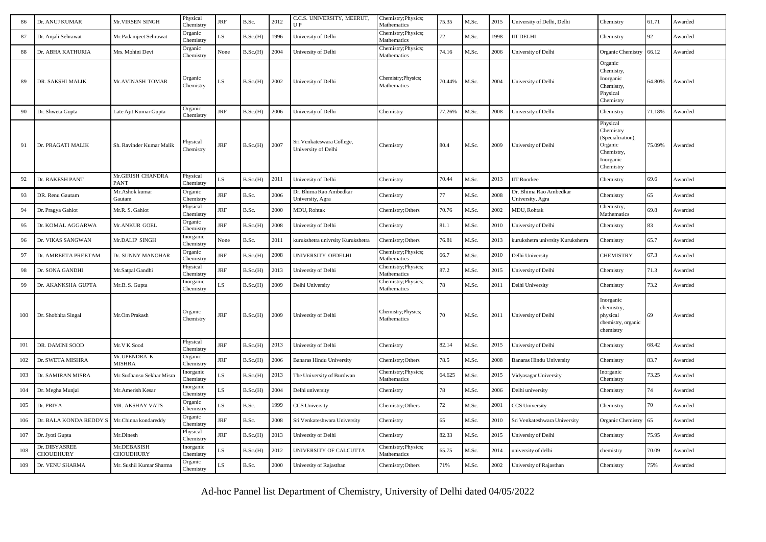| | | | | | | | | | | | | | | | |
|---|---|---|---|---|---|---|---|---|---|---|---|---|---|---|---|
| 86 | Dr. ANUJ KUMAR | Mr.VIRSEN SINGH | Physical Chemistry | JRF | B.Sc. | 2012 | C.C.S. UNIVERSITY, MEERUT, U P | Chemistry;Physics; Mathematics | 75.35 | M.Sc. | 2015 | University of Delhi, Delhi | Chemistry | 61.71 | Awarded |
| 87 | Dr. Anjali Sehrawat | Mr.Padamjeet Sehrawat | Organic Chemistry | LS | B.Sc.(H) | 1996 | University of Delhi | Chemistry;Physics; Mathematics | 72 | M.Sc. | 1998 | IIT DELHI | Chemistry | 92 | Awarded |
| 88 | Dr. ABHA KATHURIA | Mrs. Mohini Devi | Organic Chemistry | None | B.Sc.(H) | 2004 | University of Delhi | Chemistry;Physics; Mathematics | 74.16 | M.Sc. | 2006 | University of Delhi | Organic Chemistry | 66.12 | Awarded |
| 89 | DR. SAKSHI MALIK | Mr.AVINASH TOMAR | Organic Chemistry | LS | B.Sc.(H) | 2002 | University of Delhi | Chemistry;Physics; Mathematics | 70.44% | M.Sc. | 2004 | University of Delhi | Organic Chemistry, Inorganic Chemistry, Physical Chemistry | 64.80% | Awarded |
| 90 | Dr. Shweta Gupta | Late Ajit Kumar Gupta | Organic Chemistry | JRF | B.Sc.(H) | 2006 | University of Delhi | Chemistry | 77.26% | M.Sc. | 2008 | University of Delhi | Chemistry | 71.18% | Awarded |
| 91 | Dr. PRAGATI MALIK | Sh. Ravinder Kumar Malik | Physical Chemistry | JRF | B.Sc.(H) | 2007 | Sri Venkateswara College, University of Delhi | Chemistry | 80.4 | M.Sc. | 2009 | University of Delhi | Physical Chemistry (Specialization), Organic Chemistry, Inorganic Chemistry | 75.09% | Awarded |
| 92 | Dr. RAKESH PANT | Mr.GIRISH CHANDRA PANT | Physical Chemistry | LS | B.Sc.(H) | 2011 | University of Delhi | Chemistry | 70.44 | M.Sc. | 2013 | IIT Roorkee | Chemistry | 69.6 | Awarded |
| 93 | DR. Renu Gautam | Mr.Ashok kumar Gautam | Organic Chemistry | JRF | B.Sc. | 2006 | Dr. Bhima Rao Ambedkar University, Agra | Chemistry | 77 | M.Sc. | 2008 | Dr. Bhima Rao Ambedkar University, Agra | Chemistry | 65 | Awarded |
| 94 | Dr. Pragya Gahlot | Mr.R. S. Gahlot | Physical Chemistry | JRF | B.Sc. | 2000 | MDU, Rohtak | Chemistry;Others | 70.76 | M.Sc. | 2002 | MDU, Rohtak | Chemistry, Mathematics | 69.8 | Awarded |
| 95 | Dr. KOMAL AGGARWA | Mr.ANKUR GOEL | Organic Chemistry | JRF | B.Sc.(H) | 2008 | University of Delhi | Chemistry | 81.1 | M.Sc. | 2010 | University of Delhi | Chemistry | 83 | Awarded |
| 96 | Dr. VIKAS SANGWAN | Mr.DALIP SINGH | Inorganic Chemistry | None | B.Sc. | 2011 | kurukshetra univrsity Kurukshetra | Chemistry;Others | 76.81 | M.Sc. | 2013 | kurukshetra univrsity Kurukshetra | Chemistry | 65.7 | Awarded |
| 97 | Dr. AMREETA PREETAM | Dr. SUNNY MANOHAR | Organic Chemistry | JRF | B.Sc.(H) | 2008 | UNIVERSITY OFDELHI | Chemistry;Physics; Mathematics | 66.7 | M.Sc. | 2010 | Delhi University | CHEMISTRY | 67.3 | Awarded |
| 98 | Dr. SONA GANDHI | Mr.Satpal Gandhi | Physical Chemistry | JRF | B.Sc.(H) | 2013 | University of Delhi | Chemistry;Physics; Mathematics | 87.2 | M.Sc. | 2015 | University of Delhi | Chemistry | 71.3 | Awarded |
| 99 | Dr. AKANKSHA GUPTA | Mr.B. S. Gupta | Inorganic Chemistry | LS | B.Sc.(H) | 2009 | Delhi University | Chemistry;Physics; Mathematics | 78 | M.Sc. | 2011 | Delhi University | Chemistry | 73.2 | Awarded |
| 100 | Dr. Shobhita Singal | Mr.Om Prakash | Organic Chemistry | JRF | B.Sc.(H) | 2009 | University of Delhi | Chemistry;Physics; Mathematics | 70 | M.Sc. | 2011 | University of Delhi | Inorganic chemistry, physical chemistry, organic chemistry | 69 | Awarded |
| 101 | DR. DAMINI SOOD | Mr.V K Sood | Physical Chemistry | JRF | B.Sc.(H) | 2013 | University of Delhi | Chemistry | 82.14 | M.Sc. | 2015 | University of Delhi | Chemistry | 68.42 | Awarded |
| 102 | Dr. SWETA MISHRA | Mr.UPENDRA K MISHRA | Organic Chemistry | JRF | B.Sc.(H) | 2006 | Banaras Hindu University | Chemistry;Others | 78.5 | M.Sc. | 2008 | Banaras Hindu University | Chemistry | 83.7 | Awarded |
| 103 | Dr. SAMIRAN MISRA | Mr.Sudhansu Sekhar Misra | Inorganic Chemistry | LS | B.Sc.(H) | 2013 | The University of Burdwan | Chemistry;Physics; Mathematics | 64.625 | M.Sc. | 2015 | Vidyasagar University | Inorganic Chemistry | 73.25 | Awarded |
| 104 | Dr. Megha Munjal | Mr.Amerish Kesar | Inorganic Chemistry | LS | B.Sc.(H) | 2004 | Delhi university | Chemistry | 78 | M.Sc. | 2006 | Delhi university | Chemistry | 74 | Awarded |
| 105 | Dr. PRIYA | MR. AKSHAY VATS | Organic Chemistry | LS | B.Sc. | 1999 | CCS University | Chemistry;Others | 72 | M.Sc. | 2001 | CCS University | Chemistry | 70 | Awarded |
| 106 | Dr. BALA KONDA REDDY S | Mr.Chinna kondareddy | Organic Chemistry | JRF | B.Sc. | 2008 | Sri Venkateshwara University | Chemistry | 65 | M.Sc. | 2010 | Sri Venkateshwara University | Organic Chemistry | 65 | Awarded |
| 107 | Dr. Jyoti Gupta | Mr.Dinesh | Physical Chemistry | JRF | B.Sc.(H) | 2013 | University of Delhi | Chemistry | 82.33 | M.Sc. | 2015 | University of Delhi | Chemistry | 75.95 | Awarded |
| 108 | Dr. DIBYASREE CHOUDHURY | Mr.DEBASISH CHOUDHURY | Inorganic Chemistry | LS | B.Sc.(H) | 2012 | UNIVERSITY OF CALCUTTA | Chemistry;Physics; Mathematics | 65.75 | M.Sc. | 2014 | university of delhi | chemistry | 70.09 | Awarded |
| 109 | Dr. VENU SHARMA | Mr. Sushil Kumar Sharma | Organic Chemistry | LS | B.Sc. | 2000 | University of Rajasthan | Chemistry;Others | 71% | M.Sc. | 2002 | University of Rajasthan | Chemistry | 75% | Awarded |

Ad-hoc Pannel list Department of Chemistry, University of Delhi dated 04/05/2022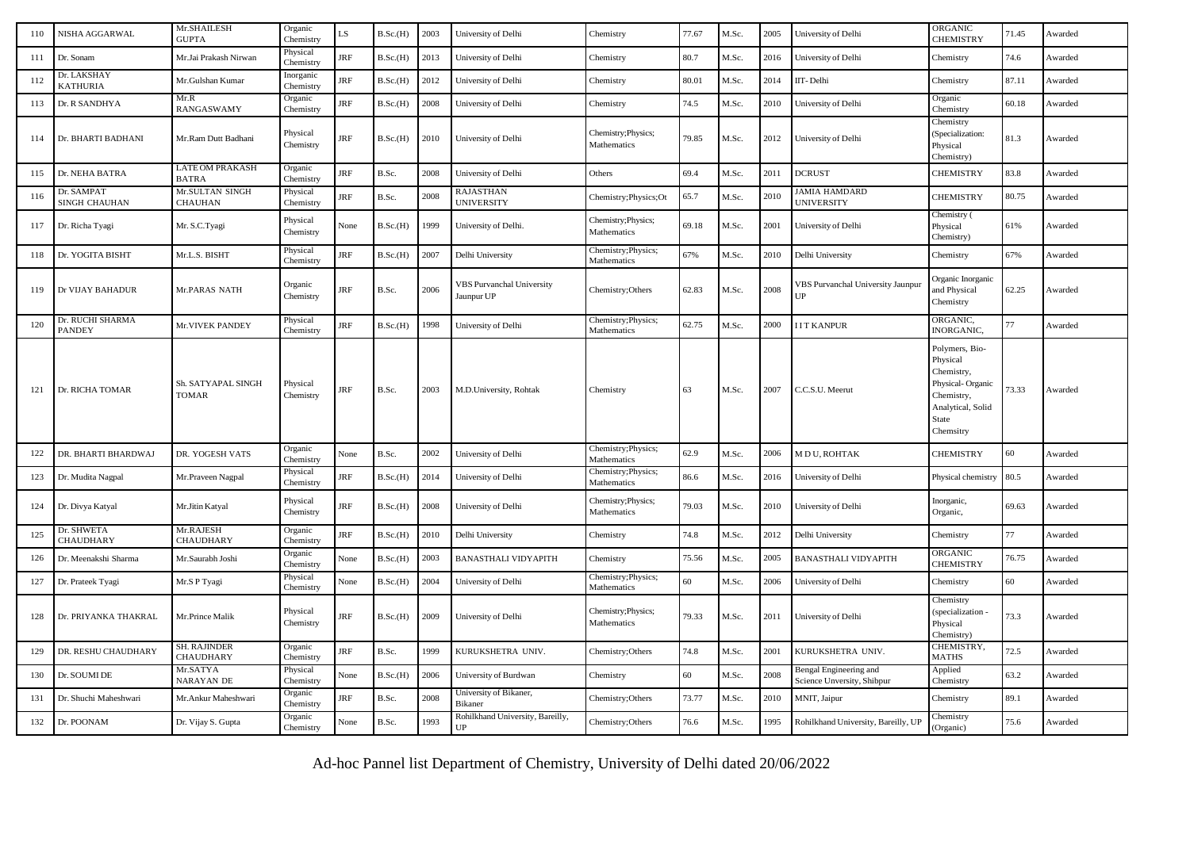| | | | | | | | | | | | | | | | | |
|---|---|---|---|---|---|---|---|---|---|---|---|---|---|---|---|---|
| 110 | NISHA AGGARWAL | Mr.SHAILESH GUPTA | Organic Chemistry | LS | B.Sc.(H) | 2003 | University of Delhi | Chemistry | 77.67 | M.Sc. | 2005 | University of Delhi | ORGANIC CHEMISTRY | 71.45 | Awarded |
| 111 | Dr. Sonam | Mr.Jai Prakash Nirwan | Physical Chemistry | JRF | B.Sc.(H) | 2013 | University of Delhi | Chemistry | 80.7 | M.Sc. | 2016 | University of Delhi | Chemistry | 74.6 | Awarded |
| 112 | Dr. LAKSHAY KATHURIA | Mr.Gulshan Kumar | Inorganic Chemistry | JRF | B.Sc.(H) | 2012 | University of Delhi | Chemistry | 80.01 | M.Sc. | 2014 | IIT-Delhi | Chemistry | 87.11 | Awarded |
| 113 | Dr. R SANDHYA | Mr.R RANGASWAMY | Organic Chemistry | JRF | B.Sc.(H) | 2008 | University of Delhi | Chemistry | 74.5 | M.Sc. | 2010 | University of Delhi | Organic Chemistry | 60.18 | Awarded |
| 114 | Dr. BHARTI BADHANI | Mr.Ram Dutt Badhani | Physical Chemistry | JRF | B.Sc.(H) | 2010 | University of Delhi | Chemistry;Physics; Mathematics | 79.85 | M.Sc. | 2012 | University of Delhi | Chemistry (Specialization: Physical Chemistry) | 81.3 | Awarded |
| 115 | Dr. NEHA BATRA | LATE OM PRAKASH BATRA | Organic Chemistry | JRF | B.Sc. | 2008 | University of Delhi | Others | 69.4 | M.Sc. | 2011 | DCRUST | CHEMISTRY | 83.8 | Awarded |
| 116 | Dr. SAMPAT SINGH CHAUHAN | Mr.SULTAN SINGH CHAUHAN | Physical Chemistry | JRF | B.Sc. | 2008 | RAJASTHAN UNIVERSITY | Chemistry;Physics;Ot | 65.7 | M.Sc. | 2010 | JAMIA HAMDARD UNIVERSITY | CHEMISTRY | 80.75 | Awarded |
| 117 | Dr. Richa Tyagi | Mr. S.C.Tyagi | Physical Chemistry | None | B.Sc.(H) | 1999 | University of Delhi. | Chemistry;Physics; Mathematics | 69.18 | M.Sc. | 2001 | University of Delhi | Chemistry ( Physical Chemistry) | 61% | Awarded |
| 118 | Dr. YOGITA BISHT | Mr.L.S. BISHT | Physical Chemistry | JRF | B.Sc.(H) | 2007 | Delhi University | Chemistry;Physics; Mathematics | 67% | M.Sc. | 2010 | Delhi University | Chemistry | 67% | Awarded |
| 119 | Dr VIJAY BAHADUR | Mr.PARAS NATH | Organic Chemistry | JRF | B.Sc. | 2006 | VBS Purvanchal University Jaunpur UP | Chemistry;Others | 62.83 | M.Sc. | 2008 | VBS Purvanchal University Jaunpur UP | Organic Inorganic and Physical Chemistry | 62.25 | Awarded |
| 120 | Dr. RUCHI SHARMA PANDEY | Mr.VIVEK PANDEY | Physical Chemistry | JRF | B.Sc.(H) | 1998 | University of Delhi | Chemistry;Physics; Mathematics | 62.75 | M.Sc. | 2000 | I I T KANPUR | ORGANIC, INORGANIC, | 77 | Awarded |
| 121 | Dr. RICHA TOMAR | Sh. SATYAPAL SINGH TOMAR | Physical Chemistry | JRF | B.Sc. | 2003 | M.D.University, Rohtak | Chemistry | 63 | M.Sc. | 2007 | C.C.S.U. Meerut | Polymers, Bio-Physical Chemistry, Physical- Organic Chemistry, Analytical, Solid State Chemsitry | 73.33 | Awarded |
| 122 | DR. BHARTI BHARDWAJ | DR. YOGESH VATS | Organic Chemistry | None | B.Sc. | 2002 | University of Delhi | Chemistry;Physics; Mathematics | 62.9 | M.Sc. | 2006 | M D U, ROHTAK | CHEMISTRY | 60 | Awarded |
| 123 | Dr. Mudita Nagpal | Mr.Praveen Nagpal | Physical Chemistry | JRF | B.Sc.(H) | 2014 | University of Delhi | Chemistry;Physics; Mathematics | 86.6 | M.Sc. | 2016 | University of Delhi | Physical chemistry | 80.5 | Awarded |
| 124 | Dr. Divya Katyal | Mr.Jitin Katyal | Physical Chemistry | JRF | B.Sc.(H) | 2008 | University of Delhi | Chemistry;Physics; Mathematics | 79.03 | M.Sc. | 2010 | University of Delhi | Inorganic, Organic, | 69.63 | Awarded |
| 125 | Dr. SHWETA CHAUDHARY | Mr.RAJESH CHAUDHARY | Organic Chemistry | JRF | B.Sc.(H) | 2010 | Delhi University | Chemistry | 74.8 | M.Sc. | 2012 | Delhi University | Chemistry | 77 | Awarded |
| 126 | Dr. Meenakshi Sharma | Mr.Saurabh Joshi | Organic Chemistry | None | B.Sc.(H) | 2003 | BANASTHALI VIDYAPITH | Chemistry | 75.56 | M.Sc. | 2005 | BANASTHALI VIDYAPITH | ORGANIC CHEMISTRY | 76.75 | Awarded |
| 127 | Dr. Prateek Tyagi | Mr.S P Tyagi | Physical Chemistry | None | B.Sc.(H) | 2004 | University of Delhi | Chemistry;Physics; Mathematics | 60 | M.Sc. | 2006 | University of Delhi | Chemistry | 60 | Awarded |
| 128 | Dr. PRIYANKA THAKRAL | Mr.Prince Malik | Physical Chemistry | JRF | B.Sc.(H) | 2009 | University of Delhi | Chemistry;Physics; Mathematics | 79.33 | M.Sc. | 2011 | University of Delhi | Chemistry (specialization - Physical Chemistry) | 73.3 | Awarded |
| 129 | DR. RESHU CHAUDHARY | SH. RAJINDER CHAUDHARY | Organic Chemistry | JRF | B.Sc. | 1999 | KURUKSHETRA UNIV. | Chemistry;Others | 74.8 | M.Sc. | 2001 | KURUKSHETRA UNIV. | CHEMISTRY, MATHS | 72.5 | Awarded |
| 130 | Dr. SOUMI DE | Mr.SATYA NARAYAN DE | Physical Chemistry | None | B.Sc.(H) | 2006 | University of Burdwan | Chemistry | 60 | M.Sc. | 2008 | Bengal Engineering and Science Unversity, Shibpur | Applied Chemistry | 63.2 | Awarded |
| 131 | Dr. Shuchi Maheshwari | Mr.Ankur Maheshwari | Organic Chemistry | JRF | B.Sc. | 2008 | University of Bikaner, Bikaner | Chemistry;Others | 73.77 | M.Sc. | 2010 | MNIT, Jaipur | Chemistry | 89.1 | Awarded |
| 132 | Dr. POONAM | Dr. Vijay S. Gupta | Organic Chemistry | None | B.Sc. | 1993 | Rohilkhand University, Bareilly, UP | Chemistry;Others | 76.6 | M.Sc. | 1995 | Rohilkhand University, Bareilly, UP | Chemistry (Organic) | 75.6 | Awarded |

Ad-hoc Pannel list Department of Chemistry, University of Delhi dated 20/06/2022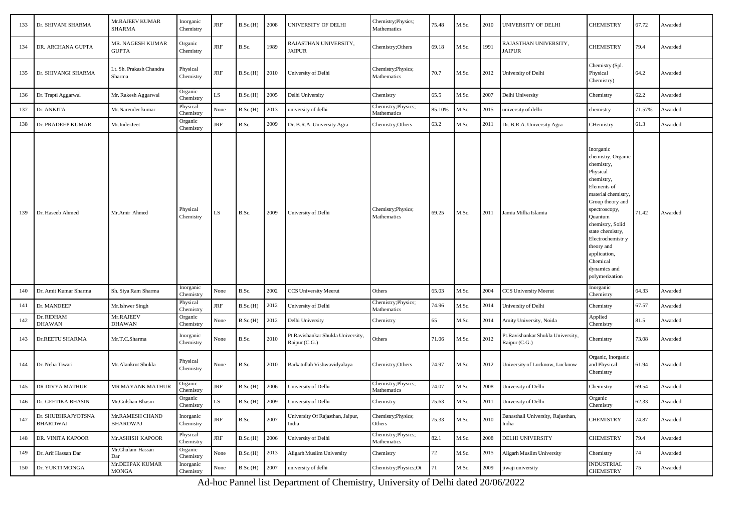| | | | | | | | | | | | | | | | |
|---|---|---|---|---|---|---|---|---|---|---|---|---|---|---|---|
| 133 | Dr. SHIVANI SHARMA | Mr.RAJEEV KUMAR SHARMA | Inorganic Chemistry | JRF | B.Sc.(H) | 2008 | UNIVERSITY OF DELHI | Chemistry;Physics; Mathematics | 75.48 | M.Sc. | 2010 | UNIVERSITY OF DELHI | CHEMISTRY | 67.72 | Awarded |
| 134 | DR. ARCHANA GUPTA | MR. NAGESH KUMAR GUPTA | Organic Chemistry | JRF | B.Sc. | 1989 | RAJASTHAN UNIVERSITY, JAIPUR | Chemistry;Others | 69.18 | M.Sc. | 1991 | RAJASTHAN UNIVERSITY, JAIPUR | CHEMISTRY | 79.4 | Awarded |
| 135 | Dr. SHIVANGI SHARMA | Lt. Sh. Prakash Chandra Sharma | Physical Chemistry | JRF | B.Sc.(H) | 2010 | University of Delhi | Chemistry;Physics; Mathematics | 70.7 | M.Sc. | 2012 | University of Delhi | Chemistry (Spl. Physical Chemistry) | 64.2 | Awarded |
| 136 | Dr. Trapti Aggarwal | Mr. Rakesh Aggarwal | Organic Chemistry | LS | B.Sc.(H) | 2005 | Delhi University | Chemistry | 65.5 | M.Sc. | 2007 | Delhi University | Chemistry | 62.2 | Awarded |
| 137 | Dr. ANKITA | Mr.Narender kumar | Physical Chemistry | None | B.Sc.(H) | 2013 | university of delhi | Chemistry;Physics; Mathematics | 85.10% | M.Sc. | 2015 | university of delhi | chemistry | 71.57% | Awarded |
| 138 | Dr. PRADEEP KUMAR | Mr.InderJeet | Organic Chemistry | JRF | B.Sc. | 2009 | Dr. B.R.A. University Agra | Chemistry;Others | 63.2 | M.Sc. | 2011 | Dr. B.R.A. University Agra | CHemistry | 61.3 | Awarded |
| 139 | Dr. Haseeb Ahmed | Mr.Amir Ahmed | Physical Chemistry | LS | B.Sc. | 2009 | University of Delhi | Chemistry;Physics; Mathematics | 69.25 | M.Sc. | 2011 | Jamia Millia Islamia | Inorganic chemistry, Organic chemistry, Physical chemistry, Elements of material chemistry, Group theory and spectroscopy, Quantum chemistry, Solid state chemistry, Electrochemistr y theory and application, Chemical dynamics and polymerization | 71.42 | Awarded |
| 140 | Dr. Amit Kumar Sharma | Sh. Siya Ram Sharma | Inorganic Chemistry | None | B.Sc. | 2002 | CCS University Meerut | Others | 65.03 | M.Sc. | 2004 | CCS University Meerut | Inorganic Chemistry | 64.33 | Awarded |
| 141 | Dr. MANDEEP | Mr.Ishwer Singh | Physical Chemistry | JRF | B.Sc.(H) | 2012 | University of Delhi | Chemistry;Physics; Mathematics | 74.96 | M.Sc. | 2014 | University of Delhi | Chemistry | 67.57 | Awarded |
| 142 | Dr. RIDHAM DHAWAN | Mr.RAJEEV DHAWAN | Organic Chemistry | None | B.Sc.(H) | 2012 | Delhi University | Chemistry | 65 | M.Sc. | 2014 | Amity University, Noida | Applied Chemistry | 81.5 | Awarded |
| 143 | Dr.REETU SHARMA | Mr.T.C.Sharma | Inorganic Chemistry | None | B.Sc. | 2010 | Pt.Ravishankar Shukla University, Raipur (C.G.) | Others | 71.06 | M.Sc. | 2012 | Pt.Ravishankar Shukla University, Raipur (C.G.) | Chemistry | 73.08 | Awarded |
| 144 | Dr. Neha Tiwari | Mr.Alankrut Shukla | Physical Chemistry | None | B.Sc. | 2010 | Barkatullah Vishwavidyalaya | Chemistry;Others | 74.97 | M.Sc. | 2012 | University of Lucknow, Lucknow | Organic, Inorganic and Physical Chemistry | 61.94 | Awarded |
| 145 | DR DIVYA MATHUR | MR MAYANK MATHUR | Organic Chemistry | JRF | B.Sc.(H) | 2006 | University of Delhi | Chemistry;Physics; Mathematics | 74.07 | M.Sc. | 2008 | University of Delhi | Chemistry | 69.54 | Awarded |
| 146 | Dr. GEETIKA BHASIN | Mr.Gulshan Bhasin | Organic Chemistry | LS | B.Sc.(H) | 2009 | University of Delhi | Chemistry | 75.63 | M.Sc. | 2011 | University of Delhi | Organic Chemistry | 62.33 | Awarded |
| 147 | Dr. SHUBHRAJYOTSNA BHARDWAJ | Mr.RAMESH CHAND BHARDWAJ | Inorganic Chemistry | JRF | B.Sc. | 2007 | University Of Rajasthan, Jaipur, India | Chemistry;Physics; Others | 75.33 | M.Sc. | 2010 | Banasthali University, Rajasthan, India | CHEMISTRY | 74.87 | Awarded |
| 148 | DR. VINITA KAPOOR | Mr.ASHISH KAPOOR | Physical Chemistry | JRF | B.Sc.(H) | 2006 | University of Delhi | Chemistry;Physics; Mathematics | 82.1 | M.Sc. | 2008 | DELHI UNIVERSITY | CHEMISTRY | 79.4 | Awarded |
| 149 | Dr. Arif Hassan Dar | Mr.Ghulam Hassan Dar | Organic Chemistry | None | B.Sc.(H) | 2013 | Aligarh Muslim University | Chemistry | 72 | M.Sc. | 2015 | Aligarh Muslim University | Chemistry | 74 | Awarded |
| 150 | Dr. YUKTI MONGA | Mr.DEEPAK KUMAR MONGA | Inorganic Chemistry | None | B.Sc.(H) | 2007 | university of delhi | Chemistry;Physics;Ot | 71 | M.Sc. | 2009 | jiwaji university | INDUSTRIAL CHEMISTRY | 75 | Awarded |

Ad-hoc Pannel list Department of Chemistry, University of Delhi dated 20/06/2022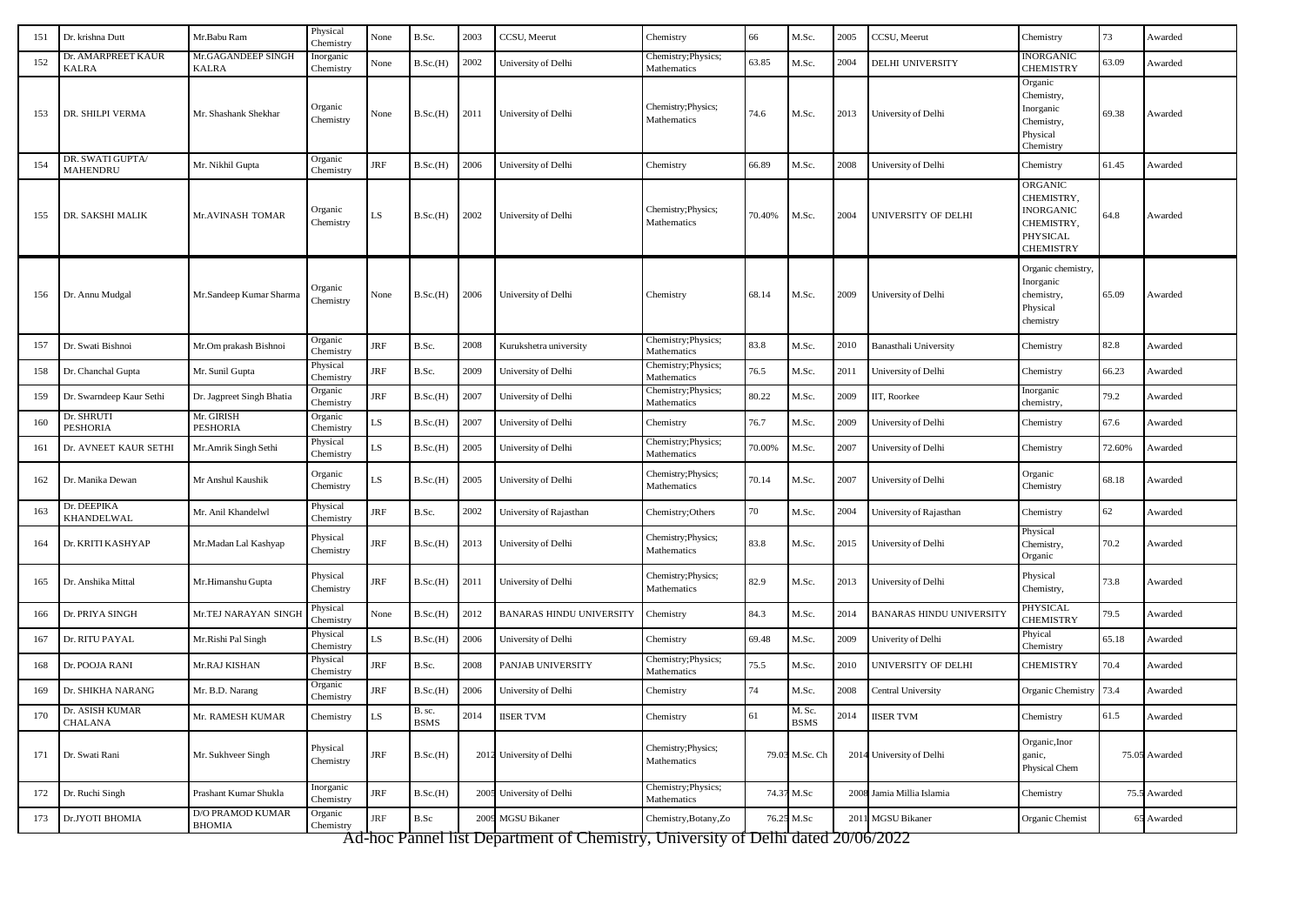| | | | | | | | | | | | | | | | | |
|---|---|---|---|---|---|---|---|---|---|---|---|---|---|---|---|---|
| 151 | Dr. krishna Dutt | Mr.Babu Ram | Physical Chemistry | None | B.Sc. | 2003 | CCSU, Meerut | Chemistry | 66 | M.Sc. | 2005 | CCSU, Meerut | Chemistry | 73 | Awarded |
| 152 | Dr. AMARPREET KAUR KALRA | Mr.GAGANDEEP SINGH KALRA | Inorganic Chemistry | None | B.Sc.(H) | 2002 | University of Delhi | Chemistry;Physics; Mathematics | 63.85 | M.Sc. | 2004 | DELHI UNIVERSITY | INORGANIC CHEMISTRY | 63.09 | Awarded |
| 153 | DR. SHILPI VERMA | Mr. Shashank Shekhar | Organic Chemistry | None | B.Sc.(H) | 2011 | University of Delhi | Chemistry;Physics; Mathematics | 74.6 | M.Sc. | 2013 | University of Delhi | Organic Chemistry, Inorganic Chemistry, Physical Chemistry | 69.38 | Awarded |
| 154 | DR. SWATI GUPTA/ MAHENDRU | Mr. Nikhil Gupta | Organic Chemistry | JRF | B.Sc.(H) | 2006 | University of Delhi | Chemistry | 66.89 | M.Sc. | 2008 | University of Delhi | Chemistry | 61.45 | Awarded |
| 155 | DR. SAKSHI MALIK | Mr.AVINASH TOMAR | Organic Chemistry | LS | B.Sc.(H) | 2002 | University of Delhi | Chemistry;Physics; Mathematics | 70.40% | M.Sc. | 2004 | UNIVERSITY OF DELHI | ORGANIC CHEMISTRY, INORGANIC CHEMISTRY, PHYSICAL CHEMISTRY | 64.8 | Awarded |
| 156 | Dr. Annu Mudgal | Mr.Sandeep Kumar Sharma | Organic Chemistry | None | B.Sc.(H) | 2006 | University of Delhi | Chemistry | 68.14 | M.Sc. | 2009 | University of Delhi | Organic chemistry, Inorganic chemistry, Physical chemistry | 65.09 | Awarded |
| 157 | Dr. Swati Bishnoi | Mr.Om prakash Bishnoi | Organic Chemistry | JRF | B.Sc. | 2008 | Kurukshetra university | Chemistry;Physics; Mathematics | 83.8 | M.Sc. | 2010 | Banasthali University | Chemistry | 82.8 | Awarded |
| 158 | Dr. Chanchal Gupta | Mr. Sunil Gupta | Physical Chemistry | JRF | B.Sc. | 2009 | University of Delhi | Chemistry;Physics; Mathematics | 76.5 | M.Sc. | 2011 | University of Delhi | Chemistry | 66.23 | Awarded |
| 159 | Dr. Swarndeep Kaur Sethi | Dr. Jagpreet Singh Bhatia | Organic Chemistry | JRF | B.Sc.(H) | 2007 | University of Delhi | Chemistry;Physics; Mathematics | 80.22 | M.Sc. | 2009 | IIT, Roorkee | Inorganic chemistry, | 79.2 | Awarded |
| 160 | Dr. SHRUTI PESHORIA | Mr. GIRISH PESHORIA | Organic Chemistry | LS | B.Sc.(H) | 2007 | University of Delhi | Chemistry | 76.7 | M.Sc. | 2009 | University of Delhi | Chemistry | 67.6 | Awarded |
| 161 | Dr. AVNEET KAUR SETHI | Mr.Amrik Singh Sethi | Physical Chemistry | LS | B.Sc.(H) | 2005 | University of Delhi | Chemistry;Physics; Mathematics | 70.00% | M.Sc. | 2007 | University of Delhi | Chemistry | 72.60% | Awarded |
| 162 | Dr. Manika Dewan | Mr Anshul Kaushik | Organic Chemistry | LS | B.Sc.(H) | 2005 | University of Delhi | Chemistry;Physics; Mathematics | 70.14 | M.Sc. | 2007 | University of Delhi | Organic Chemistry | 68.18 | Awarded |
| 163 | Dr. DEEPIKA KHANDELWAL | Mr. Anil Khandelwl | Physical Chemistry | JRF | B.Sc. | 2002 | University of Rajasthan | Chemistry;Others | 70 | M.Sc. | 2004 | University of Rajasthan | Chemistry | 62 | Awarded |
| 164 | Dr. KRITI KASHYAP | Mr.Madan Lal Kashyap | Physical Chemistry | JRF | B.Sc.(H) | 2013 | University of Delhi | Chemistry;Physics; Mathematics | 83.8 | M.Sc. | 2015 | University of Delhi | Physical Chemistry, Organic | 70.2 | Awarded |
| 165 | Dr. Anshika Mittal | Mr.Himanshu Gupta | Physical Chemistry | JRF | B.Sc.(H) | 2011 | University of Delhi | Chemistry;Physics; Mathematics | 82.9 | M.Sc. | 2013 | University of Delhi | Physical Chemistry, | 73.8 | Awarded |
| 166 | Dr. PRIYA SINGH | Mr.TEJ NARAYAN SINGH | Physical Chemistry | None | B.Sc.(H) | 2012 | BANARAS HINDU UNIVERSITY | Chemistry | 84.3 | M.Sc. | 2014 | BANARAS HINDU UNIVERSITY | PHYSICAL CHEMISTRY | 79.5 | Awarded |
| 167 | Dr. RITU PAYAL | Mr.Rishi Pal Singh | Physical Chemistry | LS | B.Sc.(H) | 2006 | University of Delhi | Chemistry | 69.48 | M.Sc. | 2009 | Univerity of Delhi | Phyical Chemistry | 65.18 | Awarded |
| 168 | Dr. POOJA RANI | Mr.RAJ KISHAN | Physical Chemistry | JRF | B.Sc. | 2008 | PANJAB UNIVERSITY | Chemistry;Physics; Mathematics | 75.5 | M.Sc. | 2010 | UNIVERSITY OF DELHI | CHEMISTRY | 70.4 | Awarded |
| 169 | Dr. SHIKHA NARANG | Mr. B.D. Narang | Organic Chemistry | JRF | B.Sc.(H) | 2006 | University of Delhi | Chemistry | 74 | M.Sc. | 2008 | Central University | Organic Chemistry | 73.4 | Awarded |
| 170 | Dr. ASISH KUMAR CHALANA | Mr. RAMESH KUMAR | Chemistry | LS | B. sc. BSMS | 2014 | IISER TVM | Chemistry | 61 | M. Sc. BSMS | 2014 | IISER TVM | Chemistry | 61.5 | Awarded |
| 171 | Dr. Swati Rani | Mr. Sukhveer Singh | Physical Chemistry | JRF | B.Sc.(H) | 2012 | University of Delhi | Chemistry;Physics; Mathematics | 79.03 | M.Sc. Ch | 2014 | University of Delhi | Organic,Inor ganic, Physical Chem | 75.05 | Awarded |
| 172 | Dr. Ruchi Singh | Prashant Kumar Shukla | Inorganic Chemistry | JRF | B.Sc.(H) | 2005 | University of Delhi | Chemistry;Physics; Mathematics | 74.37 | M.Sc | 2008 | Jamia Millia Islamia | Chemistry | 75.5 | Awarded |
| 173 | Dr.JYOTI BHOMIA | D/O PRAMOD KUMAR BHOMIA | Organic Chemistry | JRF | B.Sc | 2009 | MGSU Bikaner | Chemistry,Botany,Zo | 76.25 | M.Sc | 2011 | MGSU Bikaner | Organic Chemist | 65 | Awarded |

Ad-hoc Pannel list Department of Chemistry, University of Delhi dated 20/06/2022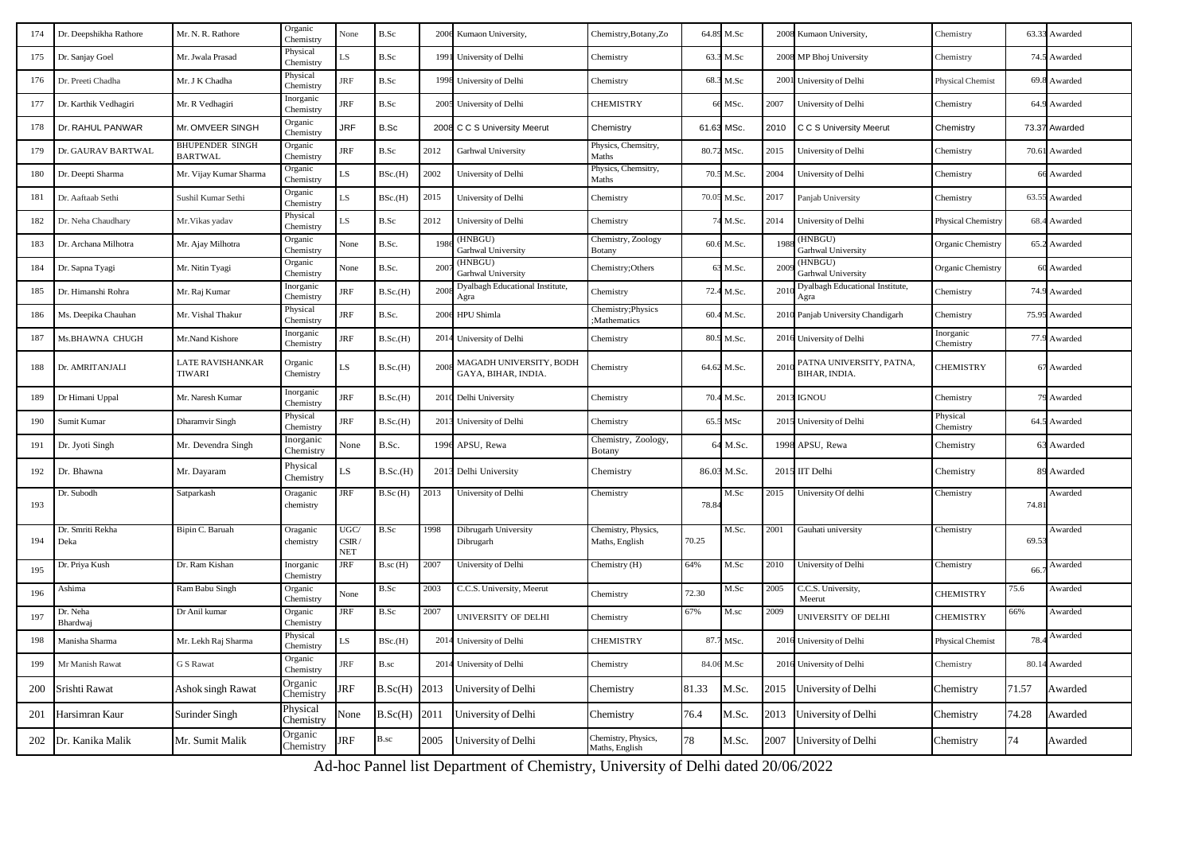| | | | | | | | | | | | | | | |
|---|---|---|---|---|---|---|---|---|---|---|---|---|---|---|
| 174 | Dr. Deepshikha Rathore | Mr. N. R. Rathore | Organic Chemistry | None | B.Sc | 2006 | Kumaon University, | Chemistry,Botany,Zo | 64.89 | M.Sc | 2008 | Kumaon University, | Chemistry | 63.33 | Awarded |
| 175 | Dr. Sanjay Goel | Mr. Jwala Prasad | Physical Chemistry | LS | B.Sc | 1991 | University of Delhi | Chemistry | 63.3 | M.Sc | 2008 | MP Bhoj University | Chemistry | 74.5 | Awarded |
| 176 | Dr. Preeti Chadha | Mr. J K Chadha | Physical Chemistry | JRF | B.Sc | 1998 | University of Delhi | Chemistry | 68.3 | M.Sc | 2001 | University of Delhi | Physical Chemist | 69.8 | Awarded |
| 177 | Dr. Karthik Vedhagiri | Mr. R Vedhagiri | Inorganic Chemistry | JRF | B.Sc | 2005 | University of Delhi | CHEMISTRY | 66 | MSc. | 2007 | University of Delhi | Chemistry | 64.9 | Awarded |
| 178 | Dr. RAHUL PANWAR | Mr. OMVEER SINGH | Organic Chemistry | JRF | B.Sc | 2008 | C C S University Meerut | Chemistry | 61.63 | MSc. | 2010 | C C S University Meerut | Chemistry | 73.37 | Awarded |
| 179 | Dr. GAURAV BARTWAL | BHUPENDER SINGH BARTWAL | Organic Chemistry | JRF | B.Sc | 2012 | Garhwal University | Physics, Chemsitry, Maths | 80.72 | MSc. | 2015 | University of Delhi | Chemistry | 70.61 | Awarded |
| 180 | Dr. Deepti Sharma | Mr. Vijay Kumar Sharma | Organic Chemistry | LS | BSc.(H) | 2002 | University of Delhi | Physics, Chemsitry, Maths | 70.5 | M.Sc. | 2004 | University of Delhi | Chemistry | 66 | Awarded |
| 181 | Dr. Aaftaab Sethi | Sushil Kumar Sethi | Organic Chemistry | LS | BSc.(H) | 2015 | University of Delhi | Chemistry | 70.05 | M.Sc. | 2017 | Panjab University | Chemistry | 63.55 | Awarded |
| 182 | Dr. Neha Chaudhary | Mr.Vikas yadav | Physical Chemistry | LS | B.Sc | 2012 | University of Delhi | Chemistry | 74 | M.Sc. | 2014 | University of Delhi | Physical Chemistry | 68.4 | Awarded |
| 183 | Dr. Archana Milhotra | Mr. Ajay Milhotra | Organic Chemistry | None | B.Sc. | 1986 | (HNBGU) Garhwal University | Chemistry, Zoology Botany | 60.6 | M.Sc. | 1988 | (HNBGU) Garhwal University | Organic Chemistry | 65.2 | Awarded |
| 184 | Dr. Sapna Tyagi | Mr. Nitin Tyagi | Organic Chemistry | None | B.Sc. | 2007 | (HNBGU) Garhwal University | Chemistry;Others | 63 | M.Sc. | 2009 | (HNBGU) Garhwal University | Organic Chemistry | 60 | Awarded |
| 185 | Dr. Himanshi Rohra | Mr. Raj Kumar | Inorganic Chemistry | JRF | B.Sc.(H) | 2008 | Dyalbagh Educational Institute, Agra | Chemistry | 72.4 | M.Sc. | 2010 | Dyalbagh Educational Institute, Agra | Chemistry | 74.9 | Awarded |
| 186 | Ms. Deepika Chauhan | Mr. Vishal Thakur | Physical Chemistry | JRF | B.Sc. | 2006 | HPU Shimla | Chemistry;Physics ;Mathematics | 60.4 | M.Sc. | 2010 | Panjab University Chandigarh | Chemistry | 75.95 | Awarded |
| 187 | Ms.BHAWNA CHUGH | Mr.Nand Kishore | Inorganic Chemistry | JRF | B.Sc.(H) | 2014 | University of Delhi | Chemistry | 80.9 | M.Sc. | 2016 | University of Delhi | Inorganic Chemistry | 77.9 | Awarded |
| 188 | Dr. AMRITANJALI | LATE RAVISHANKAR TIWARI | Organic Chemistry | LS | B.Sc.(H) | 2008 | MAGADH UNIVERSITY, BODH GAYA, BIHAR, INDIA. | Chemistry | 64.62 | M.Sc. | 2010 | PATNA UNIVERSITY, PATNA, BIHAR, INDIA. | CHEMISTRY | 67 | Awarded |
| 189 | Dr Himani Uppal | Mr. Naresh Kumar | Inorganic Chemistry | JRF | B.Sc.(H) | 2010 | Delhi University | Chemistry | 70.4 | M.Sc. | 2013 | IGNOU | Chemistry | 79 | Awarded |
| 190 | Sumit Kumar | Dharamvir Singh | Physical Chemistry | JRF | B.Sc.(H) | 2013 | University of Delhi | Chemistry | 65.5 | MSc | 2015 | University of Delhi | Physical Chemistry | 64.5 | Awarded |
| 191 | Dr. Jyoti Singh | Mr. Devendra Singh | Inorganic Chemistry | None | B.Sc. | 1996 | APSU, Rewa | Chemistry, Zoology, Botany | 64 | M.Sc. | 1998 | APSU, Rewa | Chemistry | 63 | Awarded |
| 192 | Dr. Bhawna | Mr. Dayaram | Physical Chemistry | LS | B.Sc.(H) | 2013 | Delhi University | Chemistry | 86.03 | M.Sc. | 2015 | IIT Delhi | Chemistry | 89 | Awarded |
| 193 | Dr. Subodh | Satparkash | Oraganic chemistry | JRF | B.Sc (H) | 2013 | University of Delhi | Chemistry | 78.84 | M.Sc | 2015 | University Of delhi | Chemistry | 74.81 | Awarded |
| 194 | Dr. Smriti Rekha Deka | Bipin C. Baruah | Oraganic chemistry | UGC/ CSIR/ NET | B.Sc | 1998 | Dibrugarh University Dibrugarh | Chemistry, Physics, Maths, English | 70.25 | M.Sc. | 2001 | Gauhati university | Chemistry | 69.53 | Awarded |
| 195 | Dr. Priya Kush | Dr. Ram Kishan | Inorganic Chemistry | JRF | B.sc (H) | 2007 | University of Delhi | Chemistry (H) | 64% | M.Sc | 2010 | University of Delhi | Chemistry | 66.7 | Awarded |
| 196 | Ashima | Ram Babu Singh | Organic Chemistry | None | B.Sc | 2003 | C.C.S. University, Meerut | Chemistry | 72.30 | M.Sc | 2005 | C.C.S. University, Meerut | CHEMISTRY | 75.6 | Awarded |
| 197 | Dr. Neha Bhardwaj | Dr Anil kumar | Organic Chemistry | JRF | B.Sc | 2007 | UNIVERSITY OF DELHI | Chemistry | 67% | M.sc | 2009 | UNIVERSITY OF DELHI | CHEMISTRY | 66% | Awarded |
| 198 | Manisha Sharma | Mr. Lekh Raj Sharma | Physical Chemistry | LS | BSc.(H) | 2014 | University of Delhi | CHEMISTRY | 87.7 | MSc. | 2016 | University of Delhi | Physical Chemist | 78.4 | Awarded |
| 199 | Mr Manish Rawat | G S Rawat | Organic Chemistry | JRF | B.sc | 2014 | University of Delhi | Chemistry | 84.06 | M.Sc | 2016 | University of Delhi | Chemistry | 80.14 | Awarded |
| 200 | Srishti Rawat | Ashok singh Rawat | Organic Chemistry | JRF | B.Sc(H) | 2013 | University of Delhi | Chemistry | 81.33 | M.Sc. | 2015 | University of Delhi | Chemistry | 71.57 | Awarded |
| 201 | Harsimran Kaur | Surinder Singh | Physical Chemistry | None | B.Sc(H) | 2011 | University of Delhi | Chemistry | 76.4 | M.Sc. | 2013 | University of Delhi | Chemistry | 74.28 | Awarded |
| 202 | Dr. Kanika Malik | Mr. Sumit Malik | Organic Chemistry | JRF | B.sc | 2005 | University of Delhi | Chemistry, Physics, Maths, English | 78 | M.Sc. | 2007 | University of Delhi | Chemistry | 74 | Awarded |

Ad-hoc Pannel list Department of Chemistry, University of Delhi dated 20/06/2022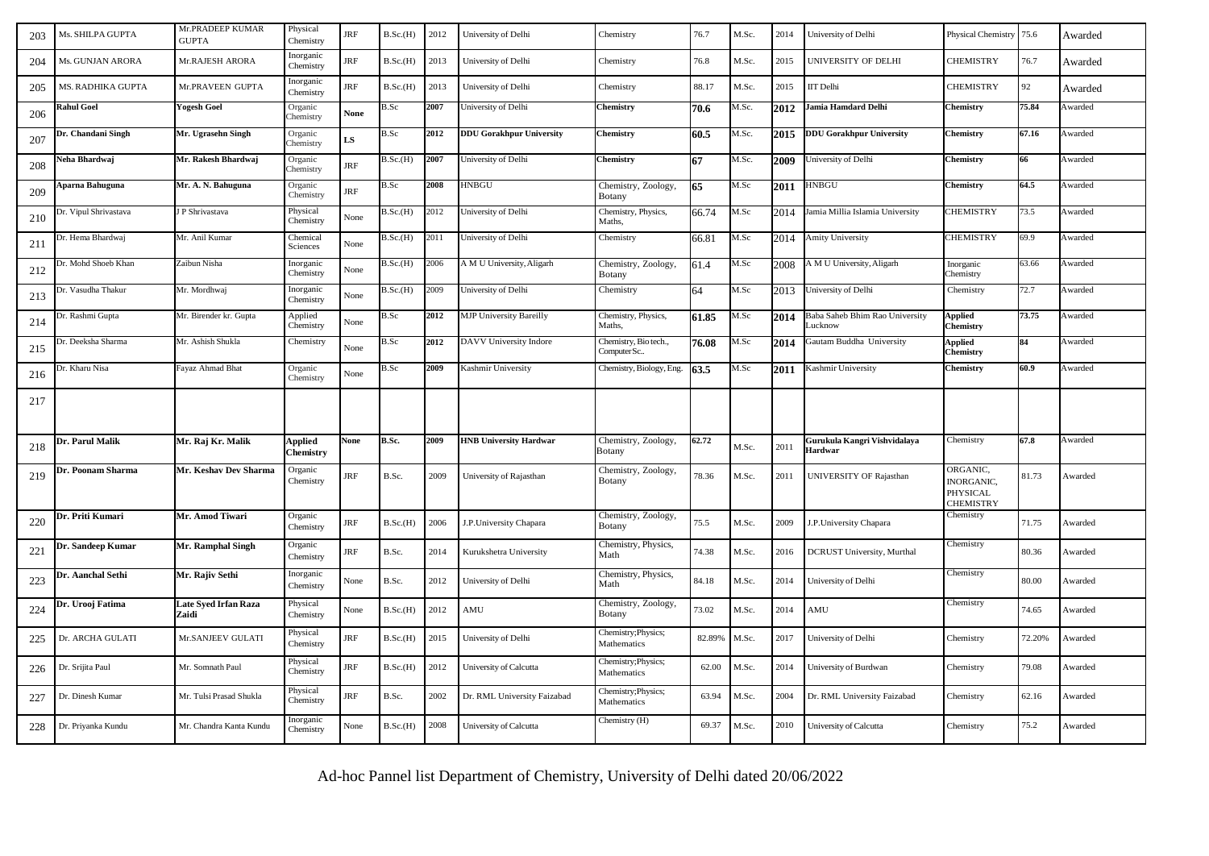| 203 | Ms. SHILPA GUPTA | Mr.PRADEEP KUMAR GUPTA | Physical Chemistry | JRF | B.Sc.(H) | 2012 | University of Delhi | Chemistry | 76.7 | M.Sc. | 2014 | University of Delhi | Physical Chemistry | 75.6 | Awarded |
|---|---|---|---|---|---|---|---|---|---|---|---|---|---|---|---|
| 204 | Ms. GUNJAN ARORA | Mr.RAJESH ARORA | Inorganic Chemistry | JRF | B.Sc.(H) | 2013 | University of Delhi | Chemistry | 76.8 | M.Sc. | 2015 | UNIVERSITY OF DELHI | CHEMISTRY | 76.7 | Awarded |
| 205 | MS. RADHIKA GUPTA | Mr.PRAVEEN GUPTA | Inorganic Chemistry | JRF | B.Sc.(H) | 2013 | University of Delhi | Chemistry | 88.17 | M.Sc. | 2015 | IIT Delhi | CHEMISTRY | 92 | Awarded |
| 206 | **Rahul Goel** | **Yogesh Goel** | Organic Chemistry | **None** | B.Sc | **2007** | University of Delhi | **Chemistry** | **70.6** | M.Sc. | **2012** | **Jamia Hamdard Delhi** | **Chemistry** | **75.84** | Awarded |
| 207 | **Dr. Chandani Singh** | **Mr. Ugrasehn Singh** | Organic Chemistry | **LS** | B.Sc | **2012** | **DDU Gorakhpur University** | **Chemistry** | **60.5** | M.Sc. | **2015** | **DDU Gorakhpur University** | **Chemistry** | **67.16** | Awarded |
| 208 | **Neha Bhardwaj** | **Mr. Rakesh Bhardwaj** | Organic Chemistry | JRF | B.Sc.(H) | **2007** | University of Delhi | **Chemistry** | **67** | M.Sc. | **2009** | University of Delhi | **Chemistry** | **66** | Awarded |
| 209 | **Aparna Bahuguna** | **Mr. A. N. Bahuguna** | Organic Chemistry | JRF | B.Sc | **2008** | HNBGU | Chemistry, Zoology, Botany | **65** | M.Sc | **2011** | HNBGU | **Chemistry** | **64.5** | Awarded |
| 210 | Dr. Vipul Shrivastava | J P Shrivastava | Physical Chemistry | None | B.Sc.(H) | 2012 | University of Delhi | Chemistry, Physics, Maths, | 66.74 | M.Sc | 2014 | Jamia Millia Islamia University | CHEMISTRY | 73.5 | Awarded |
| 211 | Dr. Hema Bhardwaj | Mr. Anil Kumar | Chemical Sciences | None | B.Sc.(H) | 2011 | University of Delhi | Chemistry | 66.81 | M.Sc | 2014 | Amity University | CHEMISTRY | 69.9 | Awarded |
| 212 | Dr. Mohd Shoeb Khan | Zaibun Nisha | Inorganic Chemistry | None | B.Sc.(H) | 2006 | A M U University, Aligarh | Chemistry, Zoology, Botany | 61.4 | M.Sc | 2008 | A M U University, Aligarh | Inorganic Chemistry | 63.66 | Awarded |
| 213 | Dr. Vasudha Thakur | Mr. Mordhwaj | Inorganic Chemistry | None | B.Sc.(H) | 2009 | University of Delhi | Chemistry | 64 | M.Sc | 2013 | University of Delhi | Chemistry | 72.7 | Awarded |
| 214 | Dr. Rashmi Gupta | Mr. Birender kr. Gupta | Applied Chemistry | None | B.Sc | **2012** | MJP University Bareilly | Chemistry, Physics, Maths, | **61.85** | M.Sc | **2014** | Baba Saheb Bhim Rao University Lucknow | **Applied Chemistry** | **73.75** | Awarded |
| 215 | Dr. Deeksha Sharma | Mr. Ashish Shukla | Chemistry | None | B.Sc | **2012** | DAVV University Indore | Chemistry, Bio tech., Computer Sc.. | **76.08** | M.Sc | **2014** | Gautam Buddha University | **Applied Chemistry** | **84** | Awarded |
| 216 | Dr. Kharu Nisa | Fayaz Ahmad Bhat | Organic Chemistry | None | B.Sc | **2009** | Kashmir University | Chemistry, Biology, Eng. | **63.5** | M.Sc | **2011** | Kashmir University | **Chemistry** | **60.9** | Awarded |
| 217 | | | | | | | | | | | | | | | |
| 218 | **Dr. Parul Malik** | **Mr. Raj Kr. Malik** | **Applied Chemistry** | **None** | **B.Sc.** | **2009** | **HNB University Hardwar** | Chemistry, Zoology, Botany | **62.72** | M.Sc. | 2011 | **Gurukula Kangri Vishvidalaya Hardwar** | Chemistry | **67.8** | Awarded |
| 219 | **Dr. Poonam Sharma** | **Mr. Keshav Dev Sharma** | Organic Chemistry | JRF | B.Sc. | 2009 | University of Rajasthan | Chemistry, Zoology, Botany | 78.36 | M.Sc. | 2011 | UNIVERSITY OF Rajasthan | ORGANIC, INORGANIC, PHYSICAL CHEMISTRY | 81.73 | Awarded |
| 220 | **Dr. Priti Kumari** | **Mr. Amod Tiwari** | Organic Chemistry | JRF | B.Sc.(H) | 2006 | J.P.University Chapara | Chemistry, Zoology, Botany | 75.5 | M.Sc. | 2009 | J.P.University Chapara | Chemistry | 71.75 | Awarded |
| 221 | **Dr. Sandeep Kumar** | **Mr. Ramphal Singh** | Organic Chemistry | JRF | B.Sc. | 2014 | Kurukshetra University | Chemistry, Physics, Math | 74.38 | M.Sc. | 2016 | DCRUST University, Murthal | Chemistry | 80.36 | Awarded |
| 223 | **Dr. Aanchal Sethi** | **Mr. Rajiv Sethi** | Inorganic Chemistry | None | B.Sc. | 2012 | University of Delhi | Chemistry, Physics, Math | 84.18 | M.Sc. | 2014 | University of Delhi | Chemistry | 80.00 | Awarded |
| 224 | **Dr. Urooj Fatima** | **Late Syed Irfan Raza Zaidi** | Physical Chemistry | None | B.Sc.(H) | 2012 | AMU | Chemistry, Zoology, Botany | 73.02 | M.Sc. | 2014 | AMU | Chemistry | 74.65 | Awarded |
| 225 | Dr. ARCHA GULATI | Mr.SANJEEV GULATI | Physical Chemistry | JRF | B.Sc.(H) | 2015 | University of Delhi | Chemistry;Physics; Mathematics | 82.89% | M.Sc. | 2017 | University of Delhi | Chemistry | 72.20% | Awarded |
| 226 | Dr. Srijita Paul | Mr. Somnath Paul | Physical Chemistry | JRF | B.Sc.(H) | 2012 | University of Calcutta | Chemistry;Physics; Mathematics | 62.00 | M.Sc. | 2014 | University of Burdwan | Chemistry | 79.08 | Awarded |
| 227 | Dr. Dinesh Kumar | Mr. Tulsi Prasad Shukla | Physical Chemistry | JRF | B.Sc. | 2002 | Dr. RML University Faizabad | Chemistry;Physics; Mathematics | 63.94 | M.Sc. | 2004 | Dr. RML University Faizabad | Chemistry | 62.16 | Awarded |
| 228 | Dr. Priyanka Kundu | Mr. Chandra Kanta Kundu | Inorganic Chemistry | None | B.Sc.(H) | 2008 | University of Calcutta | Chemistry (H) | 69.37 | M.Sc. | 2010 | University of Calcutta | Chemistry | 75.2 | Awarded |

Ad-hoc Pannel list Department of Chemistry, University of Delhi dated 20/06/2022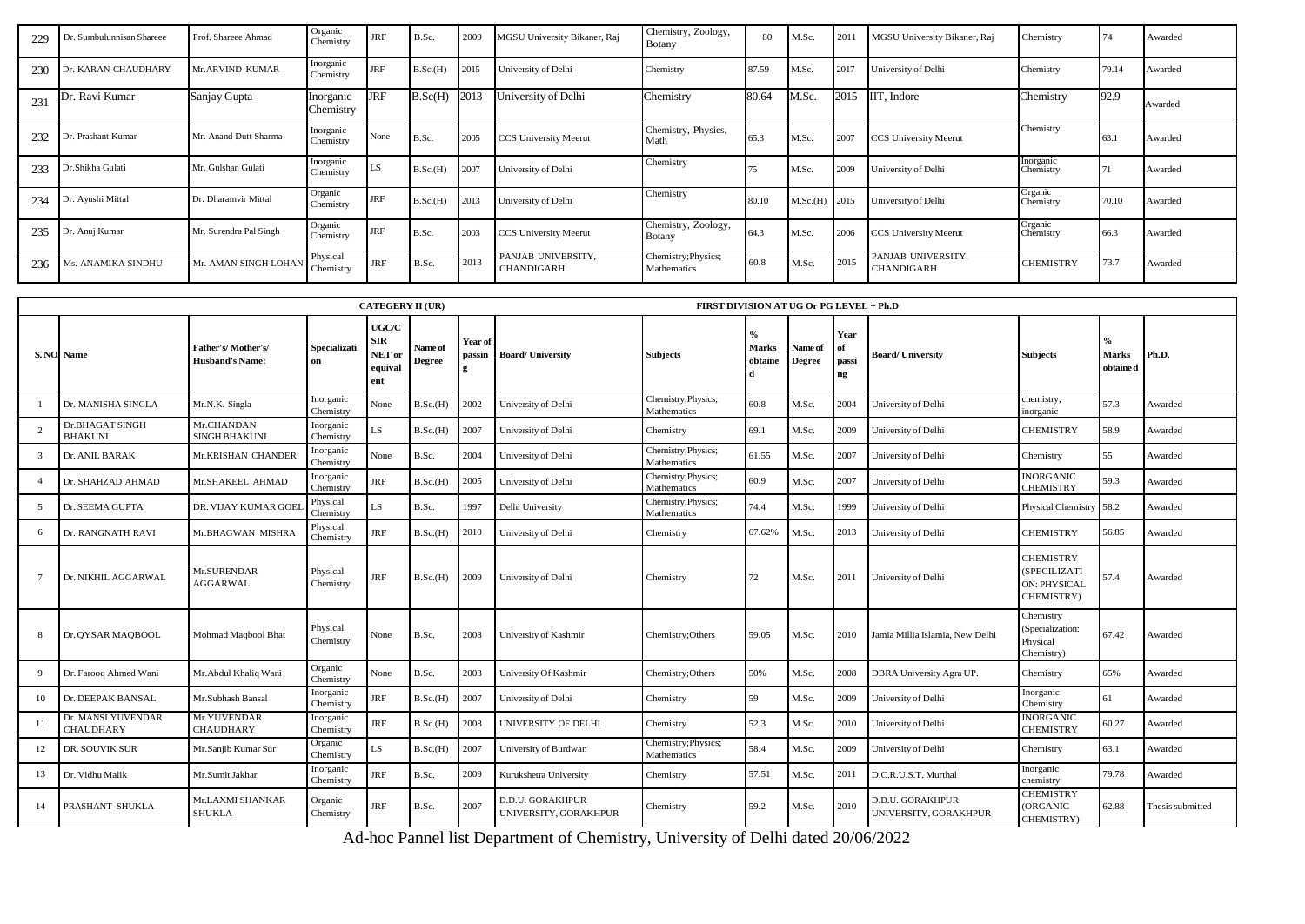| | | | | | | | | | | | | | | | |
|---|---|---|---|---|---|---|---|---|---|---|---|---|---|---|---|
| 229 | Dr. Sumbulunnisan Shareee | Prof. Shareee Ahmad | Organic Chemistry | JRF | B.Sc. | 2009 | MGSU University Bikaner, Raj | Chemistry, Zoology, Botany | 80 | M.Sc. | 2011 | MGSU University Bikaner, Raj | Chemistry | 74 | Awarded |
| 230 | Dr. KARAN CHAUDHARY | Mr.ARVIND KUMAR | Inorganic Chemistry | JRF | B.Sc.(H) | 2015 | University of Delhi | Chemistry | 87.59 | M.Sc. | 2017 | University of Delhi | Chemistry | 79.14 | Awarded |
| 231 | Dr. Ravi Kumar | Sanjay Gupta | Inorganic Chemistry | JRF | B.Sc(H) | 2013 | University of Delhi | Chemistry | 80.64 | M.Sc. | 2015 | IIT, Indore | Chemistry | 92.9 | Awarded |
| 232 | Dr. Prashant Kumar | Mr. Anand Dutt Sharma | Inorganic Chemistry | None | B.Sc. | 2005 | CCS University Meerut | Chemistry, Physics, Math | 65.3 | M.Sc. | 2007 | CCS University Meerut | Chemistry | 63.1 | Awarded |
| 233 | Dr.Shikha Gulati | Mr. Gulshan Gulati | Inorganic Chemistry | LS | B.Sc.(H) | 2007 | University of Delhi | Chemistry | 75 | M.Sc. | 2009 | University of Delhi | Inorganic Chemistry | 71 | Awarded |
| 234 | Dr. Ayushi Mittal | Dr. Dharamvir Mittal | Organic Chemistry | JRF | B.Sc.(H) | 2013 | University of Delhi | Chemistry | 80.10 | M.Sc.(H) | 2015 | University of Delhi | Organic Chemistry | 70.10 | Awarded |
| 235 | Dr. Anuj Kumar | Mr. Surendra Pal Singh | Organic Chemistry | JRF | B.Sc. | 2003 | CCS University Meerut | Chemistry, Zoology, Botany | 64.3 | M.Sc. | 2006 | CCS University Meerut | Organic Chemistry | 66.3 | Awarded |
| 236 | Ms. ANAMIKA SINDHU | Mr. AMAN SINGH LOHAN | Physical Chemistry | JRF | B.Sc. | 2013 | PANJAB UNIVERSITY, CHANDIGARH | Chemistry;Physics; Mathematics | 60.8 | M.Sc. | 2015 | PANJAB UNIVERSITY, CHANDIGARH | CHEMISTRY | 73.7 | Awarded |

| CATEGERY II (UR) | | | | | | | | FIRST DIVISION AT UG Or PG LEVEL + Ph.D | | | | | | | |
|---|---|---|---|---|---|---|---|---|---|---|---|---|---|---|---|
| S. NO. | Name | Father's/ Mother's/ Husband's Name: | Specialization | UGC/CSIR NET or equivalent | Name of Degree | Year of passing | Board/ University | Subjects | % Marks obtained | Name of Degree | Year of passing | Board/ University | Subjects | % Marks obtained | Ph.D. |
| 1 | Dr. MANISHA SINGLA | Mr.N.K. Singla | Inorganic Chemistry | None | B.Sc.(H) | 2002 | University of Delhi | Chemistry;Physics; Mathematics | 60.8 | M.Sc. | 2004 | University of Delhi | chemistry, inorganic | 57.3 | Awarded |
| 2 | Dr.BHAGAT SINGH BHAKUNI | Mr.CHANDAN SINGH BHAKUNI | Inorganic Chemistry | LS | B.Sc.(H) | 2007 | University of Delhi | Chemistry | 69.1 | M.Sc. | 2009 | University of Delhi | CHEMISTRY | 58.9 | Awarded |
| 3 | Dr. ANIL BARAK | Mr.KRISHAN CHANDER | Inorganic Chemistry | None | B.Sc. | 2004 | University of Delhi | Chemistry;Physics; Mathematics | 61.55 | M.Sc. | 2007 | University of Delhi | Chemistry | 55 | Awarded |
| 4 | Dr. SHAHZAD AHMAD | Mr.SHAKEEL AHMAD | Inorganic Chemistry | JRF | B.Sc.(H) | 2005 | University of Delhi | Chemistry;Physics; Mathematics | 60.9 | M.Sc. | 2007 | University of Delhi | INORGANIC CHEMISTRY | 59.3 | Awarded |
| 5 | Dr. SEEMA GUPTA | DR. VIJAY KUMAR GOEL | Physical Chemistry | LS | B.Sc. | 1997 | Delhi University | Chemistry;Physics; Mathematics | 74.4 | M.Sc. | 1999 | University of Delhi | Physical Chemistry | 58.2 | Awarded |
| 6 | Dr. RANGNATH RAVI | Mr.BHAGWAN MISHRA | Physical Chemistry | JRF | B.Sc.(H) | 2010 | University of Delhi | Chemistry | 67.62% | M.Sc. | 2013 | University of Delhi | CHEMISTRY | 56.85 | Awarded |
| 7 | Dr. NIKHIL AGGARWAL | Mr.SURENDAR AGGARWAL | Physical Chemistry | JRF | B.Sc.(H) | 2009 | University of Delhi | Chemistry | 72 | M.Sc. | 2011 | University of Delhi | CHEMISTRY (SPECILIZATION: PHYSICAL CHEMISTRY) | 57.4 | Awarded |
| 8 | Dr. QYSAR MAQBOOL | Mohmad Maqbool Bhat | Physical Chemistry | None | B.Sc. | 2008 | University of Kashmir | Chemistry;Others | 59.05 | M.Sc. | 2010 | Jamia Millia Islamia, New Delhi | Chemistry (Specialization: Physical Chemistry) | 67.42 | Awarded |
| 9 | Dr. Farooq Ahmed Wani | Mr.Abdul Khaliq Wani | Organic Chemistry | None | B.Sc. | 2003 | University Of Kashmir | Chemistry;Others | 50% | M.Sc. | 2008 | DBRA University Agra UP. | Chemistry | 65% | Awarded |
| 10 | Dr. DEEPAK BANSAL | Mr.Subhash Bansal | Inorganic Chemistry | JRF | B.Sc.(H) | 2007 | University of Delhi | Chemistry | 59 | M.Sc. | 2009 | University of Delhi | Inorganic Chemistry | 61 | Awarded |
| 11 | Dr. MANSI YUVENDAR CHAUDHARY | Mr.YUVENDAR CHAUDHARY | Inorganic Chemistry | JRF | B.Sc.(H) | 2008 | UNIVERSITY OF DELHI | Chemistry | 52.3 | M.Sc. | 2010 | University of Delhi | INORGANIC CHEMISTRY | 60.27 | Awarded |
| 12 | DR. SOUVIK SUR | Mr.Sanjib Kumar Sur | Organic Chemistry | LS | B.Sc.(H) | 2007 | University of Burdwan | Chemistry;Physics; Mathematics | 58.4 | M.Sc. | 2009 | University of Delhi | Chemistry | 63.1 | Awarded |
| 13 | Dr. Vidhu Malik | Mr.Sumit Jakhar | Inorganic Chemistry | JRF | B.Sc. | 2009 | Kurukshetra University | Chemistry | 57.51 | M.Sc. | 2011 | D.C.R.U.S.T. Murthal | Inorganic chemistry | 79.78 | Awarded |
| 14 | PRASHANT SHUKLA | Mr.LAXMI SHANKAR SHUKLA | Organic Chemistry | JRF | B.Sc. | 2007 | D.D.U. GORAKHPUR UNIVERSITY, GORAKHPUR | Chemistry | 59.2 | M.Sc. | 2010 | D.D.U. GORAKHPUR UNIVERSITY, GORAKHPUR | CHEMISTRY (ORGANIC CHEMISTRY) | 62.88 | Thesis submitted |

Ad-hoc Pannel list Department of Chemistry, University of Delhi dated 20/06/2022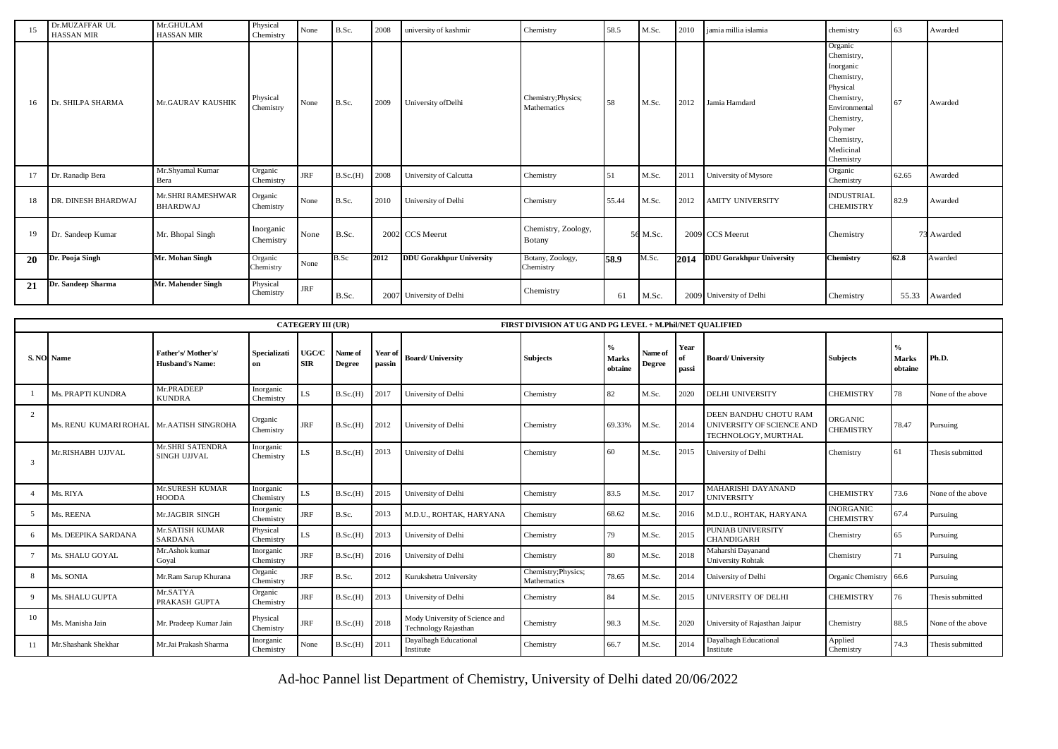| | | | | | | | | | | | | | | | |
|---|---|---|---|---|---|---|---|---|---|---|---|---|---|---|---|
| 15 | Dr.MUZAFFAR UL HASSAN MIR | Mr.GHULAM HASSAN MIR | Physical Chemistry | None | B.Sc. | 2008 | university of kashmir | Chemistry | 58.5 | M.Sc. | 2010 | jamia millia islamia | chemistry | 63 | Awarded |
| 16 | Dr. SHILPA SHARMA | Mr.GAURAV KAUSHIK | Physical Chemistry | None | B.Sc. | 2009 | University ofDelhi | Chemistry;Physics; Mathematics | 58 | M.Sc. | 2012 | Jamia Hamdard | Organic Chemistry, Inorganic Chemistry, Physical Chemistry, Environmental Chemistry, Polymer Chemistry, Medicinal Chemistry | 67 | Awarded |
| 17 | Dr. Ranadip Bera | Mr.Shyamal Kumar Bera | Organic Chemistry | JRF | B.Sc.(H) | 2008 | University of Calcutta | Chemistry | 51 | M.Sc. | 2011 | University of Mysore | Organic Chemistry | 62.65 | Awarded |
| 18 | DR. DINESH BHARDWAJ | Mr.SHRI RAMESHWAR BHARDWAJ | Organic Chemistry | None | B.Sc. | 2010 | University of Delhi | Chemistry | 55.44 | M.Sc. | 2012 | AMITY UNIVERSITY | INDUSTRIAL CHEMISTRY | 82.9 | Awarded |
| 19 | Dr. Sandeep Kumar | Mr. Bhopal Singh | Inorganic Chemistry | None | B.Sc. | 2002 | CCS Meerut | Chemistry, Zoology, Botany | 56 | M.Sc. | 2009 | CCS Meerut | Chemistry | 73 | Awarded |
| **20** | **Dr. Pooja Singh** | **Mr. Mohan Singh** | Organic Chemistry | None | B.Sc | **2012** | **DDU Gorakhpur University** | Botany, Zoology, Chemistry | **58.9** | M.Sc. | **2014** | **DDU Gorakhpur University** | **Chemistry** | **62.8** | Awarded |
| **21** | **Dr. Sandeep Sharma** | **Mr. Mahender Singh** | Physical Chemistry | JRF | B.Sc. | 2007 | University of Delhi | Chemistry | 61 | M.Sc. | 2009 | University of Delhi | Chemistry | 55.33 | Awarded |

| CATEGERY III (UR) | | | | | | | | FIRST DIVISION AT UG AND PG LEVEL + M.Phil/NET QUALIFIED | | | | | | | |
|---|---|---|---|---|---|---|---|---|---|---|---|---|---|---|---|
| **S. NO** | **Name** | **Father's/ Mother's/ Husband's Name:** | **Specialization** | **UGC/CSIR** | **Name of Degree** | **Year of passin** | **Board/ University** | **Subjects** | **% Marks obtaine** | **Name of Degree** | **Year of passi** | **Board/ University** | **Subjects** | **% Marks obtaine** | **Ph.D.** |
| 1 | Ms. PRAPTI KUNDRA | Mr.PRADEEP KUNDRA | Inorganic Chemistry | LS | B.Sc.(H) | 2017 | University of Delhi | Chemistry | 82 | M.Sc. | 2020 | DELHI UNIVERSITY | CHEMISTRY | 78 | None of the above |
| 2 | Ms. RENU KUMARI ROHAL | Mr.AATISH SINGROHA | Organic Chemistry | JRF | B.Sc.(H) | 2012 | University of Delhi | Chemistry | 69.33% | M.Sc. | 2014 | DEEN BANDHU CHOTU RAM UNIVERSITY OF SCIENCE AND TECHNOLOGY, MURTHAL | ORGANIC CHEMISTRY | 78.47 | Pursuing |
| 3 | Mr.RISHABH UJJVAL | Mr.SHRI SATENDRA SINGH UJJVAL | Inorganic Chemistry | LS | B.Sc.(H) | 2013 | University of Delhi | Chemistry | 60 | M.Sc. | 2015 | University of Delhi | Chemistry | 61 | Thesis submitted |
| 4 | Ms. RIYA | Mr.SURESH KUMAR HOODA | Inorganic Chemistry | LS | B.Sc.(H) | 2015 | University of Delhi | Chemistry | 83.5 | M.Sc. | 2017 | MAHARISHI DAYANAND UNIVERSITY | CHEMISTRY | 73.6 | None of the above |
| 5 | Ms. REENA | Mr.JAGBIR SINGH | Inorganic Chemistry | JRF | B.Sc. | 2013 | M.D.U., ROHTAK, HARYANA | Chemistry | 68.62 | M.Sc. | 2016 | M.D.U., ROHTAK, HARYANA | INORGANIC CHEMISTRY | 67.4 | Pursuing |
| 6 | Ms. DEEPIKA SARDANA | Mr.SATISH KUMAR SARDANA | Physical Chemistry | LS | B.Sc.(H) | 2013 | University of Delhi | Chemistry | 79 | M.Sc. | 2015 | PUNJAB UNIVERSITY CHANDIGARH | Chemistry | 65 | Pursuing |
| 7 | Ms. SHALU GOYAL | Mr.Ashok kumar Goyal | Inorganic Chemistry | JRF | B.Sc.(H) | 2016 | University of Delhi | Chemistry | 80 | M.Sc. | 2018 | Maharshi Dayanand University Rohtak | Chemistry | 71 | Pursuing |
| 8 | Ms. SONIA | Mr.Ram Sarup Khurana | Organic Chemistry | JRF | B.Sc. | 2012 | Kurukshetra University | Chemistry;Physics; Mathematics | 78.65 | M.Sc. | 2014 | University of Delhi | Organic Chemistry | 66.6 | Pursuing |
| 9 | Ms. SHALU GUPTA | Mr.SATYA PRAKASH GUPTA | Organic Chemistry | JRF | B.Sc.(H) | 2013 | University of Delhi | Chemistry | 84 | M.Sc. | 2015 | UNIVERSITY OF DELHI | CHEMISTRY | 76 | Thesis submitted |
| 10 | Ms. Manisha Jain | Mr. Pradeep Kumar Jain | Physical Chemistry | JRF | B.Sc.(H) | 2018 | Mody University of Science and Technology Rajasthan | Chemistry | 98.3 | M.Sc. | 2020 | University of Rajasthan Jaipur | Chemistry | 88.5 | None of the above |
| 11 | Mr.Shashank Shekhar | Mr.Jai Prakash Sharma | Inorganic Chemistry | None | B.Sc.(H) | 2011 | Dayalbagh Educational Institute | Chemistry | 66.7 | M.Sc. | 2014 | Dayalbagh Educational Institute | Applied Chemistry | 74.3 | Thesis submitted |

Ad-hoc Pannel list Department of Chemistry, University of Delhi dated 20/06/2022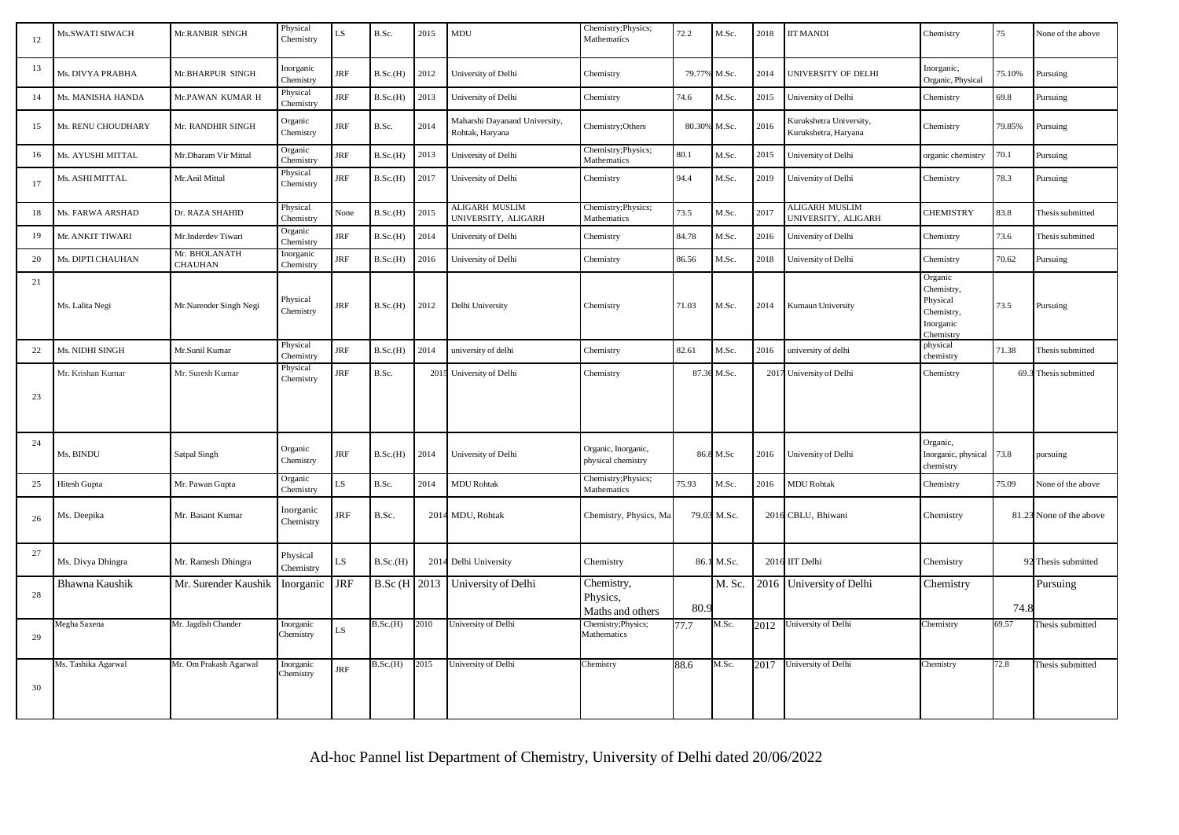| | | | | | | | | | | | | | | |
|---|---|---|---|---|---|---|---|---|---|---|---|---|---|---|
| 12 | Ms.SWATI SIWACH | Mr.RANBIR SINGH | Physical Chemistry | LS | B.Sc. | 2015 | MDU | Chemistry;Physics; Mathematics | 72.2 | M.Sc. | 2018 | IIT MANDI | Chemistry | 75 | None of the above |
| 13 | Ms. DIVYA PRABHA | Mr.BHARPUR SINGH | Inorganic Chemistry | JRF | B.Sc.(H) | 2012 | University of Delhi | Chemistry | 79.77% | M.Sc. | 2014 | UNIVERSITY OF DELHI | Inorganic, Organic, Physical | 75.10% | Pursuing |
| 14 | Ms. MANISHA HANDA | Mr.PAWAN KUMAR H | Physical Chemistry | JRF | B.Sc.(H) | 2013 | University of Delhi | Chemistry | 74.6 | M.Sc. | 2015 | University of Delhi | Chemistry | 69.8 | Pursuing |
| 15 | Ms. RENU CHOUDHARY | Mr. RANDHIR SINGH | Organic Chemistry | JRF | B.Sc. | 2014 | Maharshi Dayanand University, Rohtak, Haryana | Chemistry;Others | 80.30% | M.Sc. | 2016 | Kurukshetra University, Kurukshetra, Haryana | Chemistry | 79.85% | Pursuing |
| 16 | Ms. AYUSHI MITTAL | Mr.Dharam Vir Mittal | Organic Chemistry | JRF | B.Sc.(H) | 2013 | University of Delhi | Chemistry;Physics; Mathematics | 80.1 | M.Sc. | 2015 | University of Delhi | organic chemistry | 70.1 | Pursuing |
| 17 | Ms. ASHI MITTAL | Mr.Anil Mittal | Physical Chemistry | JRF | B.Sc.(H) | 2017 | University of Delhi | Chemistry | 94.4 | M.Sc. | 2019 | University of Delhi | Chemistry | 78.3 | Pursuing |
| 18 | Ms. FARWA ARSHAD | Dr. RAZA SHAHID | Physical Chemistry | None | B.Sc.(H) | 2015 | ALIGARH MUSLIM UNIVERSITY, ALIGARH | Chemistry;Physics; Mathematics | 73.5 | M.Sc. | 2017 | ALIGARH MUSLIM UNIVERSITY, ALIGARH | CHEMISTRY | 83.8 | Thesis submitted |
| 19 | Mr. ANKIT TIWARI | Mr.Inderdev Tiwari | Organic Chemistry | JRF | B.Sc.(H) | 2014 | University of Delhi | Chemistry | 84.78 | M.Sc. | 2016 | University of Delhi | Chemistry | 73.6 | Thesis submitted |
| 20 | Ms. DIPTI CHAUHAN | Mr. BHOLANATH CHAUHAN | Inorganic Chemistry | JRF | B.Sc.(H) | 2016 | University of Delhi | Chemistry | 86.56 | M.Sc. | 2018 | University of Delhi | Chemistry | 70.62 | Pursuing |
| 21 | Ms. Lalita Negi | Mr.Narender Singh Negi | Physical Chemistry | JRF | B.Sc.(H) | 2012 | Delhi University | Chemistry | 71.03 | M.Sc. | 2014 | Kumaun University | Organic Chemistry, Physical Chemistry, Inorganic Chemistry | 73.5 | Pursuing |
| 22 | Ms. NIDHI SINGH | Mr.Sunil Kumar | Physical Chemistry | JRF | B.Sc.(H) | 2014 | university of delhi | Chemistry | 82.61 | M.Sc. | 2016 | university of delhi | physical chemistry | 71.38 | Thesis submitted |
| 23 | Mr. Krishan Kumar | Mr. Suresh Kumar | Physical Chemistry | JRF | B.Sc. | 2015 | University of Delhi | Chemistry | 87.36 | M.Sc. | 2017 | University of Delhi | Chemistry | 69.3 | Thesis submitted |
| 24 | Ms. BINDU | Satpal Singh | Organic Chemistry | JRF | B.Sc.(H) | 2014 | University of Delhi | Organic, Inorganic, physical chemistry | 86.8 | M.Sc | 2016 | University of Delhi | Organic, Inorganic, physical chemistry | 73.8 | pursuing |
| 25 | Hitesh Gupta | Mr. Pawan Gupta | Organic Chemistry | LS | B.Sc. | 2014 | MDU Rohtak | Chemistry;Physics; Mathematics | 75.93 | M.Sc. | 2016 | MDU Rohtak | Chemistry | 75.09 | None of the above |
| 26 | Ms. Deepika | Mr. Basant Kumar | Inorganic Chemistry | JRF | B.Sc. | 2014 | MDU, Rohtak | Chemistry, Physics, Ma | 79.03 | M.Sc. | 2016 | CBLU, Bhiwani | Chemistry | 81.23 | None of the above |
| 27 | Ms. Divya Dhingra | Mr. Ramesh Dhingra | Physical Chemistry | LS | B.Sc.(H) | 2014 | Delhi University | Chemistry | 86.1 | M.Sc. | 2016 | IIT Delhi | Chemistry | 92 | Thesis submitted |
| 28 | Bhawna Kaushik | Mr. Surender Kaushik | Inorganic | JRF | B.Sc (H | 2013 | University of Delhi | Chemistry, Physics, Maths and others | 80.9 | M. Sc. | 2016 | University of Delhi | Chemistry | 74.8 | Pursuing |
| 29 | Megha Saxena | Mr. Jagdish Chander | Inorganic Chemistry | LS | B.Sc.(H) | 2010 | University of Delhi | Chemistry;Physics; Mathematics | 77.7 | M.Sc. | 2012 | University of Delhi | Chemistry | 69.57 | Thesis submitted |
| 30 | Ms. Tashika Agarwal | Mr. Om Prakash Agarwal | Inorganic Chemistry | JRF | B.Sc.(H) | 2015 | University of Delhi | Chemistry | 88.6 | M.Sc. | 2017 | University of Delhi | Chemistry | 72.8 | Thesis submitted |

Ad-hoc Pannel list Department of Chemistry, University of Delhi dated 20/06/2022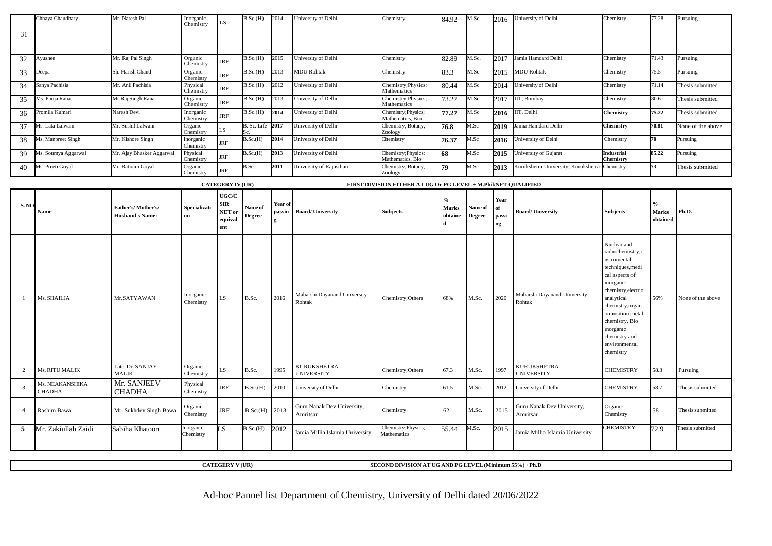| | | | | | | | | | | | | | | | |
|---|---|---|---|---|---|---|---|---|---|---|---|---|---|---|---|
| 31 | Chhaya Chaudhary | Mr. Naresh Pal | Inorganic Chemistry | LS | B.Sc.(H) | 2014 | University of Delhi | Chemistry | 84.92 | M.Sc. | 2016 | University of Delhi | Chemistry | 77.28 | Pursuing |
| 32 | Ayushee | Mr. Raj Pal Singh | Organic Chemistry | JRF | B.Sc.(H) | 2015 | University of Delhi | Chemistry | 82.89 | M.Sc. | 2017 | Jamia Hamdard Delhi | Chemistry | 71.43 | Pursuing |
| 33 | Deepa | Sh. Harish Chand | Organic Chemistry | JRF | B.Sc.(H) | 2013 | MDU Rohtak | Chemistry | 83.3 | M.Sc | 2015 | MDU Rohtak | Chemistry | 75.5 | Pursuing |
| 34 | Sanya Pachisia | Mr. Anil Pachisia | Physical Chemistry | JRF | B.Sc.(H) | 2012 | University of Delhi | Chemistry;Physics; Mathematics | 80.44 | M.Sc | 2014 | University of Delhi | Chemistry | 71.14 | Thesis submitted |
| 35 | Ms. Pooja Rana | Mr.Raj Singh Rana | Organic Chemistry | JRF | B.Sc.(H) | 2013 | University of Delhi | Chemistry;Physics; Mathematics | 73.27 | M.Sc | 2017 | IIT, Bombay | Chemistry | 80.6 | Thesis submitted |
| 36 | Promila Kumari | Naresh Devi | Inorganic Chemistry | JRF | B.Sc.(H) | 2014 | University of Delhi | Chemistry;Physics; Mathematics, Bio | 77.27 | M.Sc | 2016 | IIT, Delhi | Chemistry | 75.22 | Thesis submitted |
| 37 | Ms. Lata Lalwani | Mr. Sushil Lalwani | Organic Chemistry | LS | B. Sc. Life Sc. | 2017 | University of Delhi | Chemistry, Botany, Zoology | 76.8 | M.Sc | 2019 | Jamia Hamdard Delhi | Chemistry | 70.81 | None of the above |
| 38 | Ms. Manpreet Singh | Mr. Kishore Singh | Inorganic Chemistry | JRF | B.Sc.(H) | 2014 | University of Delhi | Chemistry | 76.37 | M.Sc | 2016 | University of Delhi | Chemistry | 70 | Pursuing |
| 39 | Ms. Soumya Aggarwal | Mr. Ajay Bhasker Aggarwal | Physical Chemistry | JRF | B.Sc.(H) | 2013 | University of Delhi | Chemistry;Physics; Mathematics, Bio | 68 | M.Sc | 2015 | University of Gujarat | Industrial Chemistry | 85.22 | Pursuing |
| 40 | Ms. Preeti Goyal | Mr. Ratiram Goyal | Organic Chemistry | JRF | B.Sc. | 2011 | University of Rajasthan | Chemistry, Botany, Zoology | 79 | M.Sc | 2013 | Kurukshetra University, Kurukshetra | Chemistry | 73 | Thesis submitted |

**CATEGERY IV (UR)** FIRST DIVISION EITHER AT UG Or PG LEVEL + M.Phil/NET QUALIFIED

| S. NO | Name | Father's/ Mother's/ Husband's Name: | Specialization | UGC/CSIR NET or equivalent | Name of Degree | Year of passing | Board/ University | Subjects | % Marks obtained | Name of Degree | Year of passing | Board/ University | Subjects | % Marks obtained | Ph.D. |
|---|---|---|---|---|---|---|---|---|---|---|---|---|---|---|---|
| 1 | Ms. SHAILJA | Mr.SATYAWAN | Inorganic Chemistry | LS | B.Sc. | 2016 | Maharshi Dayanand University Rohtak | Chemistry;Others | 68% | M.Sc. | 2020 | Maharshi Dayanand University Rohtak | Nuclear and radiochemistry,instrumental techniques,medical aspects of inorganic chemistry,electro analytical chemistry,organotransition metal chemistry, Bio inorganic chemistry and environmental chemistry | 56% | None of the above |
| 2 | Ms. RITU MALIK | Late. Dr. SANJAY MALIK | Organic Chemistry | LS | B.Sc. | 1995 | KURUKSHETRA UNIVERSITY | Chemistry;Others | 67.3 | M.Sc. | 1997 | KURUKSHETRA UNIVERSITY | CHEMISTRY | 58.3 | Pursuing |
| 3 | Ms. NEAKANSHIKA CHADHA | Mr. SANJEEV CHADHA | Physical Chemistry | JRF | B.Sc.(H) | 2010 | University of Delhi | Chemistry | 61.5 | M.Sc. | 2012 | University of Delhi | CHEMISTRY | 58.7 | Thesis submitted |
| 4 | Rashim Bawa | Mr. Sukhdev Singh Bawa | Organic Chemistry | JRF | B.Sc.(H) | 2013 | Guru Nanak Dev University, Amritsar | Chemistry | 62 | M.Sc. | 2015 | Guru Nanak Dev University, Amritsar | Organic Chemistry | 58 | Thesis submitted |
| 5 | Mr. Zakiullah Zaidi | Sabiha Khatoon | Inorganic Chemistry | LS | B.Sc.(H) | 2012 | Jamia Millia Islamia University | Chemistry;Physics; Mathematics | 55.44 | M.Sc. | 2015 | Jamia Millia Islamia University | CHEMISTRY | 72.9 | Thesis submitted |

**CATEGERY V (UR)** SECOND DIVISION AT UG AND PG LEVEL (Minimum 55%) +Ph.D

Ad-hoc Pannel list Department of Chemistry, University of Delhi dated 20/06/2022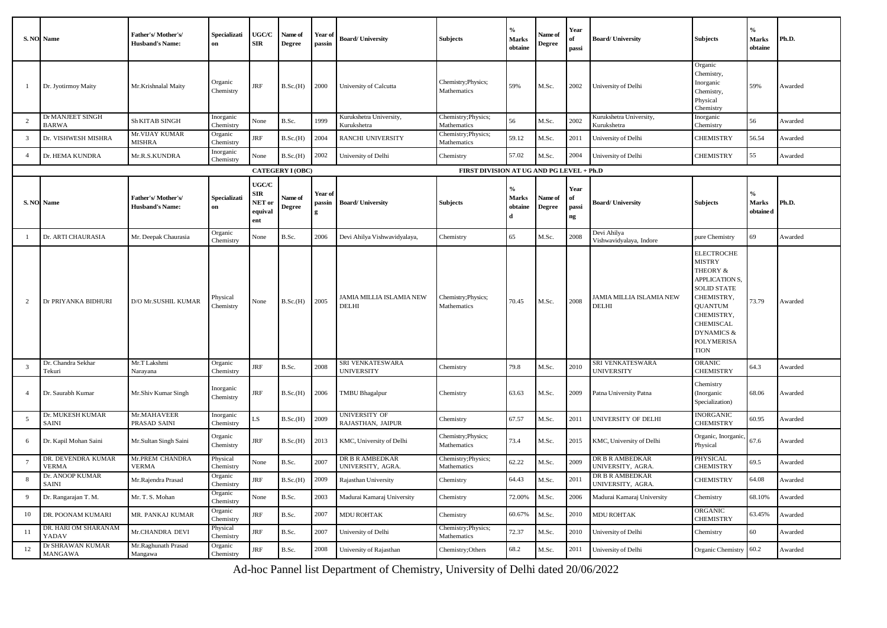| S. NO | Name | Father's/ Mother's/ Husband's Name: | Specialization | UGC/CSIR | Name of Degree | Year of passin | Board/ University | Subjects | % Marks obtaine | Name of Degree | Year of passi | Board/ University | Subjects | % Marks obtaine | Ph.D. |
|---|---|---|---|---|---|---|---|---|---|---|---|---|---|---|---|
| 1 | Dr. Jyotirmoy Maity | Mr.Krishnalal Maity | Organic Chemistry | JRF | B.Sc.(H) | 2000 | University of Calcutta | Chemistry;Physics; Mathematics | 59% | M.Sc. | 2002 | University of Delhi | Organic Chemistry, Inorganic Chemistry, Physical Chemistry | 59% | Awarded |
| 2 | Dr MANJEET SINGH BARWA | Sh KITAB SINGH | Inorganic Chemistry | None | B.Sc. | 1999 | Kurukshetra University, Kurukshetra | Chemistry;Physics; Mathematics | 56 | M.Sc. | 2002 | Kurukshetra University, Kurukshetra | Inorganic Chemistry | 56 | Awarded |
| 3 | Dr. VISHWESH MISHRA | Mr.VIJAY KUMAR MISHRA | Organic Chemistry | JRF | B.Sc.(H) | 2004 | RANCHI UNIVERSITY | Chemistry;Physics; Mathematics | 59.12 | M.Sc. | 2011 | University of Delhi | CHEMISTRY | 56.54 | Awarded |
| 4 | Dr. HEMA KUNDRA | Mr.R.S.KUNDRA | Inorganic Chemistry | None | B.Sc.(H) | 2002 | University of Delhi | Chemistry | 57.02 | M.Sc. | 2004 | University of Delhi | CHEMISTRY | 55 | Awarded |

**CATEGORY I (OBC)** — **FIRST DIVISION AT UG AND PG LEVEL + Ph.D**

| S. NO | Name | Father's/ Mother's/ Husband's Name: | Specialization | UGC/CSIR NET or equivalent | Name of Degree | Year of passing | Board/ University | Subjects | % Marks obtained | Name of Degree | Year of passing | Board/ University | Subjects | % Marks obtained | Ph.D. |
|---|---|---|---|---|---|---|---|---|---|---|---|---|---|---|---|
| 1 | Dr. ARTI CHAURASIA | Mr. Deepak Chaurasia | Organic Chemistry | None | B.Sc. | 2006 | Devi Ahilya Vishwavidyalaya, | Chemistry | 65 | M.Sc. | 2008 | Devi Ahilya Vishwavidyalaya, Indore | pure Chemistry | 69 | Awarded |
| 2 | Dr PRIYANKA BIDHURI | D/O Mr.SUSHIL KUMAR | Physical Chemistry | None | B.Sc.(H) | 2005 | JAMIA MILLIA ISLAMIA NEW DELHI | Chemistry;Physics; Mathematics | 70.45 | M.Sc. | 2008 | JAMIA MILLIA ISLAMIA NEW DELHI | ELECTROCHEMISTRY THEORY & APPLICATION S, SOLID STATE CHEMISTRY, QUANTUM CHEMISTRY, CHEMISCAL DYNAMICS & POLYMERISATION | 73.79 | Awarded |
| 3 | Dr. Chandra Sekhar Tekuri | Mr.T Lakshmi Narayana | Organic Chemistry | JRF | B.Sc. | 2008 | SRI VENKATESWARA UNIVERSITY | Chemistry | 79.8 | M.Sc. | 2010 | SRI VENKATESWARA UNIVERSITY | ORANIC CHEMISTRY | 64.3 | Awarded |
| 4 | Dr. Saurabh Kumar | Mr.Shiv Kumar Singh | Inorganic Chemistry | JRF | B.Sc.(H) | 2006 | TMBU Bhagalpur | Chemistry | 63.63 | M.Sc. | 2009 | Patna University Patna | Chemistry (Inorganic Specialization) | 68.06 | Awarded |
| 5 | Dr. MUKESH KUMAR SAINI | Mr.MAHAVEER PRASAD SAINI | Inorganic Chemistry | LS | B.Sc.(H) | 2009 | UNIVERSITY OF RAJASTHAN, JAIPUR | Chemistry | 67.57 | M.Sc. | 2011 | UNIVERSITY OF DELHI | INORGANIC CHEMISTRY | 60.95 | Awarded |
| 6 | Dr. Kapil Mohan Saini | Mr.Sultan Singh Saini | Organic Chemistry | JRF | B.Sc.(H) | 2013 | KMC, University of Delhi | Chemistry;Physics; Mathematics | 73.4 | M.Sc. | 2015 | KMC, University of Delhi | Organic, Inorganic, Physical | 67.6 | Awarded |
| 7 | DR. DEVENDRA KUMAR VERMA | Mr.PREM CHANDRA VERMA | Physical Chemistry | None | B.Sc. | 2007 | DR B R AMBEDKAR UNIVERSITY, AGRA. | Chemistry;Physics; Mathematics | 62.22 | M.Sc. | 2009 | DR B R AMBEDKAR UNIVERSITY, AGRA. | PHYSICAL CHEMISTRY | 69.5 | Awarded |
| 8 | Dr. ANOOP KUMAR SAINI | Mr.Rajendra Prasad | Organic Chemistry | JRF | B.Sc.(H) | 2009 | Rajasthan University | Chemistry | 64.43 | M.Sc. | 2011 | DR B R AMBEDKAR UNIVERSITY, AGRA. | CHEMISTRY | 64.08 | Awarded |
| 9 | Dr. Rangarajan T. M. | Mr. T. S. Mohan | Organic Chemistry | None | B.Sc. | 2003 | Madurai Kamaraj University | Chemistry | 72.00% | M.Sc. | 2006 | Madurai Kamaraj University | Chemistry | 68.10% | Awarded |
| 10 | DR. POONAM KUMARI | MR. PANKAJ KUMAR | Organic Chemistry | JRF | B.Sc. | 2007 | MDU ROHTAK | Chemistry | 60.67% | M.Sc. | 2010 | MDU ROHTAK | ORGANIC CHEMISTRY | 63.45% | Awarded |
| 11 | DR. HARI OM SHARANAM YADAV | Mr.CHANDRA DEVI | Physical Chemistry | JRF | B.Sc. | 2007 | University of Delhi | Chemistry;Physics; Mathematics | 72.37 | M.Sc. | 2010 | University of Delhi | Chemistry | 60 | Awarded |
| 12 | Dr SHRAWAN KUMAR MANGAWA | Mr.Raghunath Prasad Mangawa | Organic Chemistry | JRF | B.Sc. | 2008 | University of Rajasthan | Chemistry;Others | 68.2 | M.Sc. | 2011 | University of Delhi | Organic Chemistry | 60.2 | Awarded |

Ad-hoc Pannel list Department of Chemistry, University of Delhi dated 20/06/2022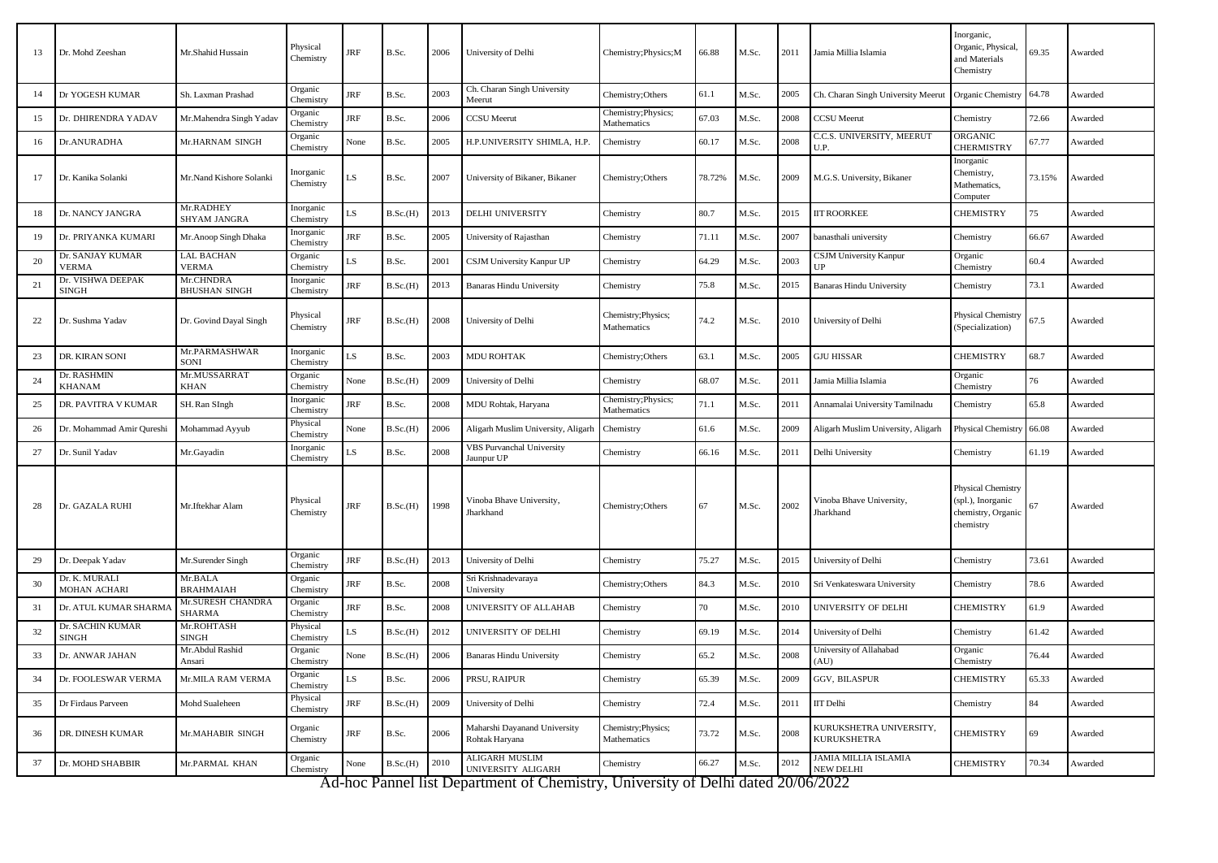| | | | | | | | | | | | | | | |
|---|---|---|---|---|---|---|---|---|---|---|---|---|---|---|
| 13 | Dr. Mohd Zeeshan | Mr.Shahid Hussain | Physical Chemistry | JRF | B.Sc. | 2006 | University of Delhi | Chemistry;Physics;M | 66.88 | M.Sc. | 2011 | Jamia Millia Islamia | Inorganic, Organic, Physical, and Materials Chemistry | 69.35 | Awarded |
| 14 | Dr YOGESH KUMAR | Sh. Laxman Prashad | Organic Chemistry | JRF | B.Sc. | 2003 | Ch. Charan Singh University Meerut | Chemistry;Others | 61.1 | M.Sc. | 2005 | Ch. Charan Singh University Meerut | Organic Chemistry | 64.78 | Awarded |
| 15 | Dr. DHIRENDRA YADAV | Mr.Mahendra Singh Yadav | Organic Chemistry | JRF | B.Sc. | 2006 | CCSU Meerut | Chemistry;Physics; Mathematics | 67.03 | M.Sc. | 2008 | CCSU Meerut | Chemistry | 72.66 | Awarded |
| 16 | Dr.ANURADHA | Mr.HARNAM SINGH | Organic Chemistry | None | B.Sc. | 2005 | H.P.UNIVERSITY SHIMLA, H.P. | Chemistry | 60.17 | M.Sc. | 2008 | C.C.S. UNIVERSITY, MEERUT U.P. | ORGANIC CHERMISTRY | 67.77 | Awarded |
| 17 | Dr. Kanika Solanki | Mr.Nand Kishore Solanki | Inorganic Chemistry | LS | B.Sc. | 2007 | University of Bikaner, Bikaner | Chemistry;Others | 78.72% | M.Sc. | 2009 | M.G.S. University, Bikaner | Inorganic Chemistry, Mathematics, Computer | 73.15% | Awarded |
| 18 | Dr. NANCY JANGRA | Mr.RADHEY SHYAM JANGRA | Inorganic Chemistry | LS | B.Sc.(H) | 2013 | DELHI UNIVERSITY | Chemistry | 80.7 | M.Sc. | 2015 | IIT ROORKEE | CHEMISTRY | 75 | Awarded |
| 19 | Dr. PRIYANKA KUMARI | Mr.Anoop Singh Dhaka | Inorganic Chemistry | JRF | B.Sc. | 2005 | University of Rajasthan | Chemistry | 71.11 | M.Sc. | 2007 | banasthali university | Chemistry | 66.67 | Awarded |
| 20 | Dr. SANJAY KUMAR VERMA | LAL BACHAN VERMA | Organic Chemistry | LS | B.Sc. | 2001 | CSJM University Kanpur UP | Chemistry | 64.29 | M.Sc. | 2003 | CSJM University Kanpur UP | Organic Chemistry | 60.4 | Awarded |
| 21 | Dr. VISHWA DEEPAK SINGH | Mr.CHNDRA BHUSHAN SINGH | Inorganic Chemistry | JRF | B.Sc.(H) | 2013 | Banaras Hindu University | Chemistry | 75.8 | M.Sc. | 2015 | Banaras Hindu University | Chemistry | 73.1 | Awarded |
| 22 | Dr. Sushma Yadav | Dr. Govind Dayal Singh | Physical Chemistry | JRF | B.Sc.(H) | 2008 | University of Delhi | Chemistry;Physics; Mathematics | 74.2 | M.Sc. | 2010 | University of Delhi | Physical Chemistry (Specialization) | 67.5 | Awarded |
| 23 | DR. KIRAN SONI | Mr.PARMASHWAR SONI | Inorganic Chemistry | LS | B.Sc. | 2003 | MDU ROHTAK | Chemistry;Others | 63.1 | M.Sc. | 2005 | GJU HISSAR | CHEMISTRY | 68.7 | Awarded |
| 24 | Dr. RASHMIN KHANAM | Mr.MUSSARRAT KHAN | Organic Chemistry | None | B.Sc.(H) | 2009 | University of Delhi | Chemistry | 68.07 | M.Sc. | 2011 | Jamia Millia Islamia | Organic Chemistry | 76 | Awarded |
| 25 | DR. PAVITRA V KUMAR | SH. Ran SIngh | Inorganic Chemistry | JRF | B.Sc. | 2008 | MDU Rohtak, Haryana | Chemistry;Physics; Mathematics | 71.1 | M.Sc. | 2011 | Annamalai University Tamilnadu | Chemistry | 65.8 | Awarded |
| 26 | Dr. Mohammad Amir Qureshi | Mohammad Ayyub | Physical Chemistry | None | B.Sc.(H) | 2006 | Aligarh Muslim University, Aligarh | Chemistry | 61.6 | M.Sc. | 2009 | Aligarh Muslim University, Aligarh | Physical Chemistry | 66.08 | Awarded |
| 27 | Dr. Sunil Yadav | Mr.Gayadin | Inorganic Chemistry | LS | B.Sc. | 2008 | VBS Purvanchal University Jaunpur UP | Chemistry | 66.16 | M.Sc. | 2011 | Delhi University | Chemistry | 61.19 | Awarded |
| 28 | Dr. GAZALA RUHI | Mr.Iftekhar Alam | Physical Chemistry | JRF | B.Sc.(H) | 1998 | Vinoba Bhave University, Jharkhand | Chemistry;Others | 67 | M.Sc. | 2002 | Vinoba Bhave University, Jharkhand | Physical Chemistry (spl.), Inorganic chemistry, Organic chemistry | 67 | Awarded |
| 29 | Dr. Deepak Yadav | Mr.Surender Singh | Organic Chemistry | JRF | B.Sc.(H) | 2013 | University of Delhi | Chemistry | 75.27 | M.Sc. | 2015 | University of Delhi | Chemistry | 73.61 | Awarded |
| 30 | Dr. K. MURALI MOHAN ACHARI | Mr.BALA BRAHMAIAH | Organic Chemistry | JRF | B.Sc. | 2008 | Sri Krishnadevaraya University | Chemistry;Others | 84.3 | M.Sc. | 2010 | Sri Venkateswara University | Chemistry | 78.6 | Awarded |
| 31 | Dr. ATUL KUMAR SHARMA | Mr.SURESH CHANDRA SHARMA | Organic Chemistry | JRF | B.Sc. | 2008 | UNIVERSITY OF ALLAHABAD | Chemistry | 70 | M.Sc. | 2010 | UNIVERSITY OF DELHI | CHEMISTRY | 61.9 | Awarded |
| 32 | Dr. SACHIN KUMAR SINGH | Mr.ROHTASH SINGH | Physical Chemistry | LS | B.Sc.(H) | 2012 | UNIVERSITY OF DELHI | Chemistry | 69.19 | M.Sc. | 2014 | University of Delhi | Chemistry | 61.42 | Awarded |
| 33 | Dr. ANWAR JAHAN | Mr.Abdul Rashid Ansari | Organic Chemistry | None | B.Sc.(H) | 2006 | Banaras Hindu University | Chemistry | 65.2 | M.Sc. | 2008 | University of Allahabad (AU) | Organic Chemistry | 76.44 | Awarded |
| 34 | Dr. FOOLESWAR VERMA | Mr.MILA RAM VERMA | Organic Chemistry | LS | B.Sc. | 2006 | PRSU, RAIPUR | Chemistry | 65.39 | M.Sc. | 2009 | GGV, BILASPUR | CHEMISTRY | 65.33 | Awarded |
| 35 | Dr Firdaus Parveen | Mohd Sualeheen | Physical Chemistry | JRF | B.Sc.(H) | 2009 | University of Delhi | Chemistry | 72.4 | M.Sc. | 2011 | IIT Delhi | Chemistry | 84 | Awarded |
| 36 | DR. DINESH KUMAR | Mr.MAHABIR SINGH | Organic Chemistry | JRF | B.Sc. | 2006 | Maharshi Dayanand University Rohtak Haryana | Chemistry;Physics; Mathematics | 73.72 | M.Sc. | 2008 | KURUKSHETRA UNIVERSITY, KURUKSHETRA | CHEMISTRY | 69 | Awarded |
| 37 | Dr. MOHD SHABBIR | Mr.PARMAL KHAN | Organic Chemistry | None | B.Sc.(H) | 2010 | ALIGARH MUSLIM UNIVERSITY ALIGARH | Chemistry | 66.27 | M.Sc. | 2012 | JAMIA MILLIA ISLAMIA NEW DELHI | CHEMISTRY | 70.34 | Awarded |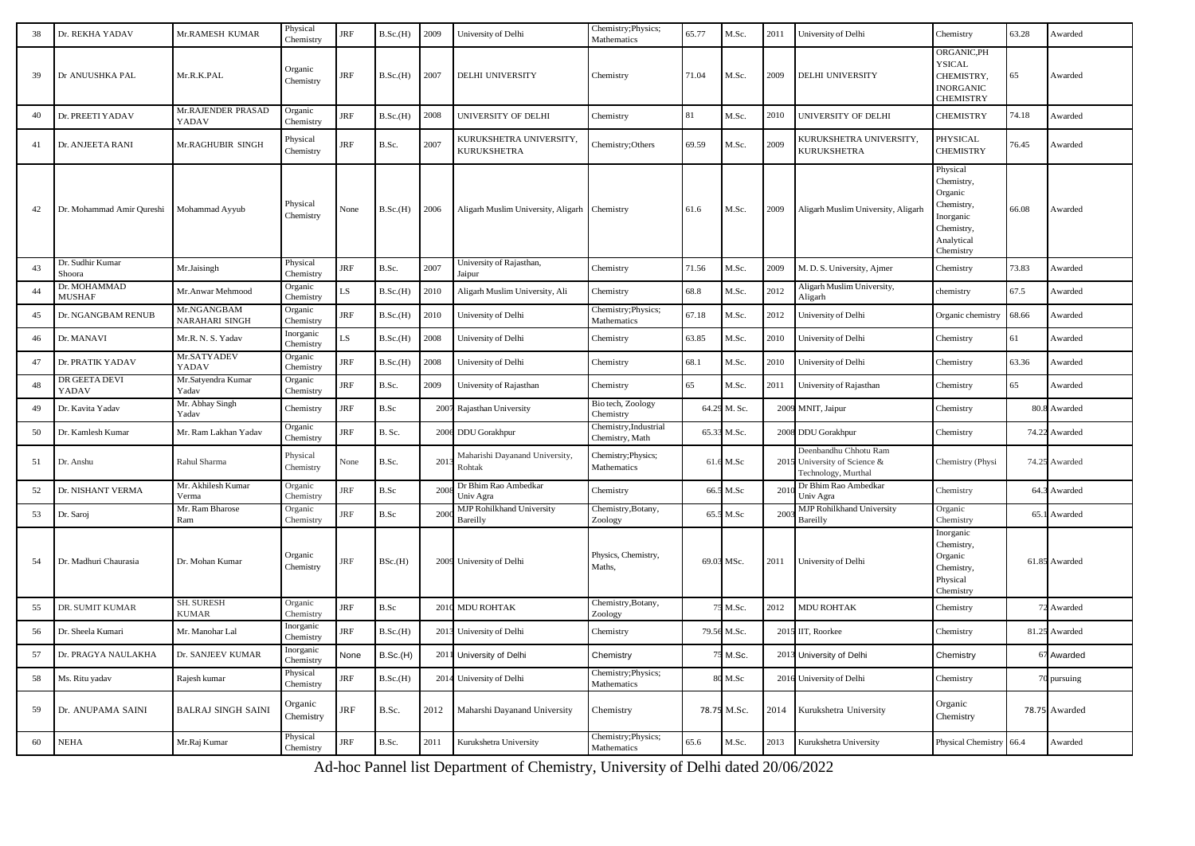| | | | | | | | | | | | | | | |
|---|---|---|---|---|---|---|---|---|---|---|---|---|---|---|
| 38 | Dr. REKHA YADAV | Mr.RAMESH KUMAR | Physical Chemistry | JRF | B.Sc.(H) | 2009 | University of Delhi | Chemistry;Physics; Mathematics | 65.77 | M.Sc. | 2011 | University of Delhi | Chemistry | 63.28 | Awarded |
| 39 | Dr ANUUSHKA PAL | Mr.R.K.PAL | Organic Chemistry | JRF | B.Sc.(H) | 2007 | DELHI UNIVERSITY | Chemistry | 71.04 | M.Sc. | 2009 | DELHI UNIVERSITY | ORGANIC,PHYSICAL CHEMISTRY, INORGANIC CHEMISTRY | 65 | Awarded |
| 40 | Dr. PREETI YADAV | Mr.RAJENDER PRASAD YADAV | Organic Chemistry | JRF | B.Sc.(H) | 2008 | UNIVERSITY OF DELHI | Chemistry | 81 | M.Sc. | 2010 | UNIVERSITY OF DELHI | CHEMISTRY | 74.18 | Awarded |
| 41 | Dr. ANJEETA RANI | Mr.RAGHUBIR SINGH | Physical Chemistry | JRF | B.Sc. | 2007 | KURUKSHETRA UNIVERSITY, KURUKSHETRA | Chemistry;Others | 69.59 | M.Sc. | 2009 | KURUKSHETRA UNIVERSITY, KURUKSHETRA | PHYSICAL CHEMISTRY | 76.45 | Awarded |
| 42 | Dr. Mohammad Amir Qureshi | Mohammad Ayyub | Physical Chemistry | None | B.Sc.(H) | 2006 | Aligarh Muslim University, Aligarh | Chemistry | 61.6 | M.Sc. | 2009 | Aligarh Muslim University, Aligarh | Physical Chemistry, Organic Chemistry, Inorganic Chemistry, Analytical Chemistry | 66.08 | Awarded |
| 43 | Dr. Sudhir Kumar Shoora | Mr.Jaisingh | Physical Chemistry | JRF | B.Sc. | 2007 | University of Rajasthan, Jaipur | Chemistry | 71.56 | M.Sc. | 2009 | M. D. S. University, Ajmer | Chemistry | 73.83 | Awarded |
| 44 | Dr. MOHAMMAD MUSHAF | Mr.Anwar Mehmood | Organic Chemistry | LS | B.Sc.(H) | 2010 | Aligarh Muslim University, Ali | Chemistry | 68.8 | M.Sc. | 2012 | Aligarh Muslim University, Aligarh | chemistry | 67.5 | Awarded |
| 45 | Dr. NGANGBAM RENUB | Mr.NGANGBAM NARAHARI SINGH | Organic Chemistry | JRF | B.Sc.(H) | 2010 | University of Delhi | Chemistry;Physics; Mathematics | 67.18 | M.Sc. | 2012 | University of Delhi | Organic chemistry | 68.66 | Awarded |
| 46 | Dr. MANAVI | Mr.R. N. S. Yadav | Inorganic Chemistry | LS | B.Sc.(H) | 2008 | University of Delhi | Chemistry | 63.85 | M.Sc. | 2010 | University of Delhi | Chemistry | 61 | Awarded |
| 47 | Dr. PRATIK YADAV | Mr.SATYADEV YADAV | Organic Chemistry | JRF | B.Sc.(H) | 2008 | University of Delhi | Chemistry | 68.1 | M.Sc. | 2010 | University of Delhi | Chemistry | 63.36 | Awarded |
| 48 | DR GEETA DEVI YADAV | Mr.Satyendra Kumar Yadav | Organic Chemistry | JRF | B.Sc. | 2009 | University of Rajasthan | Chemistry | 65 | M.Sc. | 2011 | University of Rajasthan | Chemistry | 65 | Awarded |
| 49 | Dr. Kavita Yadav | Mr. Abhay Singh Yadav | Chemistry | JRF | B.Sc | 2007 | Rajasthan University | Bio tech, Zoology Chemistry | 64.29 | M.Sc. | 2009 | MNIT, Jaipur | Chemistry | 80.8 | Awarded |
| 50 | Dr. Kamlesh Kumar | Mr. Ram Lakhan Yadav | Organic Chemistry | JRF | B. Sc. | 2006 | DDU Gorakhpur | Chemistry,Industrial Chemistry, Math | 65.33 | M.Sc. | 2008 | DDU Gorakhpur | Chemistry | 74.22 | Awarded |
| 51 | Dr. Anshu | Rahul Sharma | Physical Chemistry | None | B.Sc. | 2013 | Maharishi Dayanand University, Rohtak | Chemistry;Physics; Mathematics | 61.6 | M.Sc | 2015 | Deenbandhu Chhotu Ram University of Science & Technology, Murthal | Chemistry (Physi | 74.25 | Awarded |
| 52 | Dr. NISHANT VERMA | Mr. Akhilesh Kumar Verma | Organic Chemistry | JRF | B.Sc | 2008 | Dr Bhim Rao Ambedkar Univ Agra | Chemistry | 66.5 | M.Sc | 2010 | Dr Bhim Rao Ambedkar Univ Agra | Chemistry | 64.3 | Awarded |
| 53 | Dr. Saroj | Mr. Ram Bharose Ram | Organic Chemistry | JRF | B.Sc | 2000 | MJP Rohilkhand University Bareilly | Chemistry,Botany, Zoology | 65.5 | M.Sc | 2003 | MJP Rohilkhand University Bareilly | Organic Chemistry | 65.1 | Awarded |
| 54 | Dr. Madhuri Chaurasia | Dr. Mohan Kumar | Organic Chemistry | JRF | BSc.(H) | 2009 | University of Delhi | Physics, Chemistry, Maths, | 69.03 | MSc. | 2011 | University of Delhi | Inorganic Chemistry, Organic Chemistry, Physical Chemistry | 61.85 | Awarded |
| 55 | DR. SUMIT KUMAR | SH. SURESH KUMAR | Organic Chemistry | JRF | B.Sc | 2010 | MDU ROHTAK | Chemistry,Botany, Zoology | 75 | M.Sc. | 2012 | MDU ROHTAK | Chemistry | 72 | Awarded |
| 56 | Dr. Sheela Kumari | Mr. Manohar Lal | Inorganic Chemistry | JRF | B.Sc.(H) | 2013 | University of Delhi | Chemistry | 79.56 | M.Sc. | 2015 | IIT, Roorkee | Chemistry | 81.25 | Awarded |
| 57 | Dr. PRAGYA NAULAKHA | Dr. SANJEEV KUMAR | Inorganic Chemistry | None | B.Sc.(H) | 2011 | University of Delhi | Chemistry | 75 | M.Sc. | 2013 | University of Delhi | Chemistry | 67 | Awarded |
| 58 | Ms. Ritu yadav | Rajesh kumar | Physical Chemistry | JRF | B.Sc.(H) | 2014 | University of Delhi | Chemistry;Physics; Mathematics | 80 | M.Sc | 2016 | University of Delhi | Chemistry | 70 | pursuing |
| 59 | Dr. ANUPAMA SAINI | BALRAJ SINGH SAINI | Organic Chemistry | JRF | B.Sc. | 2012 | Maharshi Dayanand University | Chemistry | 78.75 | M.Sc. | 2014 | Kurukshetra University | Organic Chemistry | 78.75 | Awarded |
| 60 | NEHA | Mr.Raj Kumar | Physical Chemistry | JRF | B.Sc. | 2011 | Kurukshetra University | Chemistry;Physics; Mathematics | 65.6 | M.Sc. | 2013 | Kurukshetra University | Physical Chemistry | 66.4 | Awarded |

Ad-hoc Pannel list Department of Chemistry, University of Delhi dated 20/06/2022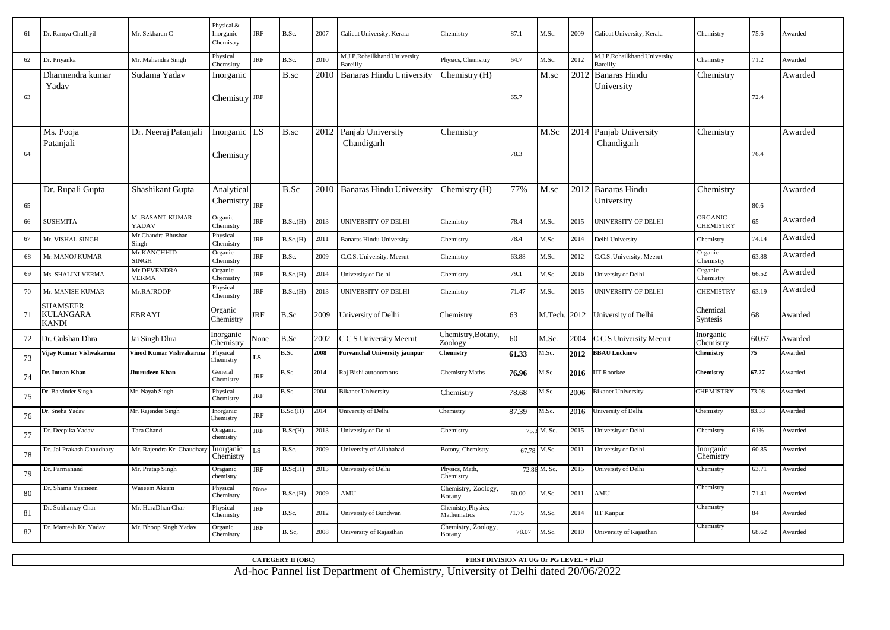| | | | | | | | | | | | | | | |
|---|---|---|---|---|---|---|---|---|---|---|---|---|---|---|
| 61 | Dr. Ramya Chulliyil | Mr. Sekharan C | Physical & Inorganic Chemistry | JRF | B.Sc. | 2007 | Calicut University, Kerala | Chemistry | 87.1 | M.Sc. | 2009 | Calicut University, Kerala | Chemistry | 75.6 | Awarded |
| 62 | Dr. Priyanka | Mr. Mahendra Singh | Physical Chemistry | JRF | B.Sc. | 2010 | M.J.P.Rohailkhand University Bareilly | Physics, Chemsitry | 64.7 | M.Sc. | 2012 | M.J.P.Rohailkhand University Bareilly | Chemistry | 71.2 | Awarded |
| 63 | Dharmendra kumar Yadav | Sudama Yadav | Inorganic Chemistry | JRF | B.sc | 2010 | Banaras Hindu University | Chemistry (H) | 65.7 | M.sc | 2012 | Banaras Hindu University | Chemistry | 72.4 | Awarded |
| 64 | Ms. Pooja Patanjali | Dr. Neeraj Patanjali | Inorganic Chemistry | LS | B.sc | 2012 | Panjab University Chandigarh | Chemistry | 78.3 | M.Sc | 2014 | Panjab University Chandigarh | Chemistry | 76.4 | Awarded |
| 65 | Dr. Rupali Gupta | Shashikant Gupta | Analytical Chemistry | JRF | B.Sc | 2010 | Banaras Hindu University | Chemistry (H) | 77% | M.sc | 2012 | Banaras Hindu University | Chemistry | 80.6 | Awarded |
| 66 | SUSHMITA | Mr.BASANT KUMAR YADAV | Organic Chemistry | JRF | B.Sc.(H) | 2013 | UNIVERSITY OF DELHI | Chemistry | 78.4 | M.Sc. | 2015 | UNIVERSITY OF DELHI | ORGANIC CHEMISTRY | 65 | Awarded |
| 67 | Mr. VISHAL SINGH | Mr.Chandra Bhushan Singh | Physical Chemistry | JRF | B.Sc.(H) | 2011 | Banaras Hindu University | Chemistry | 78.4 | M.Sc. | 2014 | Delhi University | Chemistry | 74.14 | Awarded |
| 68 | Mr. MANOJ KUMAR | Mr.KANCHHID SINGH | Organic Chemistry | JRF | B.Sc. | 2009 | C.C.S. University, Meerut | Chemistry | 63.88 | M.Sc. | 2012 | C.C.S. University, Meerut | Organic Chemistry | 63.88 | Awarded |
| 69 | Ms. SHALINI VERMA | Mr.DEVENDRA VERMA | Organic Chemistry | JRF | B.Sc.(H) | 2014 | University of Delhi | Chemistry | 79.1 | M.Sc. | 2016 | University of Delhi | Organic Chemistry | 66.52 | Awarded |
| 70 | Mr. MANISH KUMAR | Mr.RAJROOP | Physical Chemistry | JRF | B.Sc.(H) | 2013 | UNIVERSITY OF DELHI | Chemistry | 71.47 | M.Sc. | 2015 | UNIVERSITY OF DELHI | CHEMISTRY | 63.19 | Awarded |
| 71 | SHAMSEER KULANGARA KANDI | EBRAYI | Organic Chemistry | JRF | B.Sc | 2009 | University of Delhi | Chemistry | 63 | M.Tech. | 2012 | University of Delhi | Chemical Syntesis | 68 | Awarded |
| 72 | Dr. Gulshan Dhra | Jai Singh Dhra | Inorganic Chemistry | None | B.Sc | 2002 | C C S University Meerut | Chemistry,Botany, Zoology | 60 | M.Sc. | 2004 | C C S University Meerut | Inorganic Chemistry | 60.67 | Awarded |
| 73 | **Vijay Kumar Vishvakarma** | **Vinod Kumar Vishvakarma** | Physical Chemistry | **LS** | B.Sc | **2008** | **Purvanchal University jaunpur** | **Chemistry** | **61.33** | M.Sc. | **2012** | **BBAU Lucknow** | **Chemistry** | **75** | Awarded |
| 74 | **Dr. Imran Khan** | **Jhurudeen Khan** | General Chemistry | JRF | B.Sc | **2014** | Raj Bishi autonomous | Chemistry Maths | **76.96** | M.Sc | **2016** | **IIT Roorkee** | **Chemistry** | **67.27** | Awarded |
| 75 | Dr. Balvinder Singh | Mr. Nayab Singh | Physical Chemistry | JRF | B.Sc | 2004 | Bikaner University | Chemistry | 78.68 | M.Sc | 2006 | Bikaner University | CHEMISTRY | 73.08 | Awarded |
| 76 | Dr. Sneha Yadav | Mr. Rajender Singh | Inorganic Chemistry | JRF | B.Sc.(H) | 2014 | University of Delhi | Chemistry | 87.39 | M.Sc. | 2016 | University of Delhi | Chemistry | 83.33 | Awarded |
| 77 | Dr. Deepika Yadav | Tara Chand | Oraganic chemistry | JRF | B.Sc(H) | 2013 | University of Delhi | Chemistry | 75.3 | M. Sc. | 2015 | University of Delhi | Chemistry | 61% | Awarded |
| 78 | Dr. Jai Prakash Chaudhary | Mr. Rajendra Kr. Chaudhary | Inorganic Chemistry | LS | B.Sc. | 2009 | University of Allahabad | Botony, Chemistry | 67.78 | M.Sc | 2011 | University of Delhi | Inorganic Chemistry | 60.85 | Awarded |
| 79 | Dr. Parmanand | Mr. Pratap Singh | Oraganic chemistry | JRF | B.Sc(H) | 2013 | University of Delhi | Physics, Math, Chemistry | 72.86 | M. Sc. | 2015 | University of Delhi | Chemistry | 63.71 | Awarded |
| 80 | Dr. Shama Yasmeen | Waseem Akram | Physical Chemistry | None | B.Sc.(H) | 2009 | AMU | Chemistry, Zoology, Botany | 60.00 | M.Sc. | 2011 | AMU | Chemistry | 71.41 | Awarded |
| 81 | Dr. Subhamay Char | Mr. HaraDhan Char | Physical Chemistry | JRF | B.Sc. | 2012 | University of Bundwan | Chemistry;Physics; Mathematics | 71.75 | M.Sc. | 2014 | IIT Kanpur | Chemistry | 84 | Awarded |
| 82 | Dr. Mantesh Kr. Yadav | Mr. Bhoop Singh Yadav | Organic Chemistry | JRF | B. Sc, | 2008 | University of Rajasthan | Chemistry, Zoology, Botany | 78.07 | M.Sc. | 2010 | University of Rajasthan | Chemistry | 68.62 | Awarded |

**CATEGERY II (OBC)** **FIRST DIVISION AT UG Or PG LEVEL + Ph.D**

Ad-hoc Pannel list Department of Chemistry, University of Delhi dated 20/06/2022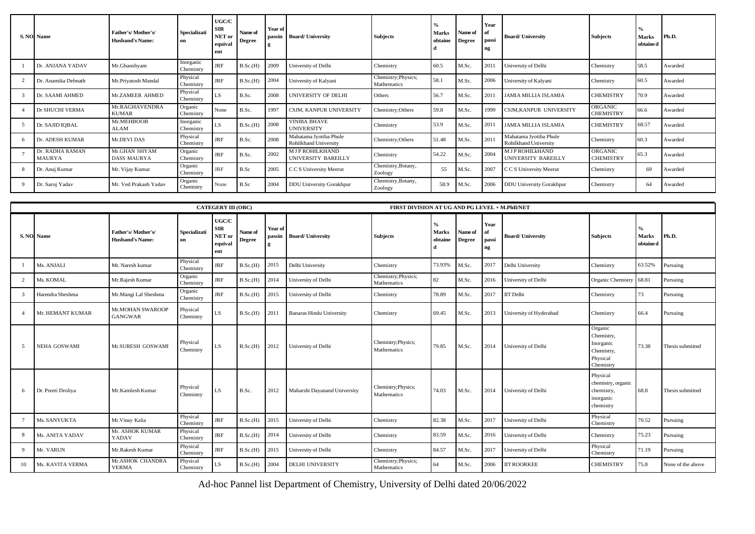| S. NO. | Name | Father's/ Mother's/ Husband's Name: | Specialization | UGC/CSIR NET or equivalent | Name of Degree | Year of passing | Board/ University | Subjects | % Marks obtained | Name of Degree | Year of passing | Board/ University | Subjects | % Marks obtained | Ph.D. |
|---|---|---|---|---|---|---|---|---|---|---|---|---|---|---|---|
| 1 | Dr. ANJANA YADAV | Mr.Ghanshyam | Inorganic Chemistry | JRF | B.Sc.(H) | 2009 | University of Delhi | Chemistry | 60.5 | M.Sc. | 2011 | University of Delhi | Chemistry | 58.5 | Awarded |
| 2 | Dr. Anamika Debnath | Mr.Priyatosh Mandal | Physical Chemistry | JRF | B.Sc.(H) | 2004 | University of Kalyani | Chemistry;Physics; Mathematics | 58.1 | M.Sc. | 2006 | University of Kalyani | Chemistry | 60.5 | Awarded |
| 3 | Dr. SAAMI AHMED | Mr.ZAMEER AHMED | Physical Chemistry | LS | B.Sc. | 2008 | UNIVERSITY OF DELHI | Others | 56.7 | M.Sc. | 2011 | JAMIA MILLIA ISLAMIA | CHEMISTRY | 70.9 | Awarded |
| 4 | Dr SHUCHI VERMA | Mr.RAGHAVENDRA KUMAR | Organic Chemistry | None | B.Sc. | 1997 | CSJM, KANPUR UNIVERSITY | Chemistry;Others | 59.8 | M.Sc. | 1999 | CSJM,KANPUR UNIVERSITY | ORGANIC CHEMISTRY | 66.6 | Awarded |
| 5 | Dr. SAJID IQBAL | Mr.MEHBOOB ALAM | Inorganic Chemistry | LS | B.Sc.(H) | 2008 | VINIBA BHAVE UNIVERSITY | Chemistry | 53.9 | M.Sc. | 2011 | JAMIA MILLIA ISLAMIA | CHEMISTRY | 68.57 | Awarded |
| 6 | Dr. ADESH KUMAR | Mr.DEVI DAS | Physical Chemistry | JRF | B.Sc. | 2008 | Mahatama Jyotiba Phule Rohilkhand University | Chemistry;Others | 51.48 | M.Sc. | 2011 | Mahatama Jyotiba Phule Rohilkhand University | Chemistry | 60.3 | Awarded |
| 7 | Dr. RADHA RAMAN MAURYA | Mr.GHAN SHYAM DASS MAURYA | Organic Chemistry | JRF | B.Sc. | 2002 | M J P ROHILKHAND UNIVERSITY BAREILLY | Chemistry | 54.22 | M.Sc. | 2004 | M J P ROHILkHAND UNIVERSITY BAREILLY | ORGANIC CHEMISTRY | 65.3 | Awarded |
| 8 | Dr. Anuj Kumar | Mr. Vijay Kumar | Organic Chemistry | JRF | B.Sc | 2005 | C C S University Meerut | Chemistry,Botany, Zoology | 55 | M.Sc. | 2007 | C C S University Meerut | Chemistry | 69 | Awarded |
| 9 | Dr. Saroj Yadav | Mr. Ved Prakash Yadav | Organic Chemistry | None | B.Sc | 2004 | DDU University Gorakhpur | Chemistry,Botany, Zoology | 58.9 | M.Sc. | 2006 | DDU University Gorakhpur | Chemistry | 64 | Awarded |

**CATEGERY III (OBC)** — **FIRST DIVISION AT UG AND PG LEVEL + M.PhIl/NET**

| S. NO. | Name | Father's/ Mother's/ Husband's Name: | Specialization | UGC/CSIR NET or equivalent | Name of Degree | Year of passing | Board/ University | Subjects | % Marks obtained | Name of Degree | Year of passing | Board/ University | Subjects | % Marks obtained | Ph.D. |
|---|---|---|---|---|---|---|---|---|---|---|---|---|---|---|---|
| 1 | Ms. ANJALI | Mr. Naresh kumar | Physical Chemistry | JRF | B.Sc.(H) | 2015 | Delhi University | Chemistry | 73.93% | M.Sc. | 2017 | Delhi University | Chemistry | 63.52% | Pursuing |
| 2 | Ms. KOMAL | Mr.Rajesh Kumar | Organic Chemistry | JRF | B.Sc.(H) | 2014 | University of Delhi | Chemistry;Physics; Mathematics | 82 | M.Sc. | 2016 | University of Delhi | Organic Chemistry | 68.81 | Pursuing |
| 3 | Harendra Sheshma | Mr.Mangi Lal Sheshma | Organic Chemistry | JRF | B.Sc.(H) | 2015 | University of Delhi | Chemistry | 78.89 | M.Sc. | 2017 | IIT Delhi | Chemistry | 73 | Pursuing |
| 4 | Mr. HEMANT KUMAR | Mr.MOHAN SWAROOP GANGWAR | Physical Chemistry | LS | B.Sc.(H) | 2011 | Banaras Hindu University | Chemistry | 69.45 | M.Sc. | 2013 | University of Hyderabad | Chemistry | 66.4 | Pursuing |
| 5 | NEHA GOSWAMI | Mr.SURESH GOSWAMI | Physical Chemistry | LS | B.Sc.(H) | 2012 | University of Delhi | Chemistry;Physics; Mathematics | 79.85 | M.Sc. | 2014 | University of Delhi | Organic Chemistry, Inorganic Chemistry, Physical Chemistry | 73.38 | Thesis submitted |
| 6 | Dr. Preeti Droliya | Mr.Kamlesh Kumar | Physical Chemistry | LS | B.Sc. | 2012 | Maharshi Dayanand University | Chemistry;Physics; Mathematics | 74.03 | M.Sc. | 2014 | University of Delhi | Physical chemistry, organic chemistry, inorganic chemistry | 68.8 | Thesis submitted |
| 7 | Ms. SANYUKTA | Mr.Vinay Kalia | Physical Chemistry | JRF | B.Sc.(H) | 2015 | University of Delhi | Chemistry | 82.38 | M.Sc. | 2017 | University of Delhi | Physical Chemistry | 70.52 | Pursuing |
| 8 | Ms. ANITA YADAV | Mr. ASHOK KUMAR YADAV | Physical Chemistry | JRF | B.Sc.(H) | 2014 | University of Delhi | Chemistry | 83.59 | M.Sc. | 2016 | University of Delhi | Chemistry | 75.23 | Pursuing |
| 9 | Mr. VARUN | Mr.Rakesh Kumar | Physical Chemistry | JRF | B.Sc.(H) | 2015 | University of Delhi | Chemistry | 84.57 | M.Sc. | 2017 | University of Delhi | Physical Chemistry | 71.19 | Pursuing |
| 10 | Ms. KAVITA VERMA | Mr.ASHOK CHANDRA VERMA | Physical Chemistry | LS | B.Sc.(H) | 2004 | DELHI UNIVERSITY | Chemistry;Physics; Mathematics | 64 | M.Sc. | 2006 | IIT ROORKEE | CHEMISTRY | 75.8 | None of the above |

Ad-hoc Pannel list Department of Chemistry, University of Delhi dated 20/06/2022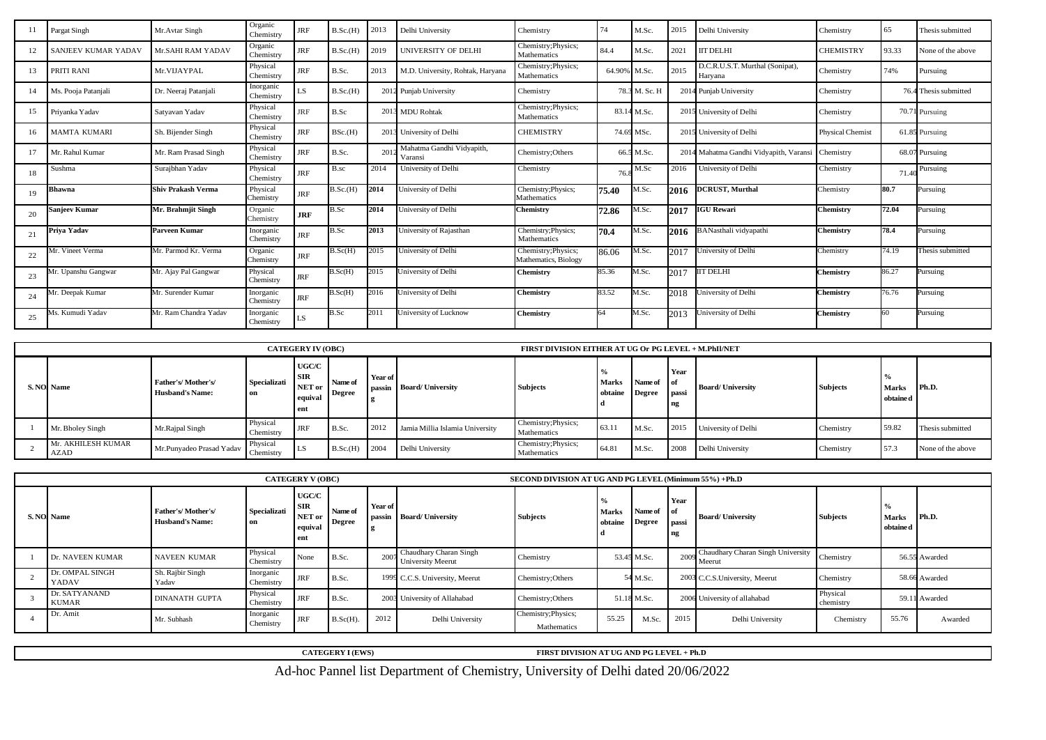| S. NO | Name | Father's/ Mother's/ Husband's Name: | Specialization | UGC/CSIR NET or equivalent | Name of Degree | Year of passing | Board/ University | Subjects | % Marks obtained | Name of Degree | Year of passing | Board/ University | Subjects | % Marks obtained | Ph.D. |
|---|---|---|---|---|---|---|---|---|---|---|---|---|---|---|---|
| 11 | Pargat Singh | Mr.Avtar Singh | Organic Chemistry | JRF | B.Sc.(H) | 2013 | Delhi University | Chemistry | 74 | M.Sc. | 2015 | Delhi University | Chemistry | 65 | Thesis submitted |
| 12 | SANJEEV KUMAR YADAV | Mr.SAHI RAM YADAV | Organic Chemistry | JRF | B.Sc.(H) | 2019 | UNIVERSITY OF DELHI | Chemistry;Physics; Mathematics | 84.4 | M.Sc. | 2021 | IIT DELHI | CHEMISTRY | 93.33 | None of the above |
| 13 | PRITI RANI | Mr.VIJAYPAL | Physical Chemistry | JRF | B.Sc. | 2013 | M.D. University, Rohtak, Haryana | Chemistry;Physics; Mathematics | 64.90% | M.Sc. | 2015 | D.C.R.U.S.T. Murthal (Sonipat), Haryana | Chemistry | 74% | Pursuing |
| 14 | Ms. Pooja Patanjali | Dr. Neeraj Patanjali | Inorganic Chemistry | LS | B.Sc.(H) | 2012 | Punjab University | Chemistry | 78.3 | M. Sc. H | 2014 | Punjab University | Chemistry | 76.4 | Thesis submitted |
| 15 | Priyanka Yadav | Satyavan Yadav | Physical Chemistry | JRF | B.Sc | 2013 | MDU Rohtak | Chemistry;Physics; Mathematics | 83.14 | M.Sc. | 2015 | University of Delhi | Chemistry | 70.71 | Pursuing |
| 16 | MAMTA KUMARI | Sh. Bijender Singh | Physical Chemistry | JRF | BSc.(H) | 2013 | University of Delhi | CHEMISTRY | 74.69 | MSc. | 2015 | University of Delhi | Physical Chemist | 61.85 | Pursuing |
| 17 | Mr. Rahul Kumar | Mr. Ram Prasad Singh | Physical Chemistry | JRF | B.Sc. | 2012 | Mahatma Gandhi Vidyapith, Varansi | Chemistry;Others | 66.5 | M.Sc. | 2014 | Mahatma Gandhi Vidyapith, Varansi | Chemistry | 68.07 | Pursuing |
| 18 | Sushma | Surajbhan Yadav | Physical Chemistry | JRF | B.sc | 2014 | University of Delhi | Chemistry | 76.8 | M.Sc | 2016 | University of Delhi | Chemistry | 71.40 | Pursuing |
| 19 | **Bhawna** | **Shiv Prakash Verma** | Physical Chemistry | JRF | B.Sc.(H) | **2014** | University of Delhi | Chemistry;Physics; Mathematics | **75.40** | M.Sc. | **2016** | **DCRUST, Murthal** | Chemistry | **80.7** | Pursuing |
| 20 | **Sanjeev Kumar** | **Mr. Brahmjit Singh** | Organic Chemistry | **JRF** | B.Sc | **2014** | University of Delhi | **Chemistry** | **72.86** | M.Sc. | **2017** | **IGU Rewari** | **Chemistry** | **72.04** | Pursuing |
| 21 | **Priya Yadav** | **Parveen Kumar** | Inorganic Chemistry | JRF | B.Sc | **2013** | University of Rajasthan | Chemistry;Physics; Mathematics | **70.4** | M.Sc. | **2016** | BANasthali vidyapathi | **Chemistry** | **78.4** | Pursuing |
| 22 | Mr. Vineet Verma | Mr. Parmod Kr. Verma | Organic Chemistry | JRF | B.Sc(H) | 2015 | University of Delhi | Chemistry;Physics; Mathematics, Biology | 86.06 | M.Sc. | 2017 | University of Delhi | Chemistry | 74.19 | Thesis submitted |
| 23 | Mr. Upanshu Gangwar | Mr. Ajay Pal Gangwar | Physical Chemistry | JRF | B.Sc(H) | 2015 | University of Delhi | **Chemistry** | 85.36 | M.Sc. | 2017 | IIT DELHI | **Chemistry** | 86.27 | Pursuing |
| 24 | Mr. Deepak Kumar | Mr. Surender Kumar | Inorganic Chemistry | JRF | B.Sc(H) | 2016 | University of Delhi | **Chemistry** | 83.52 | M.Sc. | 2018 | University of Delhi | **Chemistry** | 76.76 | Pursuing |
| 25 | Ms. Kumudi Yadav | Mr. Ram Chandra Yadav | Inorganic Chemistry | LS | B.Sc | 2011 | University of Lucknow | **Chemistry** | 64 | M.Sc. | 2013 | University of Delhi | **Chemistry** | 60 | Pursuing |

**CATEGERY IV (OBC)** — **FIRST DIVISION EITHER AT UG Or PG LEVEL + M.PhIl/NET**

| S. NO | Name | Father's/ Mother's/ Husband's Name: | Specialization | UGC/CSIR NET or equivalent | Name of Degree | Year of passing | Board/ University | Subjects | % Marks obtained | Name of Degree | Year of passing | Board/ University | Subjects | % Marks obtained | Ph.D. |
|---|---|---|---|---|---|---|---|---|---|---|---|---|---|---|---|
| 1 | Mr. Bholey Singh | Mr.Rajpal Singh | Physical Chemistry | JRF | B.Sc. | 2012 | Jamia Millia Islamia University | Chemistry;Physics; Mathematics | 63.11 | M.Sc. | 2015 | University of Delhi | Chemistry | 59.82 | Thesis submitted |
| 2 | Mr. AKHILESH KUMAR AZAD | Mr.Punyadeo Prasad Yadav | Physical Chemistry | LS | B.Sc.(H) | 2004 | Delhi University | Chemistry;Physics; Mathematics | 64.81 | M.Sc. | 2008 | Delhi University | Chemistry | 57.3 | None of the above |

**CATEGERY V (OBC)** — **SECOND DIVISION AT UG AND PG LEVEL (Minimum 55%) +Ph.D**

| S. NO | Name | Father's/ Mother's/ Husband's Name: | Specialization | UGC/CSIR NET or equivalent | Name of Degree | Year of passing | Board/ University | Subjects | % Marks obtained | Name of Degree | Year of passing | Board/ University | Subjects | % Marks obtained | Ph.D. |
|---|---|---|---|---|---|---|---|---|---|---|---|---|---|---|---|
| 1 | Dr. NAVEEN KUMAR | NAVEEN KUMAR | Physical Chemistry | None | B.Sc. | 2007 | Chaudhary Charan Singh University Meerut | Chemistry | 53.45 | M.Sc. | 2009 | Chaudhary Charan Singh University Meerut | Chemistry | 56.55 | Awarded |
| 2 | Dr. OMPAL SINGH YADAV | Sh. Rajbir Singh Yadav | Inorganic Chemistry | JRF | B.Sc. | 1999 | C.C.S. University, Meerut | Chemistry;Others | 54 | M.Sc. | 2003 | C.C.S.University, Meerut | Chemistry | 58.66 | Awarded |
| 3 | Dr. SATYANAND KUMAR | DINANATH GUPTA | Physical Chemistry | JRF | B.Sc. | 2003 | University of Allahabad | Chemistry;Others | 51.18 | M.Sc. | 2006 | University of allahabad | Physical chemistry | 59.11 | Awarded |
| 4 | Dr. Amit | Mr. Subhash | Inorganic Chemistry | JRF | B.Sc(H). | 2012 | Delhi University | Chemistry;Physics; Mathematics | 55.25 | M.Sc. | 2015 | Delhi University | Chemistry | 55.76 | Awarded |

**CATEGERY I (EWS)** — **FIRST DIVISION AT UG AND PG LEVEL + Ph.D**

Ad-hoc Pannel list Department of Chemistry, University of Delhi dated 20/06/2022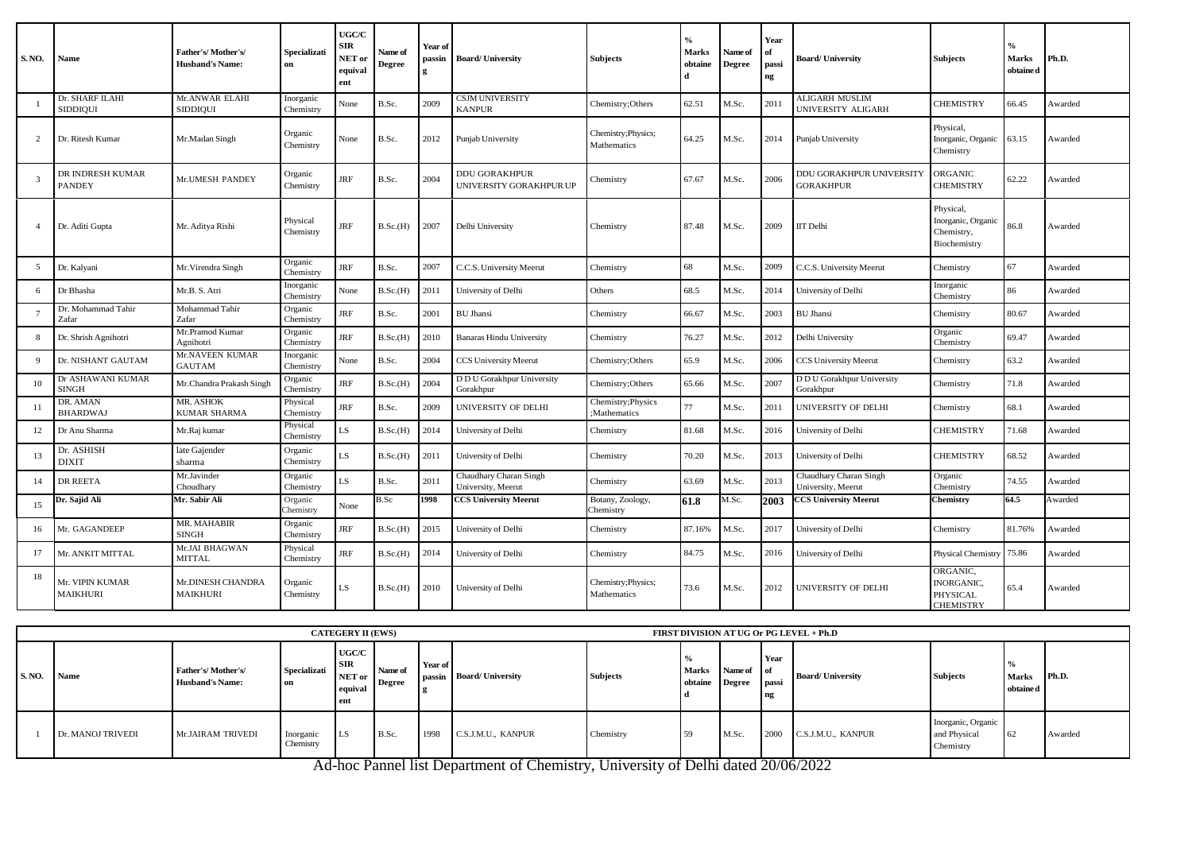| S. NO. | Name | Father's/ Mother's/ Husband's Name: | Specialization | UGC/CSIR NET or equivalent | Name of Degree | Year of passing | Board/ University | Subjects | % Marks obtained | Name of Degree | Year of passing | Board/ University | Subjects | % Marks obtained | Ph.D. |
|---|---|---|---|---|---|---|---|---|---|---|---|---|---|---|---|
| 1 | Dr. SHARF ILAHI SIDDIQUI | Mr.ANWAR ELAHI SIDDIQUI | Inorganic Chemistry | None | B.Sc. | 2009 | CSJM UNIVERSITY KANPUR | Chemistry;Others | 62.51 | M.Sc. | 2011 | ALIGARH MUSLIM UNIVERSITY ALIGARH | CHEMISTRY | 66.45 | Awarded |
| 2 | Dr. Ritesh Kumar | Mr.Madan Singh | Organic Chemistry | None | B.Sc. | 2012 | Punjab University | Chemistry;Physics; Mathematics | 64.25 | M.Sc. | 2014 | Punjab University | Physical, Inorganic, Organic Chemistry | 63.15 | Awarded |
| 3 | DR INDRESH KUMAR PANDEY | Mr.UMESH PANDEY | Organic Chemistry | JRF | B.Sc. | 2004 | DDU GORAKHPUR UNIVERSITY GORAKHPUR UP | Chemistry | 67.67 | M.Sc. | 2006 | DDU GORAKHPUR UNIVERSITY GORAKHPUR | ORGANIC CHEMISTRY | 62.22 | Awarded |
| 4 | Dr. Aditi Gupta | Mr. Aditya Rishi | Physical Chemistry | JRF | B.Sc.(H) | 2007 | Delhi University | Chemistry | 87.48 | M.Sc. | 2009 | IIT Delhi | Physical, Inorganic, Organic Chemistry, Biochemistry | 86.8 | Awarded |
| 5 | Dr. Kalyani | Mr.Virendra Singh | Organic Chemistry | JRF | B.Sc. | 2007 | C.C.S. University Meerut | Chemistry | 68 | M.Sc. | 2009 | C.C.S. University Meerut | Chemistry | 67 | Awarded |
| 6 | Dr Bhasha | Mr.B. S. Atri | Inorganic Chemistry | None | B.Sc.(H) | 2011 | University of Delhi | Others | 68.5 | M.Sc. | 2014 | University of Delhi | Inorganic Chemistry | 86 | Awarded |
| 7 | Dr. Mohammad Tahir Zafar | Mohammad Tahir Zafar | Organic Chemistry | JRF | B.Sc. | 2001 | BU Jhansi | Chemistry | 66.67 | M.Sc. | 2003 | BU Jhansi | Chemistry | 80.67 | Awarded |
| 8 | Dr. Shrish Agnihotri | Mr.Pramod Kumar Agnihotri | Organic Chemistry | JRF | B.Sc.(H) | 2010 | Banaras Hindu University | Chemistry | 76.27 | M.Sc. | 2012 | Delhi University | Organic Chemistry | 69.47 | Awarded |
| 9 | Dr. NISHANT GAUTAM | Mr.NAVEEN KUMAR GAUTAM | Inorganic Chemistry | None | B.Sc. | 2004 | CCS University Meerut | Chemistry;Others | 65.9 | M.Sc. | 2006 | CCS University Meerut | Chemistry | 63.2 | Awarded |
| 10 | Dr ASHAWANI KUMAR SINGH | Mr.Chandra Prakash Singh | Organic Chemistry | JRF | B.Sc.(H) | 2004 | D D U Gorakhpur University Gorakhpur | Chemistry;Others | 65.66 | M.Sc. | 2007 | D D U Gorakhpur University Gorakhpur | Chemistry | 71.8 | Awarded |
| 11 | DR. AMAN BHARDWAJ | MR. ASHOK KUMAR SHARMA | Physical Chemistry | JRF | B.Sc. | 2009 | UNIVERSITY OF DELHI | Chemistry;Physics ;Mathematics | 77 | M.Sc. | 2011 | UNIVERSITY OF DELHI | Chemistry | 68.1 | Awarded |
| 12 | Dr Anu Sharma | Mr.Raj kumar | Physical Chemistry | LS | B.Sc.(H) | 2014 | University of Delhi | Chemistry | 81.68 | M.Sc. | 2016 | University of Delhi | CHEMISTRY | 71.68 | Awarded |
| 13 | Dr. ASHISH DIXIT | late Gajender sharma | Organic Chemistry | LS | B.Sc.(H) | 2011 | University of Delhi | Chemistry | 70.20 | M.Sc. | 2013 | University of Delhi | CHEMISTRY | 68.52 | Awarded |
| 14 | DR REETA | Mr.Javinder Choudhary | Organic Chemistry | LS | B.Sc. | 2011 | Chaudhary Charan Singh University, Meerut | Chemistry | 63.69 | M.Sc. | 2013 | Chaudhary Charan Singh University, Meerut | Organic Chemistry | 74.55 | Awarded |
| 15 | **Dr. Sajid Ali** | **Mr. Sabir Ali** | Organic Chemistry | None | B.Sc | **1998** | **CCS University Meerut** | Botany, Zoology, Chemistry | **61.8** | M.Sc. | **2003** | **CCS University Meerut** | **Chemistry** | **64.5** | Awarded |
| 16 | Mr. GAGANDEEP | MR. MAHABIR SINGH | Organic Chemistry | JRF | B.Sc.(H) | 2015 | University of Delhi | Chemistry | 87.16% | M.Sc. | 2017 | University of Delhi | Chemistry | 81.76% | Awarded |
| 17 | Mr. ANKIT MITTAL | Mr.JAI BHAGWAN MITTAL | Physical Chemistry | JRF | B.Sc.(H) | 2014 | University of Delhi | Chemistry | 84.75 | M.Sc. | 2016 | University of Delhi | Physical Chemistry | 75.86 | Awarded |
| 18 | Mr. VIPIN KUMAR MAIKHURI | Mr.DINESH CHANDRA MAIKHURI | Organic Chemistry | LS | B.Sc.(H) | 2010 | University of Delhi | Chemistry;Physics; Mathematics | 73.6 | M.Sc. | 2012 | UNIVERSITY OF DELHI | ORGANIC, INORGANIC, PHYSICAL CHEMISTRY | 65.4 | Awarded |

**CATEGORY II (EWS)** — **FIRST DIVISION AT UG Or PG LEVEL + Ph.D**

| S. NO. | Name | Father's/ Mother's/ Husband's Name: | Specialization | UGC/CSIR NET or equivalent | Name of Degree | Year of passing | Board/ University | Subjects | % Marks obtained | Name of Degree | Year of passing | Board/ University | Subjects | % Marks obtained | Ph.D. |
|---|---|---|---|---|---|---|---|---|---|---|---|---|---|---|---|
| 1 | Dr. MANOJ TRIVEDI | Mr.JAIRAM TRIVEDI | Inorganic Chemistry | LS | B.Sc. | 1998 | C.S.J.M.U., KANPUR | Chemistry | 59 | M.Sc. | 2000 | C.S.J.M.U., KANPUR | Inorganic, Organic and Physical Chemistry | 62 | Awarded |

Ad-hoc Pannel list Department of Chemistry, University of Delhi dated 20/06/2022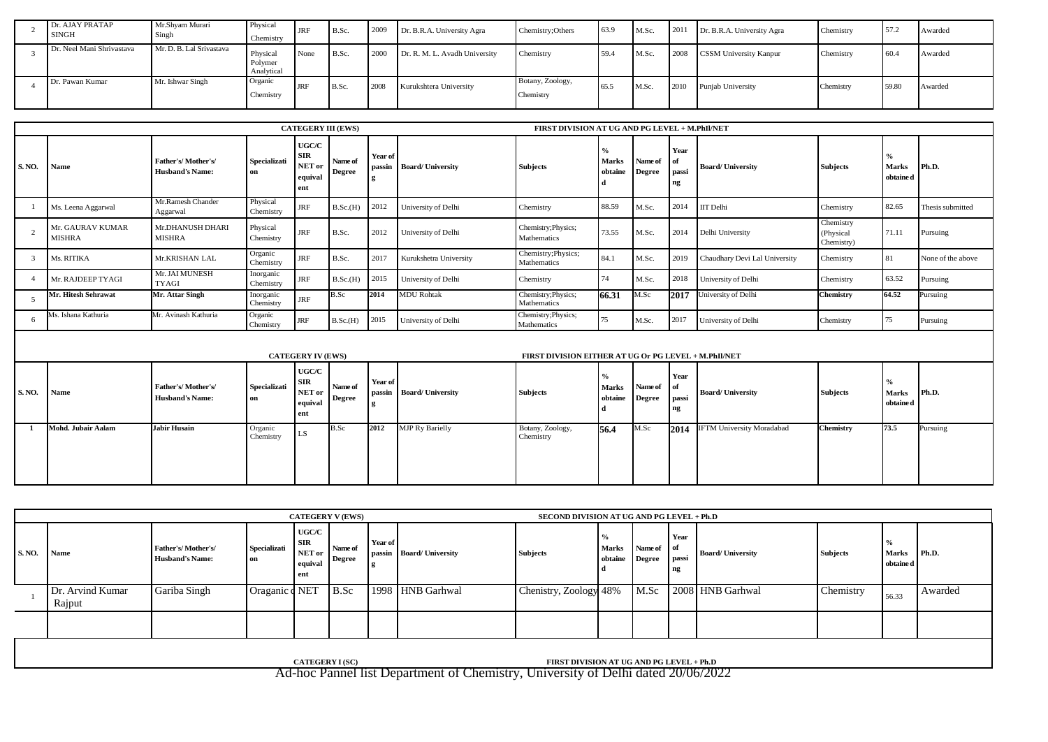| | | | | | | | | | | | | | | | |
|---|---|---|---|---|---|---|---|---|---|---|---|---|---|---|---|
| 2 | Dr. AJAY PRATAP SINGH | Mr.Shyam Murari Singh | Physical Chemistry | JRF | B.Sc. | 2009 | Dr. B.R.A. University Agra | Chemistry;Others | 63.9 | M.Sc. | 2011 | Dr. B.R.A. University Agra | Chemistry | 57.2 | Awarded |
| 3 | Dr. Neel Mani Shrivastava | Mr. D. B. Lal Srivastava | Physical Polymer Analytical | None | B.Sc. | 2000 | Dr. R. M. L. Avadh University | Chemistry | 59.4 | M.Sc. | 2008 | CSSM University Kanpur | Chemistry | 60.4 | Awarded |
| 4 | Dr. Pawan Kumar | Mr. Ishwar Singh | Organic Chemistry | JRF | B.Sc. | 2008 | Kurukshtera University | Botany, Zoology, Chemistry | 65.5 | M.Sc. | 2010 | Punjab University | Chemistry | 59.80 | Awarded |

| | | | | CATEGORY III (EWS) | | | | FIRST DIVISION AT UG AND PG LEVEL + M.PhIl/NET | | | | | | | |
|---|---|---|---|---|---|---|---|---|---|---|---|---|---|---|---|
| S. NO. | Name | Father's/ Mother's/ Husband's Name: | Specialization | UGC/CSIR NET or equivalent | Name of Degree | Year of passing | Board/ University | Subjects | % Marks obtained | Name of Degree | Year of passing | Board/ University | Subjects | % Marks obtained | Ph.D. |
| 1 | Ms. Leena Aggarwal | Mr.Ramesh Chander Aggarwal | Physical Chemistry | JRF | B.Sc.(H) | 2012 | University of Delhi | Chemistry | 88.59 | M.Sc. | 2014 | IIT Delhi | Chemistry | 82.65 | Thesis submitted |
| 2 | Mr. GAURAV KUMAR MISHRA | Mr.DHANUSH DHARI MISHRA | Physical Chemistry | JRF | B.Sc. | 2012 | University of Delhi | Chemistry;Physics; Mathematics | 73.55 | M.Sc. | 2014 | Delhi University | Chemistry (Physical Chemistry) | 71.11 | Pursuing |
| 3 | Ms. RITIKA | Mr.KRISHAN LAL | Organic Chemistry | JRF | B.Sc. | 2017 | Kurukshetra University | Chemistry;Physics; Mathematics | 84.1 | M.Sc. | 2019 | Chaudhary Devi Lal University | Chemistry | 81 | None of the above |
| 4 | Mr. RAJDEEP TYAGI | Mr. JAI MUNESH TYAGI | Inorganic Chemistry | JRF | B.Sc.(H) | 2015 | University of Delhi | Chemistry | 74 | M.Sc. | 2018 | University of Delhi | Chemistry | 63.52 | Pursuing |
| 5 | **Mr. Hitesh Sehrawat** | **Mr. Attar Singh** | Inorganic Chemistry | JRF | B.Sc | **2014** | MDU Rohtak | Chemistry;Physics; Mathematics | **66.31** | M.Sc | **2017** | University of Delhi | **Chemistry** | **64.52** | Pursuing |
| 6 | Ms. Ishana Kathuria | Mr. Avinash Kathuria | Organic Chemistry | JRF | B.Sc.(H) | 2015 | University of Delhi | Chemistry;Physics; Mathematics | 75 | M.Sc. | 2017 | University of Delhi | Chemistry | 75 | Pursuing |

| | | | | CATEGORY IV (EWS) | | | | FIRST DIVISION EITHER AT UG Or PG LEVEL + M.PhIl/NET | | | | | | | |
|---|---|---|---|---|---|---|---|---|---|---|---|---|---|---|---|
| S. NO. | Name | Father's/ Mother's/ Husband's Name: | Specialization | UGC/CSIR NET or equivalent | Name of Degree | Year of passing | Board/ University | Subjects | % Marks obtained | Name of Degree | Year of passing | Board/ University | Subjects | % Marks obtained | Ph.D. |
| **1** | **Mohd. Jubair Aalam** | **Jabir Husain** | Organic Chemistry | LS | B.Sc | **2012** | MJP Ry Barielly | Botany, Zoology, Chemistry | **56.4** | M.Sc | **2014** | IFTM University Moradabad | **Chemistry** | **73.5** | Pursuing |

| | | | | CATEGORY V (EWS) | | | | SECOND DIVISION AT UG AND PG LEVEL + Ph.D | | | | | | | |
|---|---|---|---|---|---|---|---|---|---|---|---|---|---|---|---|
| S. NO. | Name | Father's/ Mother's/ Husband's Name: | Specialization | UGC/CSIR NET or equivalent | Name of Degree | Year of passing | Board/ University | Subjects | % Marks obtained | Name of Degree | Year of passing | Board/ University | Subjects | % Marks obtained | Ph.D. |
| 1 | Dr. Arvind Kumar Rajput | Gariba Singh | Oraganic c | NET | B.Sc | 1998 | HNB Garhwal | Chenistry, Zoology | 48% | M.Sc | 2008 | HNB Garhwal | Chemistry | 56.33 | Awarded |
| | | | | | | | | | | | | | | | |

CATEGORY I (SC) — FIRST DIVISION AT UG AND PG LEVEL + Ph.D

Ad-hoc Pannel list Department of Chemistry, University of Delhi dated 20/06/2022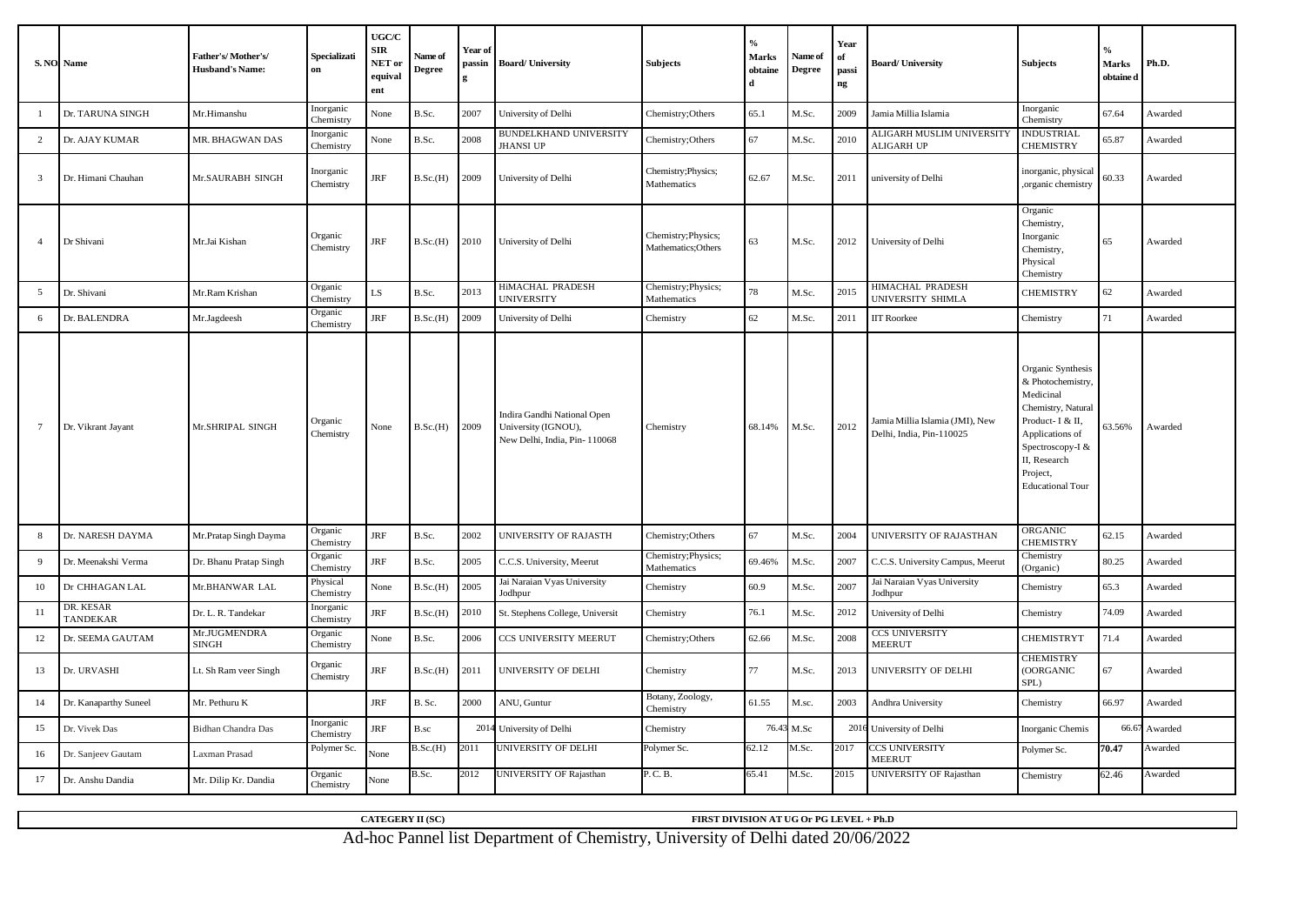| S. NO | Name | Father's/ Mother's/ Husband's Name: | Specialization | UGC/CSIR NET or equivalent | Name of Degree | Year of passing | Board/ University | Subjects | % Marks obtained | Name of Degree | Year of passing | Board/ University | Subjects | % Marks obtained | Ph.D. |
|---|---|---|---|---|---|---|---|---|---|---|---|---|---|---|---|
| 1 | Dr. TARUNA SINGH | Mr.Himanshu | Inorganic Chemistry | None | B.Sc. | 2007 | University of Delhi | Chemistry;Others | 65.1 | M.Sc. | 2009 | Jamia Millia Islamia | Inorganic Chemistry | 67.64 | Awarded |
| 2 | Dr. AJAY KUMAR | MR. BHAGWAN DAS | Inorganic Chemistry | None | B.Sc. | 2008 | BUNDELKHAND UNIVERSITY JHANSI UP | Chemistry;Others | 67 | M.Sc. | 2010 | ALIGARH MUSLIM UNIVERSITY ALIGARH UP | INDUSTRIAL CHEMISTRY | 65.87 | Awarded |
| 3 | Dr. Himani Chauhan | Mr.SAURABH SINGH | Inorganic Chemistry | JRF | B.Sc.(H) | 2009 | University of Delhi | Chemistry;Physics; Mathematics | 62.67 | M.Sc. | 2011 | university of Delhi | inorganic, physical ,organic chemistry | 60.33 | Awarded |
| 4 | Dr Shivani | Mr.Jai Kishan | Organic Chemistry | JRF | B.Sc.(H) | 2010 | University of Delhi | Chemistry;Physics; Mathematics;Others | 63 | M.Sc. | 2012 | University of Delhi | Organic Chemistry, Inorganic Chemistry, Physical Chemistry | 65 | Awarded |
| 5 | Dr. Shivani | Mr.Ram Krishan | Organic Chemistry | LS | B.Sc. | 2013 | HiMACHAL PRADESH UNIVERSITY | Chemistry;Physics; Mathematics | 78 | M.Sc. | 2015 | HIMACHAL PRADESH UNIVERSITY SHIMLA | CHEMISTRY | 62 | Awarded |
| 6 | Dr. BALENDRA | Mr.Jagdeesh | Organic Chemistry | JRF | B.Sc.(H) | 2009 | University of Delhi | Chemistry | 62 | M.Sc. | 2011 | IIT Roorkee | Chemistry | 71 | Awarded |
| 7 | Dr. Vikrant Jayant | Mr.SHRIPAL SINGH | Organic Chemistry | None | B.Sc.(H) | 2009 | Indira Gandhi National Open University (IGNOU), New Delhi, India, Pin- 110068 | Chemistry | 68.14% | M.Sc. | 2012 | Jamia Millia Islamia (JMI), New Delhi, India, Pin-110025 | Organic Synthesis & Photochemistry, Medicinal Chemistry, Natural Product- I & II, Applications of Spectroscopy-I & II, Research Project, Educational Tour | 63.56% | Awarded |
| 8 | Dr. NARESH DAYMA | Mr.Pratap Singh Dayma | Organic Chemistry | JRF | B.Sc. | 2002 | UNIVERSITY OF RAJASTH | Chemistry;Others | 67 | M.Sc. | 2004 | UNIVERSITY OF RAJASTHAN | ORGANIC CHEMISTRY | 62.15 | Awarded |
| 9 | Dr. Meenakshi Verma | Dr. Bhanu Pratap Singh | Organic Chemistry | JRF | B.Sc. | 2005 | C.C.S. University, Meerut | Chemistry;Physics; Mathematics | 69.46% | M.Sc. | 2007 | C.C.S. University Campus, Meerut | Chemistry (Organic) | 80.25 | Awarded |
| 10 | Dr CHHAGAN LAL | Mr.BHANWAR LAL | Physical Chemistry | None | B.Sc.(H) | 2005 | Jai Naraian Vyas University Jodhpur | Chemistry | 60.9 | M.Sc. | 2007 | Jai Naraian Vyas University Jodhpur | Chemistry | 65.3 | Awarded |
| 11 | DR. KESAR TANDEKAR | Dr. L. R. Tandekar | Inorganic Chemistry | JRF | B.Sc.(H) | 2010 | St. Stephens College, Universit | Chemistry | 76.1 | M.Sc. | 2012 | University of Delhi | Chemistry | 74.09 | Awarded |
| 12 | Dr. SEEMA GAUTAM | Mr.JUGMENDRA SINGH | Organic Chemistry | None | B.Sc. | 2006 | CCS UNIVERSITY MEERUT | Chemistry;Others | 62.66 | M.Sc. | 2008 | CCS UNIVERSITY MEERUT | CHEMISTRYT | 71.4 | Awarded |
| 13 | Dr. URVASHI | Lt. Sh Ram veer Singh | Organic Chemistry | JRF | B.Sc.(H) | 2011 | UNIVERSITY OF DELHI | Chemistry | 77 | M.Sc. | 2013 | UNIVERSITY OF DELHI | CHEMISTRY (OORGANIC SPL) | 67 | Awarded |
| 14 | Dr. Kanaparthy Suneel | Mr. Pethuru K | | JRF | B. Sc. | 2000 | ANU, Guntur | Botany, Zoology, Chemistry | 61.55 | M.sc. | 2003 | Andhra University | Chemistry | 66.97 | Awarded |
| 15 | Dr. Vivek Das | Bidhan Chandra Das | Inorganic Chemistry | JRF | B.sc | 2014 | University of Delhi | Chemistry | 76.43 | M.Sc | 2016 | University of Delhi | Inorganic Chemis | 66.67 | Awarded |
| 16 | Dr. Sanjeev Gautam | Laxman Prasad | Polymer Sc. | None | B.Sc.(H) | 2011 | UNIVERSITY OF DELHI | Polymer Sc. | 62.12 | M.Sc. | 2017 | CCS UNIVERSITY MEERUT | Polymer Sc. | 70.47 | Awarded |
| 17 | Dr. Anshu Dandia | Mr. Dilip Kr. Dandia | Organic Chemistry | None | B.Sc. | 2012 | UNIVERSITY OF Rajasthan | P. C. B. | 65.41 | M.Sc. | 2015 | UNIVERSITY OF Rajasthan | Chemistry | 62.46 | Awarded |

**CATEGERY II (SC)** **FIRST DIVISION AT UG Or PG LEVEL + Ph.D**

Ad-hoc Pannel list Department of Chemistry, University of Delhi dated 20/06/2022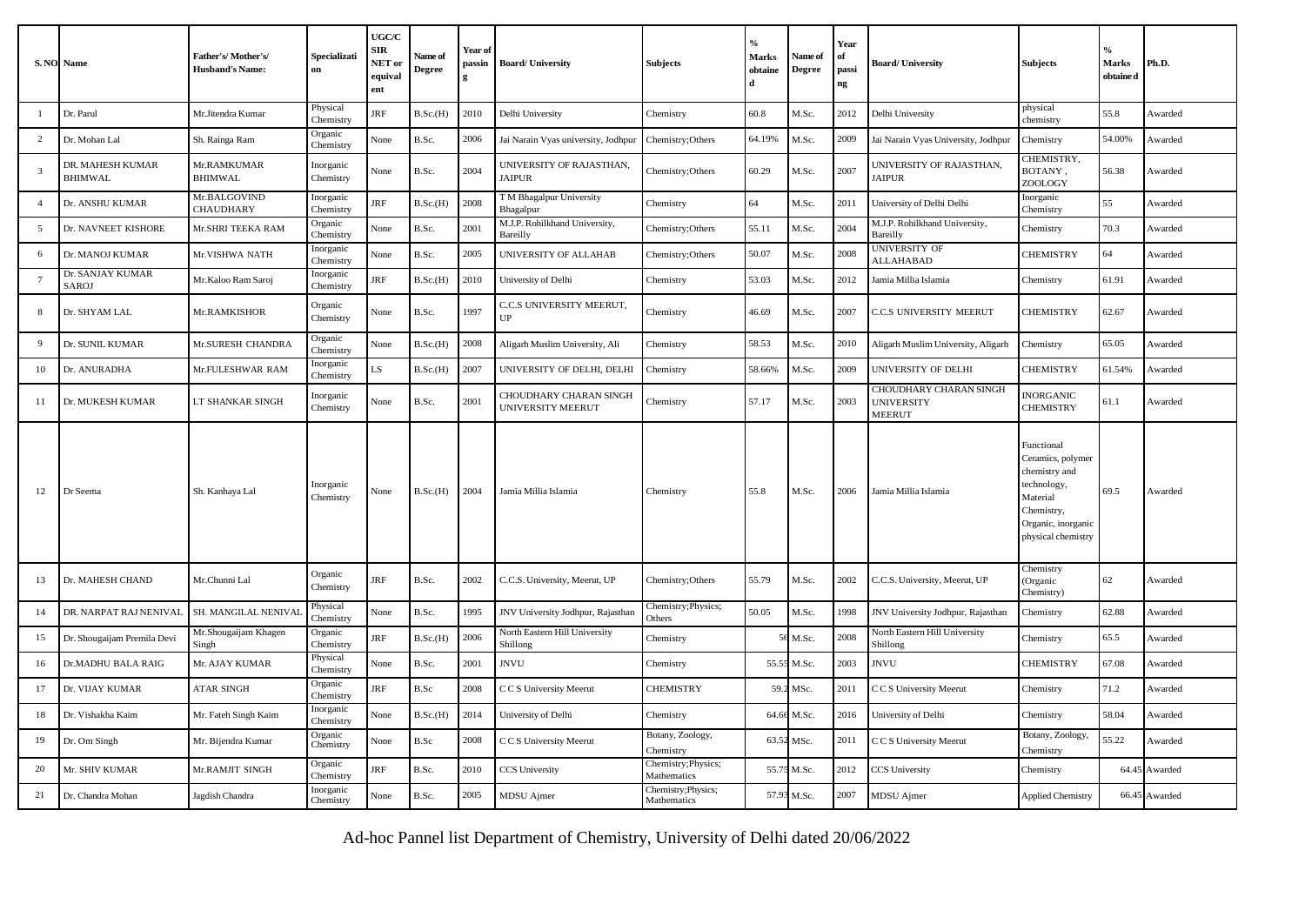| S. NO. | Name | Father's/ Mother's/ Husband's Name: | Specialization | UGC/CSIR NET or equivalent | Name of Degree | Year of passing | Board/ University | Subjects | % Marks obtained | Name of Degree | Year of passing | Board/ University | Subjects | % Marks obtained | Ph.D. |
|---|---|---|---|---|---|---|---|---|---|---|---|---|---|---|---|
| 1 | Dr. Parul | Mr.Jitendra Kumar | Physical Chemistry | JRF | B.Sc.(H) | 2010 | Delhi University | Chemistry | 60.8 | M.Sc. | 2012 | Delhi University | physical chemistry | 55.8 | Awarded |
| 2 | Dr. Mohan Lal | Sh. Rainga Ram | Organic Chemistry | None | B.Sc. | 2006 | Jai Narain Vyas university, Jodhpur | Chemistry;Others | 64.19% | M.Sc. | 2009 | Jai Narain Vyas University, Jodhpur | Chemistry | 54.00% | Awarded |
| 3 | DR. MAHESH KUMAR BHIMWAL | Mr.RAMKUMAR BHIMWAL | Inorganic Chemistry | None | B.Sc. | 2004 | UNIVERSITY OF RAJASTHAN, JAIPUR | Chemistry;Others | 60.29 | M.Sc. | 2007 | UNIVERSITY OF RAJASTHAN, JAIPUR | CHEMISTRY, BOTANY, ZOOLOGY | 56.38 | Awarded |
| 4 | Dr. ANSHU KUMAR | Mr.BALGOVIND CHAUDHARY | Inorganic Chemistry | JRF | B.Sc.(H) | 2008 | T M Bhagalpur University Bhagalpur | Chemistry | 64 | M.Sc. | 2011 | University of Delhi Delhi | Inorganic Chemistry | 55 | Awarded |
| 5 | Dr. NAVNEET KISHORE | Mr.SHRI TEEKA RAM | Organic Chemistry | None | B.Sc. | 2001 | M.J.P. Rohilkhand University, Bareilly | Chemistry;Others | 55.11 | M.Sc. | 2004 | M.J.P. Rohilkhand University, Bareilly | Chemistry | 70.3 | Awarded |
| 6 | Dr. MANOJ KUMAR | Mr.VISHWA NATH | Inorganic Chemistry | None | B.Sc. | 2005 | UNIVERSITY OF ALLAHABAD | Chemistry;Others | 50.07 | M.Sc. | 2008 | UNIVERSITY OF ALLAHABAD | CHEMISTRY | 64 | Awarded |
| 7 | Dr. SANJAY KUMAR SAROJ | Mr.Kaloo Ram Saroj | Inorganic Chemistry | JRF | B.Sc.(H) | 2010 | University of Delhi | Chemistry | 53.03 | M.Sc. | 2012 | Jamia Millia Islamia | Chemistry | 61.91 | Awarded |
| 8 | Dr. SHYAM LAL | Mr.RAMKISHOR | Organic Chemistry | None | B.Sc. | 1997 | C.C.S UNIVERSITY MEERUT, UP | Chemistry | 46.69 | M.Sc. | 2007 | C.C.S UNIVERSITY MEERUT | CHEMISTRY | 62.67 | Awarded |
| 9 | Dr. SUNIL KUMAR | Mr.SURESH CHANDRA | Organic Chemistry | None | B.Sc.(H) | 2008 | Aligarh Muslim University, Ali | Chemistry | 58.53 | M.Sc. | 2010 | Aligarh Muslim University, Aligarh | Chemistry | 65.05 | Awarded |
| 10 | Dr. ANURADHA | Mr.FULESHWAR RAM | Inorganic Chemistry | LS | B.Sc.(H) | 2007 | UNIVERSITY OF DELHI, DELHI | Chemistry | 58.66% | M.Sc. | 2009 | UNIVERSITY OF DELHI | CHEMISTRY | 61.54% | Awarded |
| 11 | Dr. MUKESH KUMAR | LT SHANKAR SINGH | Inorganic Chemistry | None | B.Sc. | 2001 | CHOUDHARY CHARAN SINGH UNIVERSITY MEERUT | Chemistry | 57.17 | M.Sc. | 2003 | CHOUDHARY CHARAN SINGH UNIVERSITY MEERUT | INORGANIC CHEMISTRY | 61.1 | Awarded |
| 12 | Dr Seema | Sh. Kanhaya Lal | Inorganic Chemistry | None | B.Sc.(H) | 2004 | Jamia Millia Islamia | Chemistry | 55.8 | M.Sc. | 2006 | Jamia Millia Islamia | Functional Ceramics, polymer chemistry and technology, Material Chemistry, Organic, inorganic physical chemistry | 69.5 | Awarded |
| 13 | Dr. MAHESH CHAND | Mr.Chunni Lal | Organic Chemistry | JRF | B.Sc. | 2002 | C.C.S. University, Meerut, UP | Chemistry;Others | 55.79 | M.Sc. | 2002 | C.C.S. University, Meerut, UP | Chemistry (Organic Chemistry) | 62 | Awarded |
| 14 | DR. NARPAT RAJ NENIVAL | SH. MANGILAL NENIVAL | Physical Chemistry | None | B.Sc. | 1995 | JNV University Jodhpur, Rajasthan | Chemistry;Physics; Others | 50.05 | M.Sc. | 1998 | JNV University Jodhpur, Rajasthan | Chemistry | 62.88 | Awarded |
| 15 | Dr. Shougaijam Premila Devi | Mr.Shougaijam Khagen Singh | Organic Chemistry | JRF | B.Sc.(H) | 2006 | North Eastern Hill University Shillong | Chemistry | 56 | M.Sc. | 2008 | North Eastern Hill University Shillong | Chemistry | 65.5 | Awarded |
| 16 | Dr.MADHU BALA RAIG | Mr. AJAY KUMAR | Physical Chemistry | None | B.Sc. | 2001 | JNVU | Chemistry | 55.55 | M.Sc. | 2003 | JNVU | CHEMISTRY | 67.08 | Awarded |
| 17 | Dr. VIJAY KUMAR | ATAR SINGH | Organic Chemistry | JRF | B.Sc | 2008 | C C S University Meerut | CHEMISTRY | 59.2 | MSc. | 2011 | C C S University Meerut | Chemistry | 71.2 | Awarded |
| 18 | Dr. Vishakha Kaim | Mr. Fateh Singh Kaim | Inorganic Chemistry | None | B.Sc.(H) | 2014 | University of Delhi | Chemistry | 64.66 | M.Sc. | 2016 | University of Delhi | Chemistry | 58.04 | Awarded |
| 19 | Dr. Om Singh | Mr. Bijendra Kumar | Organic Chemistry | None | B.Sc | 2008 | C C S University Meerut | Botany, Zoology, Chemistry | 63.52 | MSc. | 2011 | C C S University Meerut | Botany, Zoology, Chemistry | 55.22 | Awarded |
| 20 | Mr. SHIV KUMAR | Mr.RAMJIT SINGH | Organic Chemistry | JRF | B.Sc. | 2010 | CCS University | Chemistry;Physics; Mathematics | 55.75 | M.Sc. | 2012 | CCS University | Chemistry | 64.45 | Awarded |
| 21 | Dr. Chandra Mohan | Jagdish Chandra | Inorganic Chemistry | None | B.Sc. | 2005 | MDSU Ajmer | Chemistry;Physics; Mathematics | 57.93 | M.Sc. | 2007 | MDSU Ajmer | Applied Chemistry | 66.45 | Awarded |

Ad-hoc Pannel list Department of Chemistry, University of Delhi dated 20/06/2022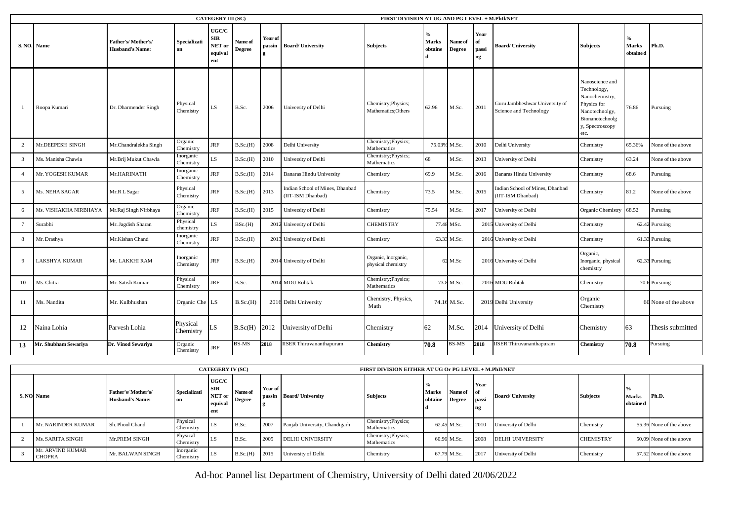| | | | | | | | | | | | | | | | |
|---|---|---|---|---|---|---|---|---|---|---|---|---|---|---|---|
| **CATEGORY III (SC)** | | | | | | | | **FIRST DIVISION AT UG AND PG LEVEL + M.PhIl/NET** | | | | | | | |
| **S. NO.** | **Name** | **Father's/ Mother's/ Husband's Name:** | **Specialization** | **UGC/CSIR NET or equivalent** | **Name of Degree** | **Year of passing** | **Board/ University** | **Subjects** | **% Marks obtained** | **Name of Degree** | **Year of passing** | **Board/ University** | **Subjects** | **% Marks obtained** | **Ph.D.** |
| 1 | Roopa Kumari | Dr. Dharmender Singh | Physical Chemistry | LS | B.Sc. | 2006 | University of Delhi | Chemistry;Physics; Mathematics;Others | 62.96 | M.Sc. | 2011 | Guru Jambheshwar University of Science and Technology | Nanoscience and Technology, Nanochemistry, Physics for Nanotechnolgy, Bionanotechnolgy, Spectroscopy etc. | 76.86 | Pursuing |
| 2 | Mr.DEEPESH SINGH | Mr.Chandralekha Singh | Organic Chemistry | JRF | B.Sc.(H) | 2008 | Delhi University | Chemistry;Physics; Mathematics | 75.03% | M.Sc. | 2010 | Delhi University | Chemistry | 65.36% | None of the above |
| 3 | Ms. Manisha Chawla | Mr.Brij Mukut Chawla | Inorganic Chemistry | LS | B.Sc.(H) | 2010 | University of Delhi | Chemistry;Physics; Mathematics | 68 | M.Sc. | 2013 | University of Delhi | Chemistry | 63.24 | None of the above |
| 4 | Mr. YOGESH KUMAR | Mr.HARINATH | Inorganic Chemistry | JRF | B.Sc.(H) | 2014 | Banaras Hindu University | Chemistry | 69.9 | M.Sc. | 2016 | Banaras Hindu University | Chemistry | 68.6 | Pursuing |
| 5 | Ms. NEHA SAGAR | Mr.R L Sagar | Physical Chemistry | JRF | B.Sc.(H) | 2013 | Indian School of Mines, Dhanbad (IIT-ISM Dhanbad) | Chemistry | 73.5 | M.Sc. | 2015 | Indian School of Mines, Dhanbad (IIT-ISM Dhanbad) | Chemistry | 81.2 | None of the above |
| 6 | Ms. VISHAKHA NIRBHAYA | Mr.Raj Singh Nirbhaya | Organic Chemistry | JRF | B.Sc.(H) | 2015 | University of Delhi | Chemistry | 75.54 | M.Sc. | 2017 | University of Delhi | Organic Chemistry | 68.52 | Pursuing |
| 7 | Surabhi | Mr. Jagdish Sharan | Physical chemistry | LS | BSc.(H) | 2012 | University of Delhi | CHEMISTRY | 77.48 | MSc. | 2015 | University of Delhi | Chemistry | 62.42 | Pursuing |
| 8 | Mr. Drashya | Mr.Kishan Chand | Inorganic Chemistry | JRF | B.Sc.(H) | 2013 | University of Delhi | Chemistry | 63.33 | M.Sc. | 2016 | University of Delhi | Chemistry | 61.33 | Pursuing |
| 9 | LAKSHYA KUMAR | Mr. LAKKHI RAM | Inorganic Chemistry | JRF | B.Sc.(H) | 2014 | University of Delhi | Organic, Inorganic, physical chemistry | 62 | M.Sc | 2016 | University of Delhi | Organic, Inorganic, physical chemistry | 62.33 | Pursuing |
| 10 | Ms. Chitra | Mr. Satish Kumar | Physical Chemistry | JRF | B.Sc. | 2014 | MDU Rohtak | Chemistry;Physics; Mathematics | 73.8 | M.Sc. | 2016 | MDU Rohtak | Chemistry | 70.6 | Pursuing |
| 11 | Ms. Nandita | Mr. Kulbhushan | Organic Che | LS | B.Sc.(H) | 2016 | Delhi University | Chemistry, Physics, Math | 74.16 | M.Sc. | 2019 | Delhi University | Organic Chemistry | 60 | None of the above |
| 12 | Naina Lohia | Parvesh Lohia | Physical Chemistry | LS | B.Sc(H) | 2012 | University of Delhi | Chemistry | 62 | M.Sc. | 2014 | University of Delhi | Chemistry | 63 | Thesis submitted |
| **13** | **Mr. Shubham Sewariya** | **Dr. Vinod Sewariya** | Organic Chemistry | JRF | BS-MS | **2018** | IISER Thiruvananthapuram | **Chemistry** | **70.8** | BS-MS | **2018** | IISER Thiruvananthapuram | **Chemistry** | **70.8** | Pursuing |

| | | | | | | | | | | | | | | | |
|---|---|---|---|---|---|---|---|---|---|---|---|---|---|---|---|
| **CATEGORY IV (SC)** | | | | | | | | **FIRST DIVISION EITHER AT UG Or PG LEVEL + M.PhIl/NET** | | | | | | | |
| **S. NO.** | **Name** | **Father's/ Mother's/ Husband's Name:** | **Specialization** | **UGC/CSIR NET or equivalent** | **Name of Degree** | **Year of passing** | **Board/ University** | **Subjects** | **% Marks obtained** | **Name of Degree** | **Year of passing** | **Board/ University** | **Subjects** | **% Marks obtained** | **Ph.D.** |
| 1 | Mr. NARINDER KUMAR | Sh. Phool Chand | Physical Chemistry | LS | B.Sc. | 2007 | Panjab University, Chandigarh | Chemistry;Physics; Mathematics | 62.45 | M.Sc. | 2010 | University of Delhi | Chemistry | 55.36 | None of the above |
| 2 | Ms. SARITA SINGH | Mr.PREM SINGH | Physical Chemistry | LS | B.Sc. | 2005 | DELHI UNIVERSITY | Chemistry;Physics; Mathematics | 60.96 | M.Sc. | 2008 | DELHI UNIVERSITY | CHEMISTRY | 50.09 | None of the above |
| 3 | Mr. ARVIND KUMAR CHOPRA | Mr. BALWAN SINGH | Inorganic Chemistry | LS | B.Sc.(H) | 2015 | University of Delhi | Chemistry | 67.79 | M.Sc. | 2017 | University of Delhi | Chemistry | 57.52 | None of the above |

Ad-hoc Pannel list Department of Chemistry, University of Delhi dated 20/06/2022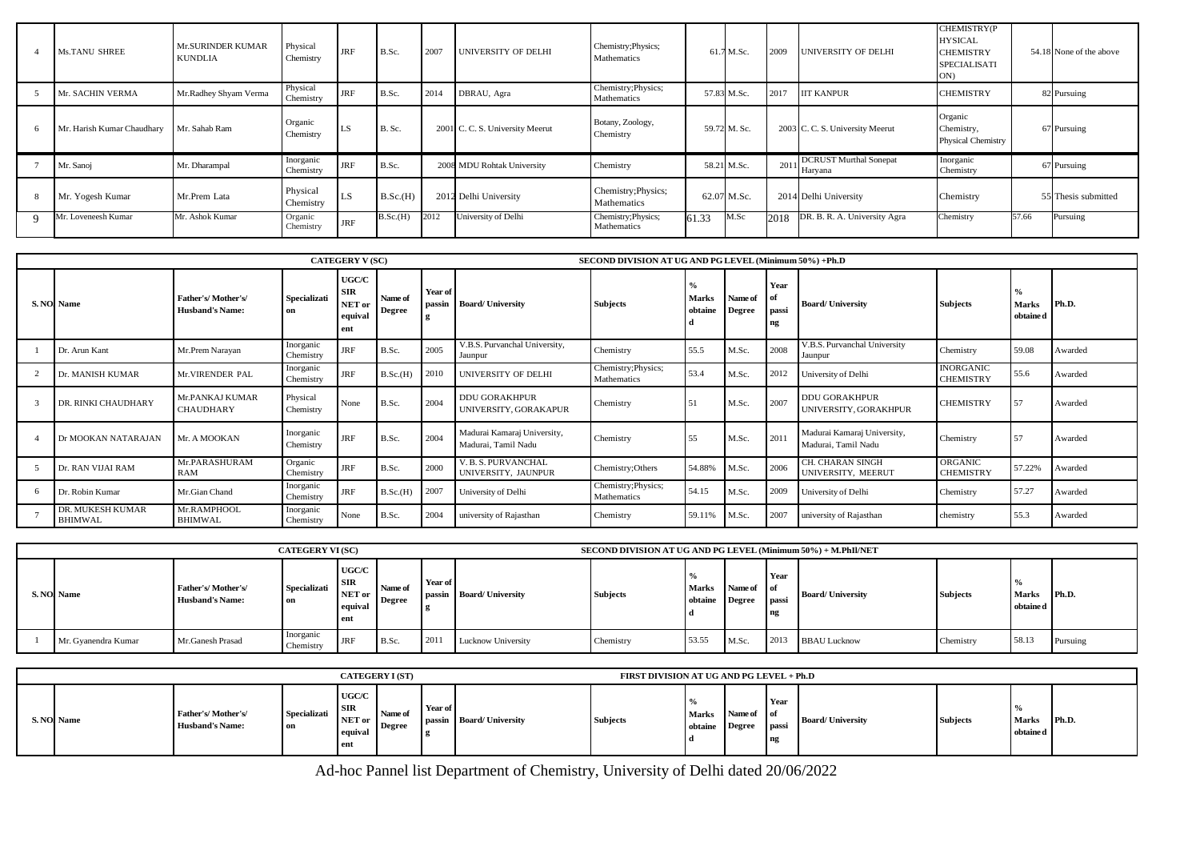| | | | | | | | | | | | | | | |
|---|---|---|---|---|---|---|---|---|---|---|---|---|---|---|
| 4 | Ms.TANU SHREE | Mr.SURINDER KUMAR KUNDLIA | Physical Chemistry | JRF | B.Sc. | 2007 | UNIVERSITY OF DELHI | Chemistry;Physics; Mathematics | 61.7 | M.Sc. | 2009 | UNIVERSITY OF DELHI | CHEMISTRY(PHYSICAL CHEMISTRY SPECIALISATION) | 54.18 | None of the above |
| 5 | Mr. SACHIN VERMA | Mr.Radhey Shyam Verma | Physical Chemistry | JRF | B.Sc. | 2014 | DBRAU, Agra | Chemistry;Physics; Mathematics | 57.83 | M.Sc. | 2017 | IIT KANPUR | CHEMISTRY | 82 | Pursuing |
| 6 | Mr. Harish Kumar Chaudhary | Mr. Sahab Ram | Organic Chemistry | LS | B. Sc. | 2001 | C. C. S. University Meerut | Botany, Zoology, Chemistry | 59.72 | M. Sc. | 2003 | C. C. S. University Meerut | Organic Chemistry, Physical Chemistry | 67 | Pursuing |
| 7 | Mr. Sanoj | Mr. Dharampal | Inorganic Chemistry | JRF | B.Sc. | 2008 | MDU Rohtak University | Chemistry | 58.21 | M.Sc. | 2011 | DCRUST Murthal Sonepat Haryana | Inorganic Chemistry | 67 | Pursuing |
| 8 | Mr. Yogesh Kumar | Mr.Prem Lata | Physical Chemistry | LS | B.Sc.(H) | 2012 | Delhi University | Chemistry;Physics; Mathematics | 62.07 | M.Sc. | 2014 | Delhi University | Chemistry | 55 | Thesis submitted |
| 9 | Mr. Loveneesh Kumar | Mr. Ashok Kumar | Organic Chemistry | JRF | B.Sc.(H) | 2012 | University of Delhi | Chemistry;Physics; Mathematics | 61.33 | M.Sc | 2018 | DR. B. R. A. University Agra | Chemistry | 57.66 | Pursuing |

**CATEGERY V (SC)** — SECOND DIVISION AT UG AND PG LEVEL (Minimum 50%) +Ph.D

| S. NO | Name | Father's/ Mother's/ Husband's Name: | Specialization | UGC/CSIR NET or equivalent | Name of Degree | Year of passing | Board/ University | Subjects | % Marks obtained | Name of Degree | Year of passing | Board/ University | Subjects | % Marks obtained | Ph.D. |
|---|---|---|---|---|---|---|---|---|---|---|---|---|---|---|---|
| 1 | Dr. Arun Kant | Mr.Prem Narayan | Inorganic Chemistry | JRF | B.Sc. | 2005 | V.B.S. Purvanchal University, Jaunpur | Chemistry | 55.5 | M.Sc. | 2008 | V.B.S. Purvanchal University Jaunpur | Chemistry | 59.08 | Awarded |
| 2 | Dr. MANISH KUMAR | Mr.VIRENDER PAL | Inorganic Chemistry | JRF | B.Sc.(H) | 2010 | UNIVERSITY OF DELHI | Chemistry;Physics; Mathematics | 53.4 | M.Sc. | 2012 | University of Delhi | INORGANIC CHEMISTRY | 55.6 | Awarded |
| 3 | DR. RINKI CHAUDHARY | Mr.PANKAJ KUMAR CHAUDHARY | Physical Chemistry | None | B.Sc. | 2004 | DDU GORAKHPUR UNIVERSITY, GORAKAPUR | Chemistry | 51 | M.Sc. | 2007 | DDU GORAKHPUR UNIVERSITY, GORAKHPUR | CHEMISTRY | 57 | Awarded |
| 4 | Dr MOOKAN NATARAJAN | Mr. A MOOKAN | Inorganic Chemistry | JRF | B.Sc. | 2004 | Madurai Kamaraj University, Madurai, Tamil Nadu | Chemistry | 55 | M.Sc. | 2011 | Madurai Kamaraj University, Madurai, Tamil Nadu | Chemistry | 57 | Awarded |
| 5 | Dr. RAN VIJAI RAM | Mr.PARASHURAM RAM | Organic Chemistry | JRF | B.Sc. | 2000 | V. B. S. PURVANCHAL UNIVERSITY, JAUNPUR | Chemistry;Others | 54.88% | M.Sc. | 2006 | CH. CHARAN SINGH UNIVERSITY, MEERUT | ORGANIC CHEMISTRY | 57.22% | Awarded |
| 6 | Dr. Robin Kumar | Mr.Gian Chand | Inorganic Chemistry | JRF | B.Sc.(H) | 2007 | University of Delhi | Chemistry;Physics; Mathematics | 54.15 | M.Sc. | 2009 | University of Delhi | Chemistry | 57.27 | Awarded |
| 7 | DR. MUKESH KUMAR BHIMWAL | Mr.RAMPHOOL BHIMWAL | Inorganic Chemistry | None | B.Sc. | 2004 | university of Rajasthan | Chemistry | 59.11% | M.Sc. | 2007 | university of Rajasthan | chemistry | 55.3 | Awarded |

**CATEGERY VI (SC)** — SECOND DIVISION AT UG AND PG LEVEL (Minimum 50%) + M.PhIl/NET

| S. NO | Name | Father's/ Mother's/ Husband's Name: | Specialization | UGC/CSIR NET or equivalent | Name of Degree | Year of passing | Board/ University | Subjects | % Marks obtained | Name of Degree | Year of passing | Board/ University | Subjects | % Marks obtained | Ph.D. |
|---|---|---|---|---|---|---|---|---|---|---|---|---|---|---|---|
| 1 | Mr. Gyanendra Kumar | Mr.Ganesh Prasad | Inorganic Chemistry | JRF | B.Sc. | 2011 | Lucknow University | Chemistry | 53.55 | M.Sc. | 2013 | BBAU Lucknow | Chemistry | 58.13 | Pursuing |

**CATEGERY I (ST)** — FIRST DIVISION AT UG AND PG LEVEL + Ph.D

| S. NO | Name | Father's/ Mother's/ Husband's Name: | Specialization | UGC/CSIR NET or equivalent | Name of Degree | Year of passing | Board/ University | Subjects | % Marks obtained | Name of Degree | Year of passing | Board/ University | Subjects | % Marks obtained | Ph.D. |
|---|---|---|---|---|---|---|---|---|---|---|---|---|---|---|---|

Ad-hoc Pannel list Department of Chemistry, University of Delhi dated 20/06/2022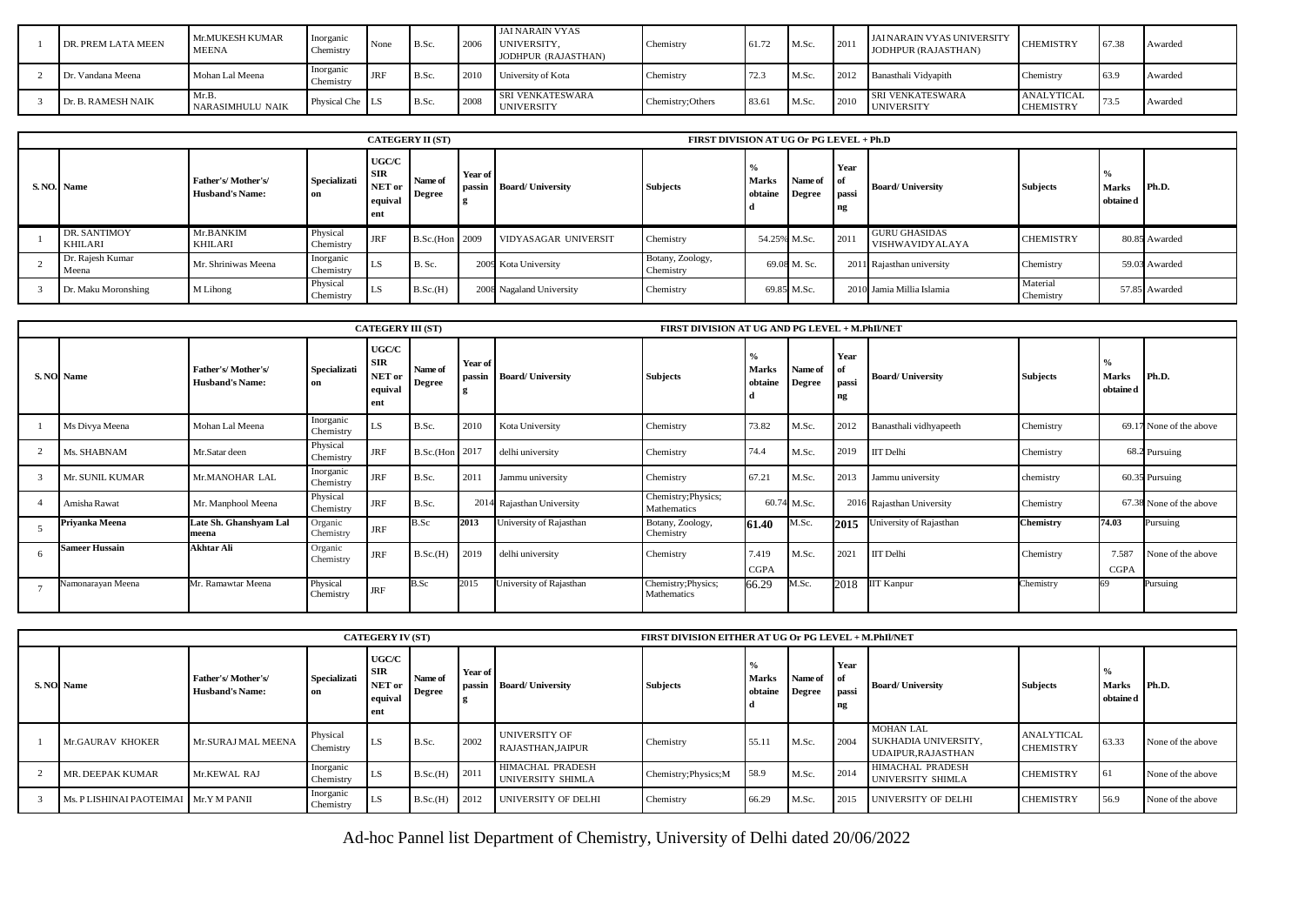| | | | | | | | | | | | | | | |
|---|---|---|---|---|---|---|---|---|---|---|---|---|---|---|
| 1 | DR. PREM LATA MEEN | Mr.MUKESH KUMAR MEENA | Inorganic Chemistry | None | B.Sc. | 2006 | JAI NARAIN VYAS UNIVERSITY, JODHPUR (RAJASTHAN) | Chemistry | 61.72 | M.Sc. | 2011 | JAI NARAIN VYAS UNIVERSITY JODHPUR (RAJASTHAN) | CHEMISTRY | 67.38 | Awarded |
| 2 | Dr. Vandana Meena | Mohan Lal Meena | Inorganic Chemistry | JRF | B.Sc. | 2010 | University of Kota | Chemistry | 72.3 | M.Sc. | 2012 | Banasthali Vidyapith | Chemistry | 63.9 | Awarded |
| 3 | Dr. B. RAMESH NAIK | Mr.B. NARASIMHULU NAIK | Physical Che | LS | B.Sc. | 2008 | SRI VENKATESWARA UNIVERSITY | Chemistry;Others | 83.61 | M.Sc. | 2010 | SRI VENKATESWARA UNIVERSITY | ANALYTICAL CHEMISTRY | 73.5 | Awarded |

**CATEGORY II (ST)** — FIRST DIVISION AT UG Or PG LEVEL + Ph.D

| S.NO. | Name | Father's/ Mother's/ Husband's Name: | Specialization | UGC/CSIR NET or equivalent | Name of Degree | Year of passing | Board/ University | Subjects | % Marks obtained | Name of Degree | Year of passing | Board/ University | Subjects | % Marks obtained | Ph.D. |
|---|---|---|---|---|---|---|---|---|---|---|---|---|---|---|---|
| 1 | DR. SANTIMOY KHILARI | Mr.BANKIM KHILARI | Physical Chemistry | JRF | B.Sc.(Hon | 2009 | VIDYASAGAR UNIVERSIT | Chemistry | 54.25% | M.Sc. | 2011 | GURU GHASIDAS VISHWAVIDYALAYA | CHEMISTRY | 80.85 | Awarded |
| 2 | Dr. Rajesh Kumar Meena | Mr. Shriniwas Meena | Inorganic Chemistry | LS | B. Sc. | 2009 | Kota University | Botany, Zoology, Chemistry | 69.08 | M. Sc. | 2011 | Rajasthan university | Chemistry | 59.03 | Awarded |
| 3 | Dr. Maku Moronshing | M Lihong | Physical Chemistry | LS | B.Sc.(H) | 2008 | Nagaland University | Chemistry | 69.85 | M.Sc. | 2010 | Jamia Millia Islamia | Material Chemistry | 57.85 | Awarded |

**CATEGORY III (ST)** — FIRST DIVISION AT UG AND PG LEVEL + M.PhIl/NET

| S.NO | Name | Father's/ Mother's/ Husband's Name: | Specialization | UGC/CSIR NET or equivalent | Name of Degree | Year of passing | Board/ University | Subjects | % Marks obtained | Name of Degree | Year of passing | Board/ University | Subjects | % Marks obtained | Ph.D. |
|---|---|---|---|---|---|---|---|---|---|---|---|---|---|---|---|
| 1 | Ms Divya Meena | Mohan Lal Meena | Inorganic Chemistry | LS | B.Sc. | 2010 | Kota University | Chemistry | 73.82 | M.Sc. | 2012 | Banasthali vidhyapeeth | Chemistry | 69.17 | None of the above |
| 2 | Ms. SHABNAM | Mr.Satar deen | Physical Chemistry | JRF | B.Sc.(Hon | 2017 | delhi university | Chemistry | 74.4 | M.Sc. | 2019 | IIT Delhi | Chemistry | 68.2 | Pursuing |
| 3 | Mr. SUNIL KUMAR | Mr.MANOHAR LAL | Inorganic Chemistry | JRF | B.Sc. | 2011 | Jammu university | Chemistry | 67.21 | M.Sc. | 2013 | Jammu university | chemistry | 60.35 | Pursuing |
| 4 | Amisha Rawat | Mr. Manphool Meena | Physical Chemistry | JRF | B.Sc. | 2014 | Rajasthan University | Chemistry;Physics; Mathematics | 60.74 | M.Sc. | 2016 | Rajasthan University | Chemistry | 67.38 | None of the above |
| 5 | **Priyanka Meena** | **Late Sh. Ghanshyam Lal meena** | Organic Chemistry | JRF | B.Sc | **2013** | University of Rajasthan | Botany, Zoology, Chemistry | **61.40** | M.Sc. | **2015** | University of Rajasthan | **Chemistry** | **74.03** | Pursuing |
| 6 | **Sameer Hussain** | **Akhtar Ali** | Organic Chemistry | JRF | B.Sc.(H) | 2019 | delhi university | Chemistry | 7.419 CGPA | M.Sc. | 2021 | IIT Delhi | Chemistry | 7.587 CGPA | None of the above |
| 7 | Namonarayan Meena | Mr. Ramawtar Meena | Physical Chemistry | JRF | B.Sc | 2015 | University of Rajasthan | Chemistry;Physics; Mathematics | 66.29 | M.Sc. | 2018 | IIT Kanpur | Chemistry | 69 | Pursuing |

**CATEGORY IV (ST)** — FIRST DIVISION EITHER AT UG Or PG LEVEL + M.PhIl/NET

| S.NO | Name | Father's/ Mother's/ Husband's Name: | Specialization | UGC/CSIR NET or equivalent | Name of Degree | Year of passing | Board/ University | Subjects | % Marks obtained | Name of Degree | Year of passing | Board/ University | Subjects | % Marks obtained | Ph.D. |
|---|---|---|---|---|---|---|---|---|---|---|---|---|---|---|---|
| 1 | Mr.GAURAV KHOKER | Mr.SURAJ MAL MEENA | Physical Chemistry | LS | B.Sc. | 2002 | UNIVERSITY OF RAJASTHAN,JAIPUR | Chemistry | 55.11 | M.Sc. | 2004 | MOHAN LAL SUKHADIA UNIVERSITY, UDAIPUR,RAJASTHAN | ANALYTICAL CHEMISTRY | 63.33 | None of the above |
| 2 | MR. DEEPAK KUMAR | Mr.KEWAL RAJ | Inorganic Chemistry | LS | B.Sc.(H) | 2011 | HIMACHAL PRADESH UNIVERSITY SHIMLA | Chemistry;Physics;M | 58.9 | M.Sc. | 2014 | HIMACHAL PRADESH UNIVERSITY SHIMLA | CHEMISTRY | 61 | None of the above |
| 3 | Ms. P LISHINAI PAOTEIMAI | Mr.Y M PANII | Inorganic Chemistry | LS | B.Sc.(H) | 2012 | UNIVERSITY OF DELHI | Chemistry | 66.29 | M.Sc. | 2015 | UNIVERSITY OF DELHI | CHEMISTRY | 56.9 | None of the above |

Ad-hoc Pannel list Department of Chemistry, University of Delhi dated 20/06/2022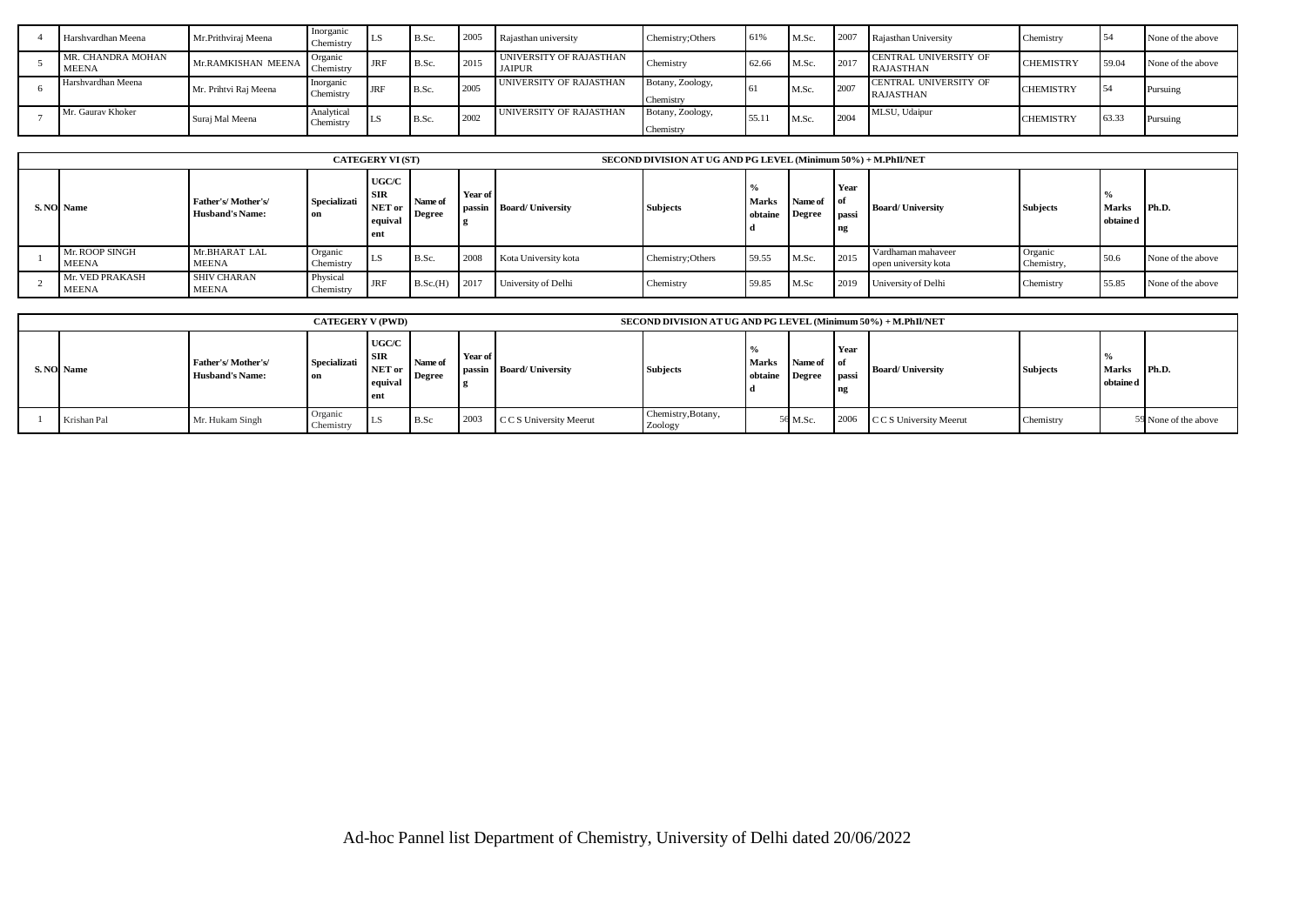| | | | | | | | | | | | | | | |
|---|---|---|---|---|---|---|---|---|---|---|---|---|---|---|
| 4 | Harshvardhan Meena | Mr.Prithviraj Meena | Inorganic Chemistry | LS | B.Sc. | 2005 | Rajasthan university | Chemistry;Others | 61% | M.Sc. | 2007 | Rajasthan University | Chemistry | 54 | None of the above |
| 5 | MR. CHANDRA MOHAN MEENA | Mr.RAMKISHAN MEENA | Organic Chemistry | JRF | B.Sc. | 2015 | UNIVERSITY OF RAJASTHAN JAIPUR | Chemistry | 62.66 | M.Sc. | 2017 | CENTRAL UNIVERSITY OF RAJASTHAN | CHEMISTRY | 59.04 | None of the above |
| 6 | Harshvardhan Meena | Mr. Prihtvi Raj Meena | Inorganic Chemistry | JRF | B.Sc. | 2005 | UNIVERSITY OF RAJASTHAN | Botany, Zoology, Chemistry | 61 | M.Sc. | 2007 | CENTRAL UNIVERSITY OF RAJASTHAN | CHEMISTRY | 54 | Pursuing |
| 7 | Mr. Gaurav Khoker | Suraj Mal Meena | Analytical Chemistry | LS | B.Sc. | 2002 | UNIVERSITY OF RAJASTHAN | Botany, Zoology, Chemistry | 55.11 | M.Sc. | 2004 | MLSU, Udaipur | CHEMISTRY | 63.33 | Pursuing |

**CATEGORY VI (ST)** — SECOND DIVISION AT UG AND PG LEVEL (Minimum 50%) + M.PhIl/NET

| S. NO. | Name | Father's/ Mother's/ Husband's Name: | Specialization | UGC/CSIR NET or equivalent | Name of Degree | Year of passing | Board/ University | Subjects | % Marks obtained | Name of Degree | Year of passing | Board/ University | Subjects | % Marks obtained | Ph.D. |
|---|---|---|---|---|---|---|---|---|---|---|---|---|---|---|---|
| 1 | Mr. ROOP SINGH MEENA | Mr.BHARAT LAL MEENA | Organic Chemistry | LS | B.Sc. | 2008 | Kota University kota | Chemistry;Others | 59.55 | M.Sc. | 2015 | Vardhaman mahaveer open university kota | Organic Chemistry, | 50.6 | None of the above |
| 2 | Mr. VED PRAKASH MEENA | SHIV CHARAN MEENA | Physical Chemistry | JRF | B.Sc.(H) | 2017 | University of Delhi | Chemistry | 59.85 | M.Sc | 2019 | University of Delhi | Chemistry | 55.85 | None of the above |

**CATEGORY V (PWD)** — SECOND DIVISION AT UG AND PG LEVEL (Minimum 50%) + M.PhIl/NET

| S. NO. | Name | Father's/ Mother's/ Husband's Name: | Specialization | UGC/CSIR NET or equivalent | Name of Degree | Year of passing | Board/ University | Subjects | % Marks obtained | Name of Degree | Year of passing | Board/ University | Subjects | % Marks obtained | Ph.D. |
|---|---|---|---|---|---|---|---|---|---|---|---|---|---|---|---|
| 1 | Krishan Pal | Mr. Hukam Singh | Organic Chemistry | LS | B.Sc | 2003 | C C S University Meerut | Chemistry,Botany, Zoology | 56 | M.Sc. | 2006 | C C S University Meerut | Chemistry | 59 | None of the above |

Ad-hoc Pannel list Department of Chemistry, University of Delhi dated 20/06/2022